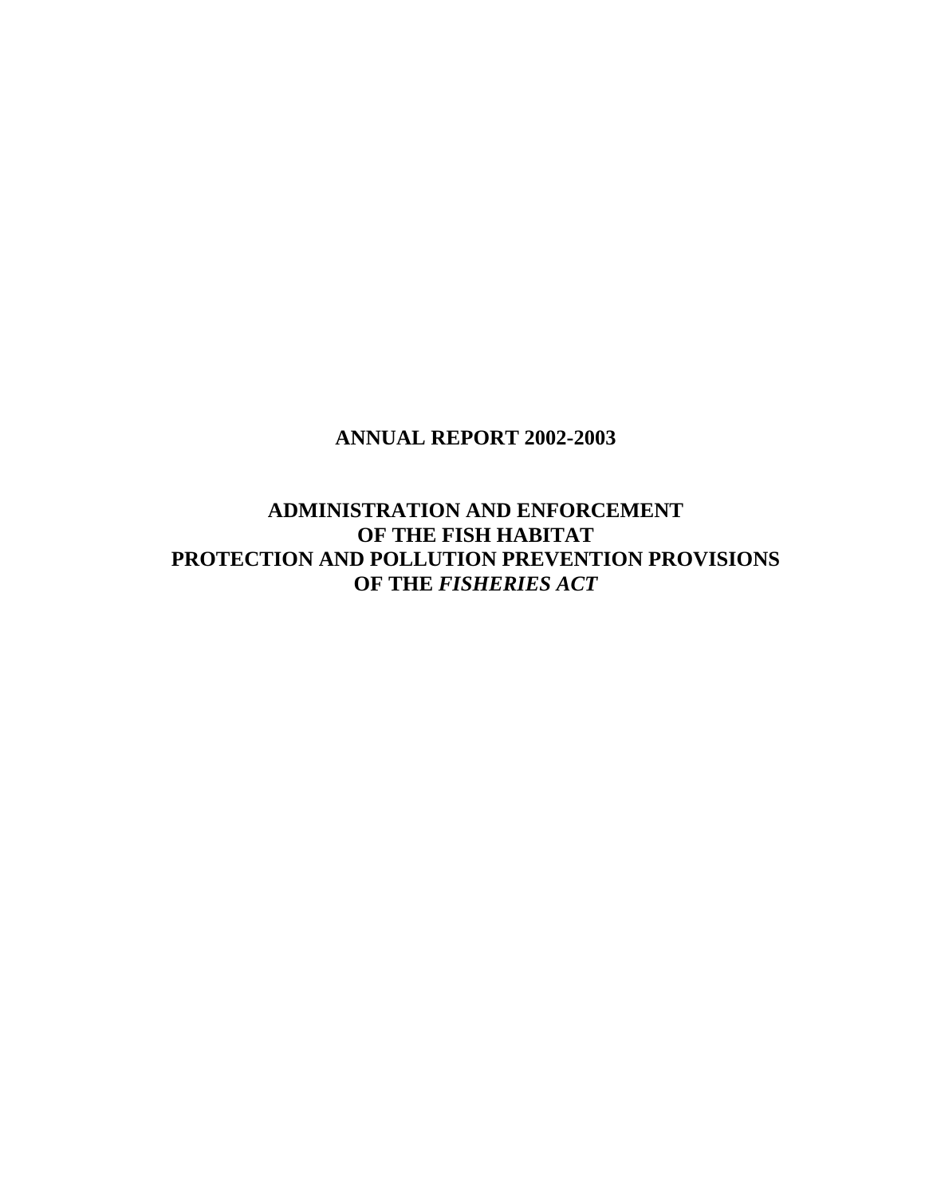# ANNUAL REPORT 2002-2003

# ADMINISTRATION AND ENFORCEMENT OF THE FISH HABITAT PROTECTION AND POLLUTION PREVENTION PROVISIONS OF THE *FISHERIES ACT*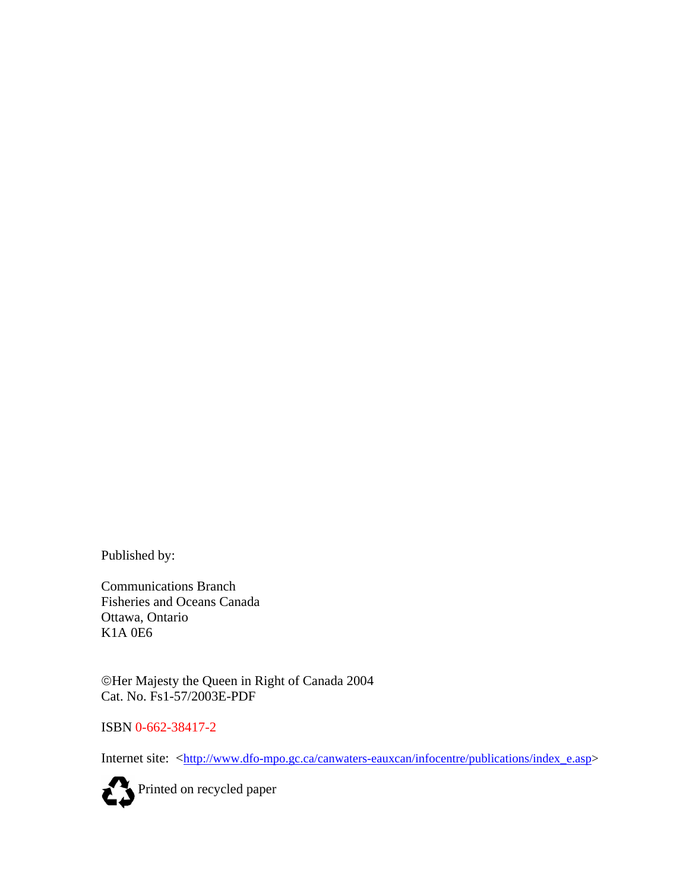Published by:

Communications Branch
Fisheries and Oceans Canada
Ottawa, Ontario
K1A 0E6

©Her Majesty the Queen in Right of Canada 2004
Cat. No. Fs1-57/2003E-PDF

ISBN 0-662-38417-2

Internet site: <http://www.dfo-mpo.gc.ca/canwaters-eauxcan/infocentre/publications/index_e.asp>

Printed on recycled paper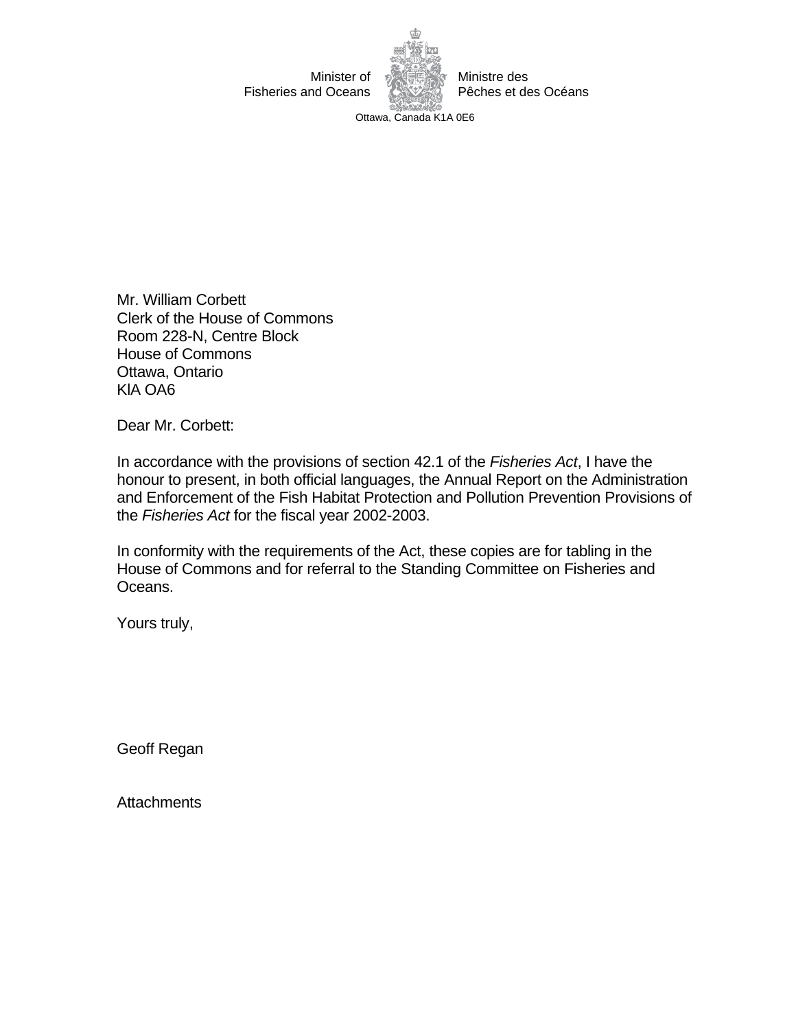Minister of Fisheries and Oceans

Ministre des Pêches et des Océans

Ottawa, Canada K1A 0E6

Mr. William Corbett
Clerk of the House of Commons
Room 228-N, Centre Block
House of Commons
Ottawa, Ontario
KlA OA6

Dear Mr. Corbett:

In accordance with the provisions of section 42.1 of the *Fisheries Act*, I have the honour to present, in both official languages, the Annual Report on the Administration and Enforcement of the Fish Habitat Protection and Pollution Prevention Provisions of the *Fisheries Act* for the fiscal year 2002-2003.

In conformity with the requirements of the Act, these copies are for tabling in the House of Commons and for referral to the Standing Committee on Fisheries and Oceans.

Yours truly,

Geoff Regan

Attachments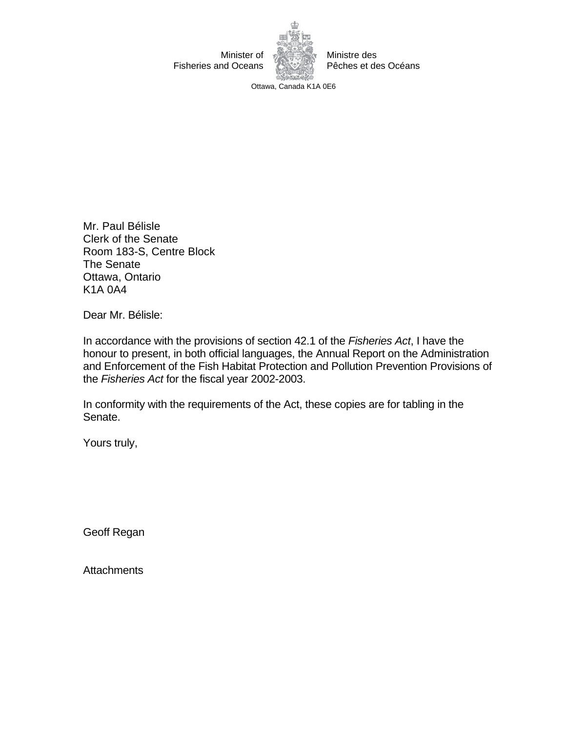Minister of
Fisheries and Oceans

Ministre des
Pêches et des Océans

Ottawa, Canada K1A 0E6

Mr. Paul Bélisle
Clerk of the Senate
Room 183-S, Centre Block
The Senate
Ottawa, Ontario
K1A 0A4

Dear Mr. Bélisle:

In accordance with the provisions of section 42.1 of the *Fisheries Act*, I have the honour to present, in both official languages, the Annual Report on the Administration and Enforcement of the Fish Habitat Protection and Pollution Prevention Provisions of the *Fisheries Act* for the fiscal year 2002-2003.

In conformity with the requirements of the Act, these copies are for tabling in the Senate.

Yours truly,

Geoff Regan

Attachments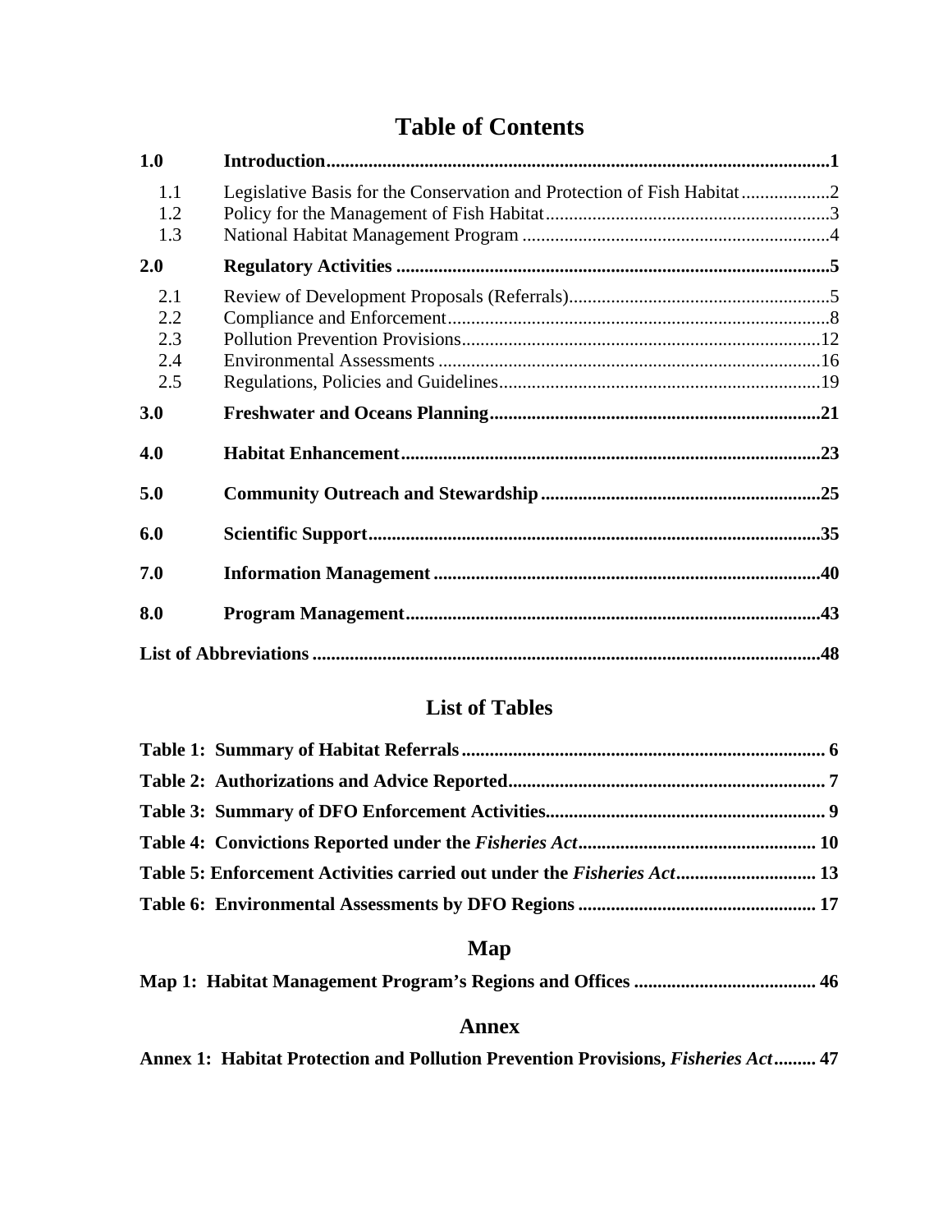# Table of Contents

| | | |
|---|---|---|
| **1.0** | **Introduction** | **1** |
| 1.1 | Legislative Basis for the Conservation and Protection of Fish Habitat | 2 |
| 1.2 | Policy for the Management of Fish Habitat | 3 |
| 1.3 | National Habitat Management Program | 4 |
| **2.0** | **Regulatory Activities** | **5** |
| 2.1 | Review of Development Proposals (Referrals) | 5 |
| 2.2 | Compliance and Enforcement | 8 |
| 2.3 | Pollution Prevention Provisions | 12 |
| 2.4 | Environmental Assessments | 16 |
| 2.5 | Regulations, Policies and Guidelines | 19 |
| **3.0** | **Freshwater and Oceans Planning** | **21** |
| **4.0** | **Habitat Enhancement** | **23** |
| **5.0** | **Community Outreach and Stewardship** | **25** |
| **6.0** | **Scientific Support** | **35** |
| **7.0** | **Information Management** | **40** |
| **8.0** | **Program Management** | **43** |
| **List of Abbreviations** | | **48** |

## List of Tables

| | |
|---|---|
| **Table 1: Summary of Habitat Referrals** | **6** |
| **Table 2: Authorizations and Advice Reported** | **7** |
| **Table 3: Summary of DFO Enforcement Activities** | **9** |
| **Table 4: Convictions Reported under the *Fisheries Act*** | **10** |
| **Table 5: Enforcement Activities carried out under the *Fisheries Act*** | **13** |
| **Table 6: Environmental Assessments by DFO Regions** | **17** |

## Map

| | |
|---|---|
| **Map 1: Habitat Management Program's Regions and Offices** | **46** |

## Annex

| | |
|---|---|
| **Annex 1: Habitat Protection and Pollution Prevention Provisions, *Fisheries Act*** | **47** |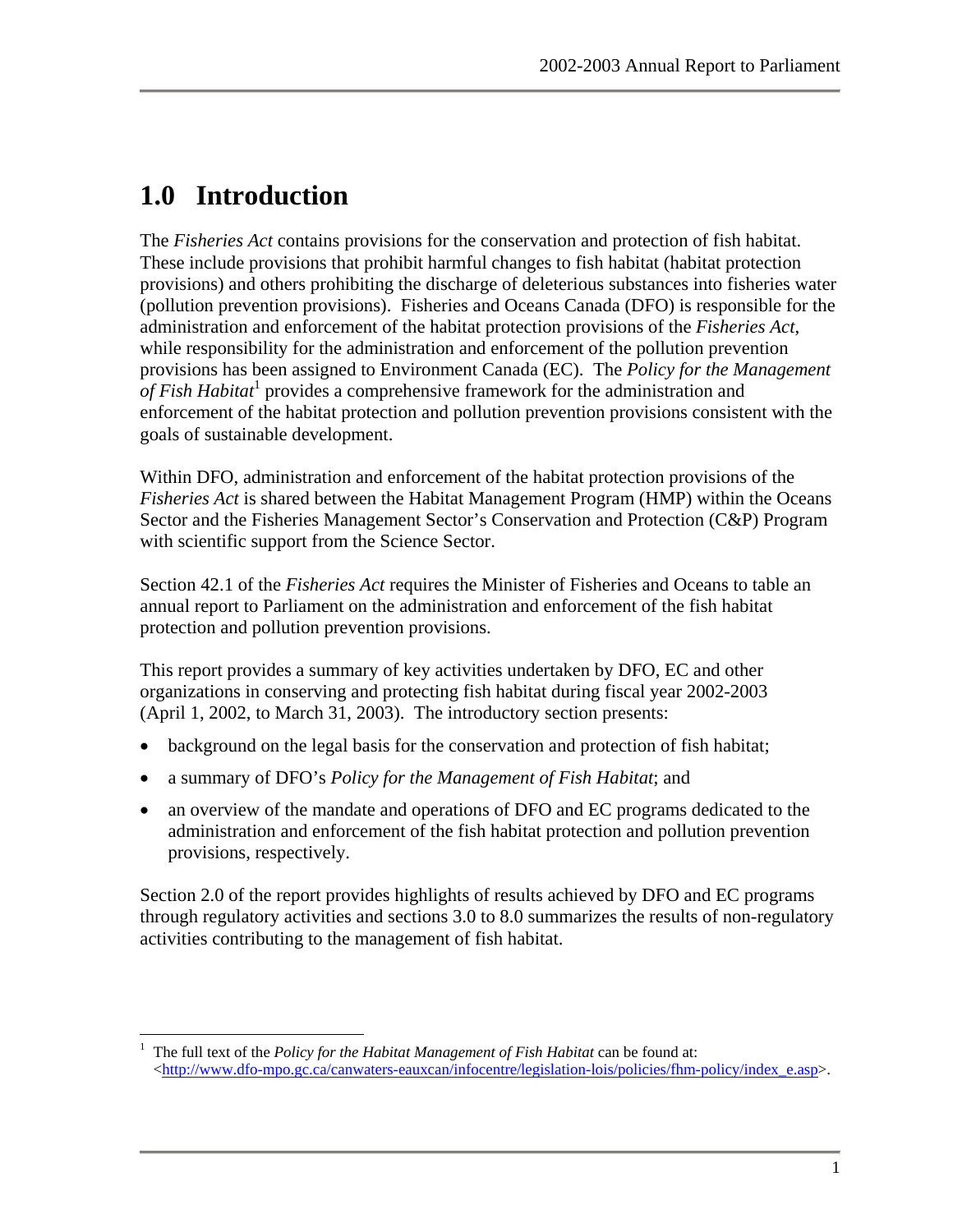# 1.0 Introduction

The *Fisheries Act* contains provisions for the conservation and protection of fish habitat. These include provisions that prohibit harmful changes to fish habitat (habitat protection provisions) and others prohibiting the discharge of deleterious substances into fisheries water (pollution prevention provisions). Fisheries and Oceans Canada (DFO) is responsible for the administration and enforcement of the habitat protection provisions of the *Fisheries Act*, while responsibility for the administration and enforcement of the pollution prevention provisions has been assigned to Environment Canada (EC). The *Policy for the Management of Fish Habitat*[1] provides a comprehensive framework for the administration and enforcement of the habitat protection and pollution prevention provisions consistent with the goals of sustainable development.

Within DFO, administration and enforcement of the habitat protection provisions of the *Fisheries Act* is shared between the Habitat Management Program (HMP) within the Oceans Sector and the Fisheries Management Sector's Conservation and Protection (C&P) Program with scientific support from the Science Sector.

Section 42.1 of the *Fisheries Act* requires the Minister of Fisheries and Oceans to table an annual report to Parliament on the administration and enforcement of the fish habitat protection and pollution prevention provisions.

This report provides a summary of key activities undertaken by DFO, EC and other organizations in conserving and protecting fish habitat during fiscal year 2002-2003 (April 1, 2002, to March 31, 2003). The introductory section presents:

- background on the legal basis for the conservation and protection of fish habitat;
- a summary of DFO's *Policy for the Management of Fish Habitat*; and
- an overview of the mandate and operations of DFO and EC programs dedicated to the administration and enforcement of the fish habitat protection and pollution prevention provisions, respectively.

Section 2.0 of the report provides highlights of results achieved by DFO and EC programs through regulatory activities and sections 3.0 to 8.0 summarizes the results of non-regulatory activities contributing to the management of fish habitat.

[1] The full text of the *Policy for the Habitat Management of Fish Habitat* can be found at: <http://www.dfo-mpo.gc.ca/canwaters-eauxcan/infocentre/legislation-lois/policies/fhm-policy/index_e.asp>.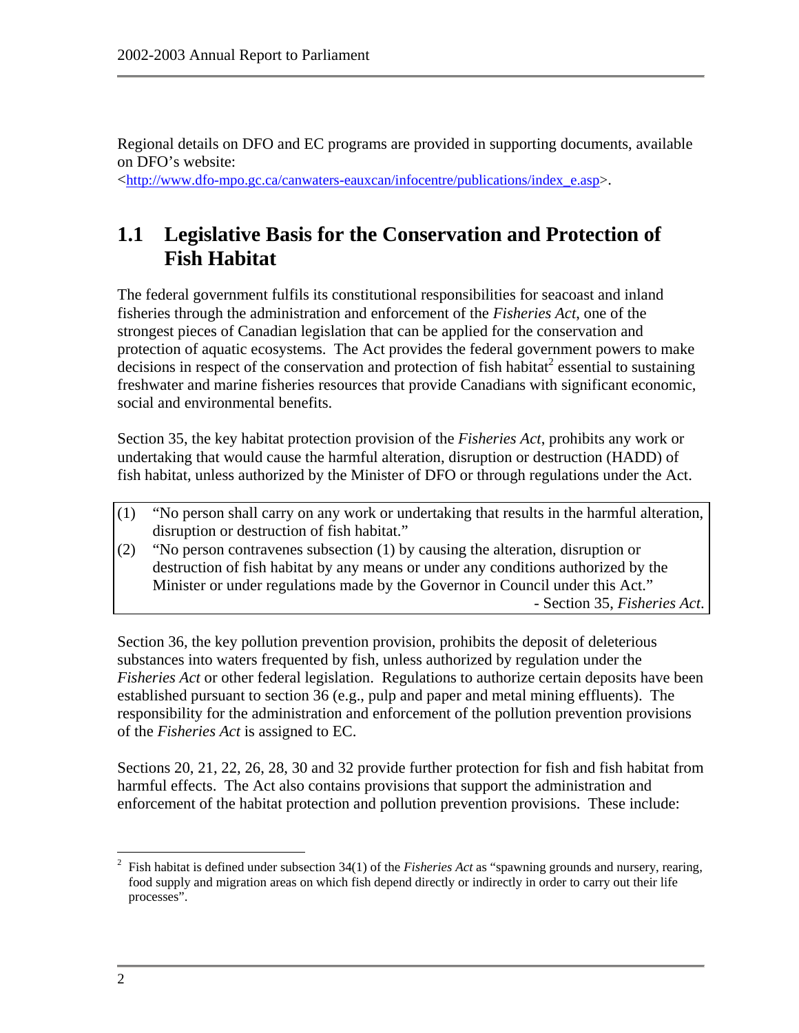Regional details on DFO and EC programs are provided in supporting documents, available on DFO's website: <http://www.dfo-mpo.gc.ca/canwaters-eauxcan/infocentre/publications/index_e.asp>.

## 1.1 Legislative Basis for the Conservation and Protection of Fish Habitat

The federal government fulfils its constitutional responsibilities for seacoast and inland fisheries through the administration and enforcement of the *Fisheries Act*, one of the strongest pieces of Canadian legislation that can be applied for the conservation and protection of aquatic ecosystems. The Act provides the federal government powers to make decisions in respect of the conservation and protection of fish habitat[2] essential to sustaining freshwater and marine fisheries resources that provide Canadians with significant economic, social and environmental benefits.

Section 35, the key habitat protection provision of the *Fisheries Act*, prohibits any work or undertaking that would cause the harmful alteration, disruption or destruction (HADD) of fish habitat, unless authorized by the Minister of DFO or through regulations under the Act.

> (1) "No person shall carry on any work or undertaking that results in the harmful alteration, disruption or destruction of fish habitat."
>
> (2) "No person contravenes subsection (1) by causing the alteration, disruption or destruction of fish habitat by any means or under any conditions authorized by the Minister or under regulations made by the Governor in Council under this Act."
>
> \- Section 35, *Fisheries Act*.

Section 36, the key pollution prevention provision, prohibits the deposit of deleterious substances into waters frequented by fish, unless authorized by regulation under the *Fisheries Act* or other federal legislation. Regulations to authorize certain deposits have been established pursuant to section 36 (e.g., pulp and paper and metal mining effluents). The responsibility for the administration and enforcement of the pollution prevention provisions of the *Fisheries Act* is assigned to EC.

Sections 20, 21, 22, 26, 28, 30 and 32 provide further protection for fish and fish habitat from harmful effects. The Act also contains provisions that support the administration and enforcement of the habitat protection and pollution prevention provisions. These include:

---

[2] Fish habitat is defined under subsection 34(1) of the *Fisheries Act* as "spawning grounds and nursery, rearing, food supply and migration areas on which fish depend directly or indirectly in order to carry out their life processes".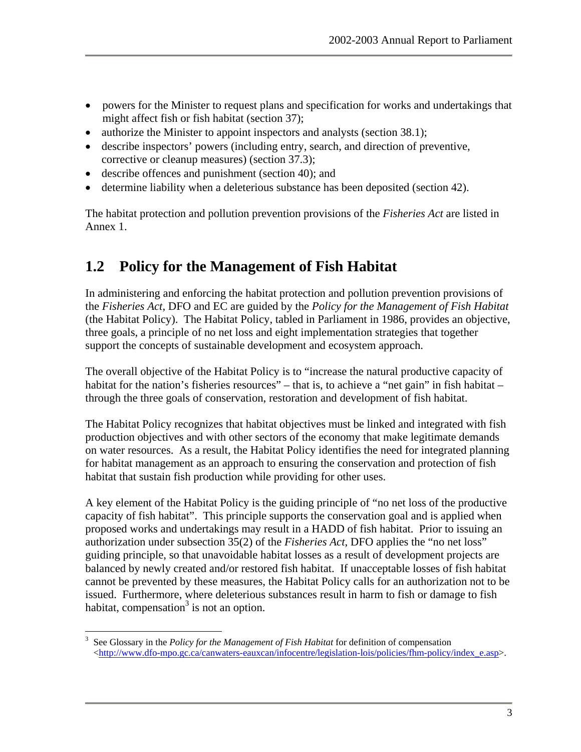- powers for the Minister to request plans and specification for works and undertakings that might affect fish or fish habitat (section 37);
- authorize the Minister to appoint inspectors and analysts (section 38.1);
- describe inspectors' powers (including entry, search, and direction of preventive, corrective or cleanup measures) (section 37.3);
- describe offences and punishment (section 40); and
- determine liability when a deleterious substance has been deposited (section 42).

The habitat protection and pollution prevention provisions of the *Fisheries Act* are listed in Annex 1.

## 1.2 Policy for the Management of Fish Habitat

In administering and enforcing the habitat protection and pollution prevention provisions of the *Fisheries Act*, DFO and EC are guided by the *Policy for the Management of Fish Habitat* (the Habitat Policy). The Habitat Policy, tabled in Parliament in 1986, provides an objective, three goals, a principle of no net loss and eight implementation strategies that together support the concepts of sustainable development and ecosystem approach.

The overall objective of the Habitat Policy is to "increase the natural productive capacity of habitat for the nation's fisheries resources" – that is, to achieve a "net gain" in fish habitat – through the three goals of conservation, restoration and development of fish habitat.

The Habitat Policy recognizes that habitat objectives must be linked and integrated with fish production objectives and with other sectors of the economy that make legitimate demands on water resources. As a result, the Habitat Policy identifies the need for integrated planning for habitat management as an approach to ensuring the conservation and protection of fish habitat that sustain fish production while providing for other uses.

A key element of the Habitat Policy is the guiding principle of "no net loss of the productive capacity of fish habitat". This principle supports the conservation goal and is applied when proposed works and undertakings may result in a HADD of fish habitat. Prior to issuing an authorization under subsection 35(2) of the *Fisheries Act*, DFO applies the "no net loss" guiding principle, so that unavoidable habitat losses as a result of development projects are balanced by newly created and/or restored fish habitat. If unacceptable losses of fish habitat cannot be prevented by these measures, the Habitat Policy calls for an authorization not to be issued. Furthermore, where deleterious substances result in harm to fish or damage to fish habitat, compensation[3] is not an option.

[3] See Glossary in the *Policy for the Management of Fish Habitat* for definition of compensation <http://www.dfo-mpo.gc.ca/canwaters-eauxcan/infocentre/legislation-lois/policies/fhm-policy/index_e.asp>.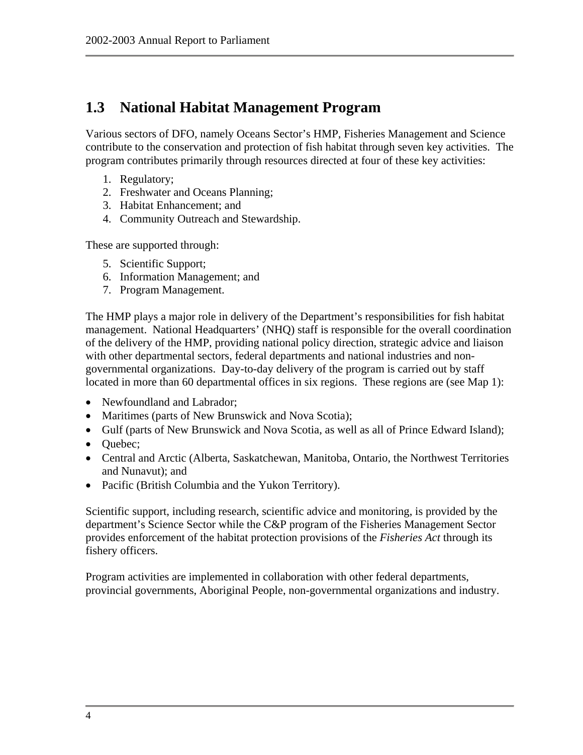## 1.3 National Habitat Management Program

Various sectors of DFO, namely Oceans Sector's HMP, Fisheries Management and Science contribute to the conservation and protection of fish habitat through seven key activities. The program contributes primarily through resources directed at four of these key activities:

1. Regulatory;
2. Freshwater and Oceans Planning;
3. Habitat Enhancement; and
4. Community Outreach and Stewardship.

These are supported through:

5. Scientific Support;
6. Information Management; and
7. Program Management.

The HMP plays a major role in delivery of the Department's responsibilities for fish habitat management. National Headquarters' (NHQ) staff is responsible for the overall coordination of the delivery of the HMP, providing national policy direction, strategic advice and liaison with other departmental sectors, federal departments and national industries and non-governmental organizations. Day-to-day delivery of the program is carried out by staff located in more than 60 departmental offices in six regions. These regions are (see Map 1):

- Newfoundland and Labrador;
- Maritimes (parts of New Brunswick and Nova Scotia);
- Gulf (parts of New Brunswick and Nova Scotia, as well as all of Prince Edward Island);
- Quebec;
- Central and Arctic (Alberta, Saskatchewan, Manitoba, Ontario, the Northwest Territories and Nunavut); and
- Pacific (British Columbia and the Yukon Territory).

Scientific support, including research, scientific advice and monitoring, is provided by the department's Science Sector while the C&P program of the Fisheries Management Sector provides enforcement of the habitat protection provisions of the *Fisheries Act* through its fishery officers.

Program activities are implemented in collaboration with other federal departments, provincial governments, Aboriginal People, non-governmental organizations and industry.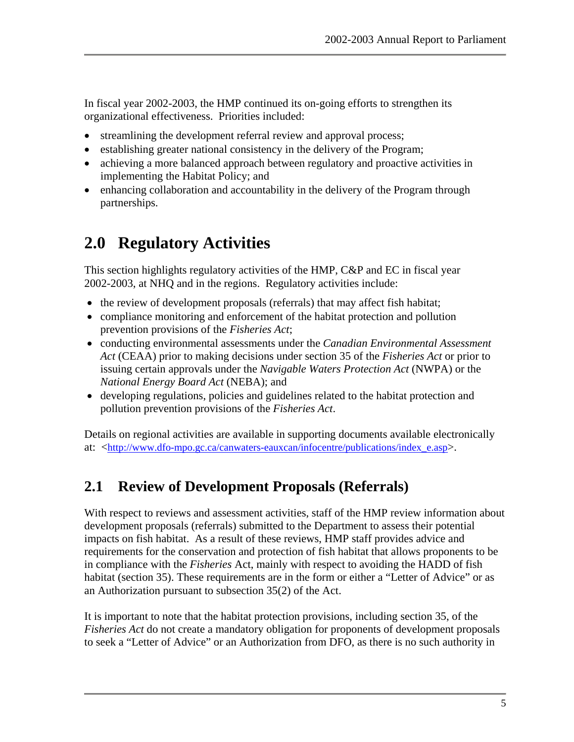In fiscal year 2002-2003, the HMP continued its on-going efforts to strengthen its organizational effectiveness. Priorities included:

- streamlining the development referral review and approval process;
- establishing greater national consistency in the delivery of the Program;
- achieving a more balanced approach between regulatory and proactive activities in implementing the Habitat Policy; and
- enhancing collaboration and accountability in the delivery of the Program through partnerships.

# 2.0 Regulatory Activities

This section highlights regulatory activities of the HMP, C&P and EC in fiscal year 2002-2003, at NHQ and in the regions. Regulatory activities include:

- the review of development proposals (referrals) that may affect fish habitat;
- compliance monitoring and enforcement of the habitat protection and pollution prevention provisions of the *Fisheries Act*;
- conducting environmental assessments under the *Canadian Environmental Assessment Act* (CEAA) prior to making decisions under section 35 of the *Fisheries Act* or prior to issuing certain approvals under the *Navigable Waters Protection Act* (NWPA) or the *National Energy Board Act* (NEBA); and
- developing regulations, policies and guidelines related to the habitat protection and pollution prevention provisions of the *Fisheries Act*.

Details on regional activities are available in supporting documents available electronically at: <http://www.dfo-mpo.gc.ca/canwaters-eauxcan/infocentre/publications/index_e.asp>.

## 2.1 Review of Development Proposals (Referrals)

With respect to reviews and assessment activities, staff of the HMP review information about development proposals (referrals) submitted to the Department to assess their potential impacts on fish habitat. As a result of these reviews, HMP staff provides advice and requirements for the conservation and protection of fish habitat that allows proponents to be in compliance with the *Fisheries* Act, mainly with respect to avoiding the HADD of fish habitat (section 35). These requirements are in the form or either a "Letter of Advice" or as an Authorization pursuant to subsection 35(2) of the Act.

It is important to note that the habitat protection provisions, including section 35, of the *Fisheries Act* do not create a mandatory obligation for proponents of development proposals to seek a "Letter of Advice" or an Authorization from DFO, as there is no such authority in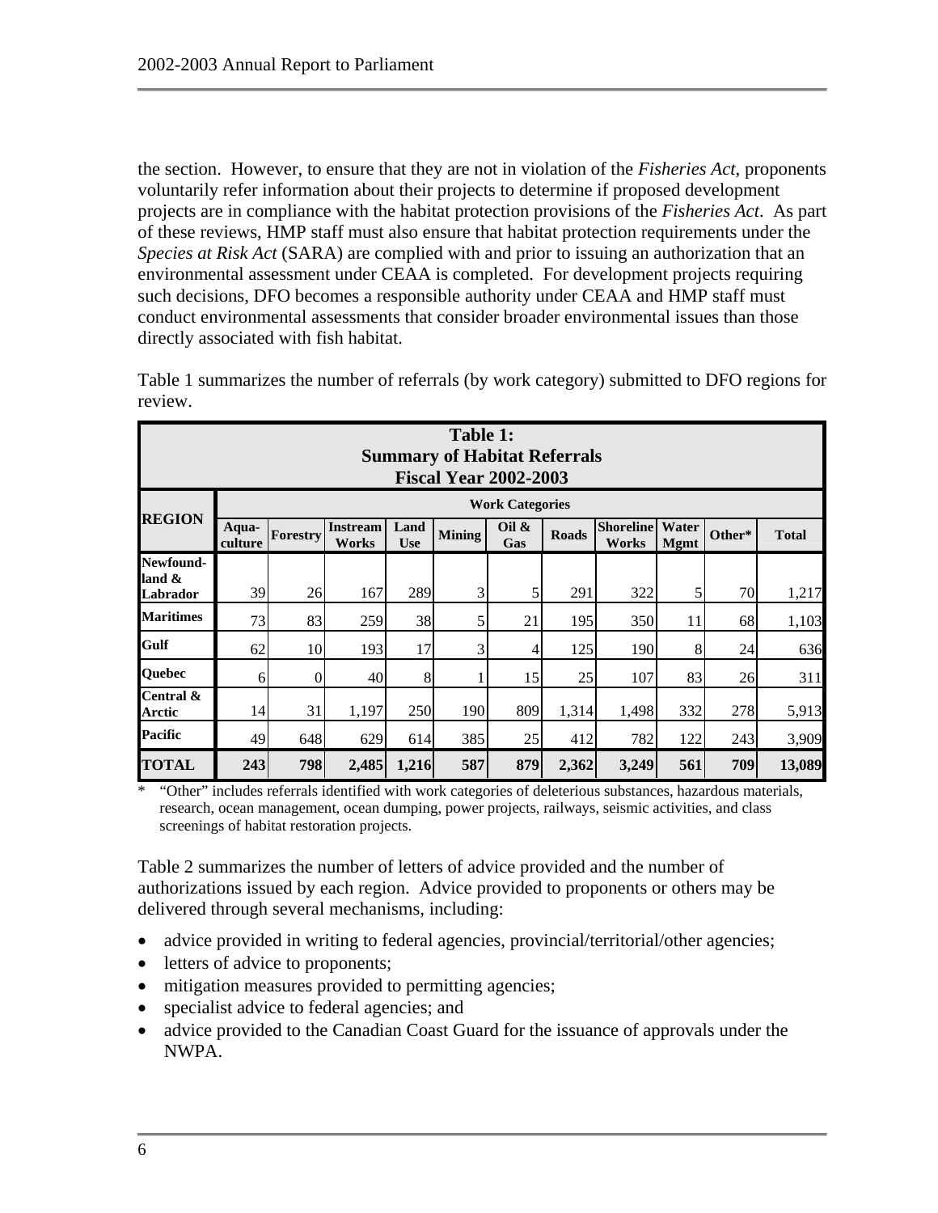the section. However, to ensure that they are not in violation of the *Fisheries Act*, proponents voluntarily refer information about their projects to determine if proposed development projects are in compliance with the habitat protection provisions of the *Fisheries Act*. As part of these reviews, HMP staff must also ensure that habitat protection requirements under the *Species at Risk Act* (SARA) are complied with and prior to issuing an authorization that an environmental assessment under CEAA is completed. For development projects requiring such decisions, DFO becomes a responsible authority under CEAA and HMP staff must conduct environmental assessments that consider broader environmental issues than those directly associated with fish habitat.

Table 1 summarizes the number of referrals (by work category) submitted to DFO regions for review.

**Table 1: Summary of Habitat Referrals Fiscal Year 2002-2003**

| REGION | Work Categories | | | | | | | | | | |
|---|---|---|---|---|---|---|---|---|---|---|---|
| | Aqua-culture | Forestry | Instream Works | Land Use | Mining | Oil & Gas | Roads | Shoreline Works | Water Mgmt | Other* | Total |
| Newfound-land & Labrador | 39 | 26 | 167 | 289 | 3 | 5 | 291 | 322 | 5 | 70 | 1,217 |
| Maritimes | 73 | 83 | 259 | 38 | 5 | 21 | 195 | 350 | 11 | 68 | 1,103 |
| Gulf | 62 | 10 | 193 | 17 | 3 | 4 | 125 | 190 | 8 | 24 | 636 |
| Quebec | 6 | 0 | 40 | 8 | 1 | 15 | 25 | 107 | 83 | 26 | 311 |
| Central & Arctic | 14 | 31 | 1,197 | 250 | 190 | 809 | 1,314 | 1,498 | 332 | 278 | 5,913 |
| Pacific | 49 | 648 | 629 | 614 | 385 | 25 | 412 | 782 | 122 | 243 | 3,909 |
| **TOTAL** | **243** | **798** | **2,485** | **1,216** | **587** | **879** | **2,362** | **3,249** | **561** | **709** | **13,089** |

\* "Other" includes referrals identified with work categories of deleterious substances, hazardous materials, research, ocean management, ocean dumping, power projects, railways, seismic activities, and class screenings of habitat restoration projects.

Table 2 summarizes the number of letters of advice provided and the number of authorizations issued by each region. Advice provided to proponents or others may be delivered through several mechanisms, including:

- advice provided in writing to federal agencies, provincial/territorial/other agencies;
- letters of advice to proponents;
- mitigation measures provided to permitting agencies;
- specialist advice to federal agencies; and
- advice provided to the Canadian Coast Guard for the issuance of approvals under the NWPA.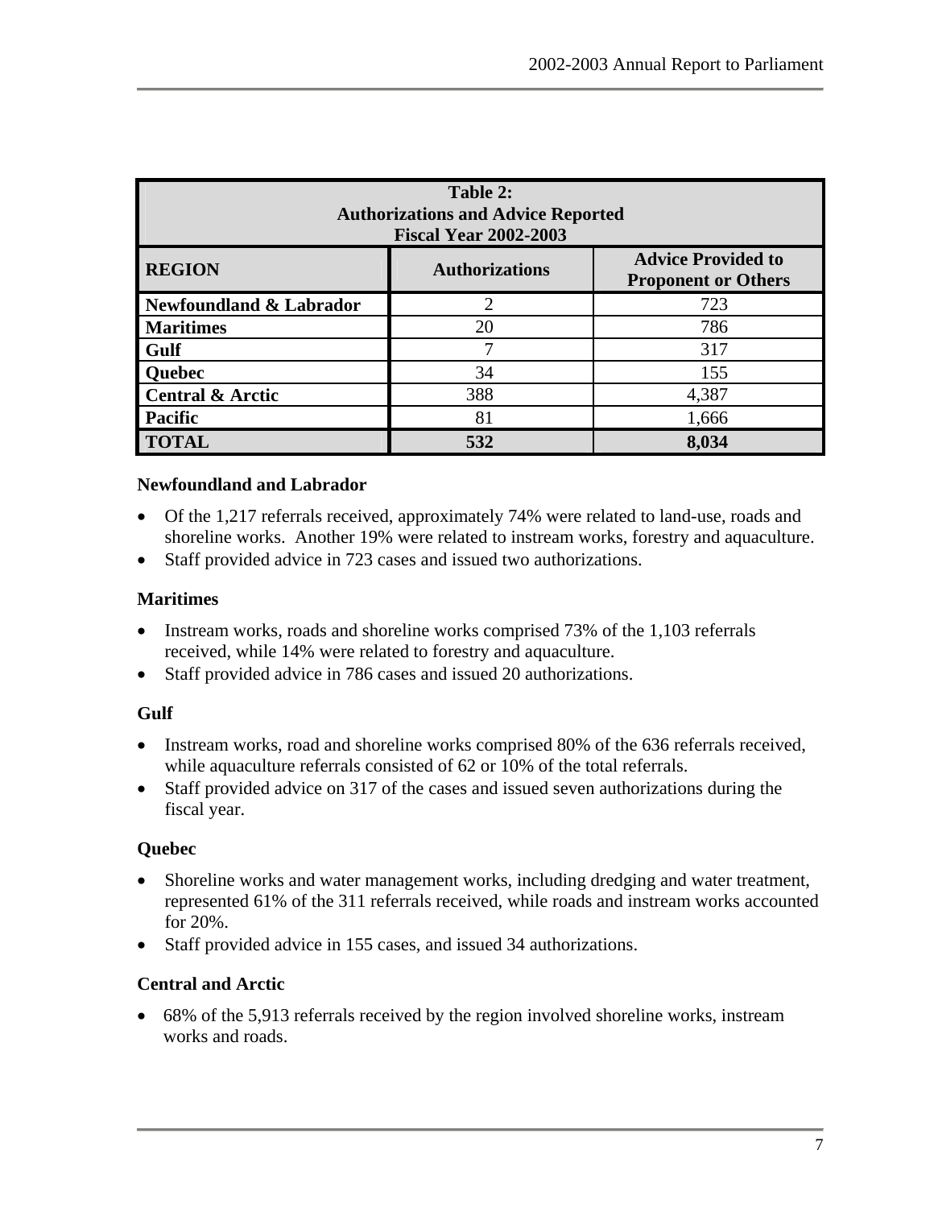| Table 2: Authorizations and Advice Reported Fiscal Year 2002-2003 | | |
|---|---|---|
| **REGION** | **Authorizations** | **Advice Provided to Proponent or Others** |
| **Newfoundland & Labrador** | 2 | 723 |
| **Maritimes** | 20 | 786 |
| **Gulf** | 7 | 317 |
| **Quebec** | 34 | 155 |
| **Central & Arctic** | 388 | 4,387 |
| **Pacific** | 81 | 1,666 |
| **TOTAL** | **532** | **8,034** |

### Newfoundland and Labrador

- Of the 1,217 referrals received, approximately 74% were related to land-use, roads and shoreline works. Another 19% were related to instream works, forestry and aquaculture.
- Staff provided advice in 723 cases and issued two authorizations.

### Maritimes

- Instream works, roads and shoreline works comprised 73% of the 1,103 referrals received, while 14% were related to forestry and aquaculture.
- Staff provided advice in 786 cases and issued 20 authorizations.

### Gulf

- Instream works, road and shoreline works comprised 80% of the 636 referrals received, while aquaculture referrals consisted of 62 or 10% of the total referrals.
- Staff provided advice on 317 of the cases and issued seven authorizations during the fiscal year.

### Quebec

- Shoreline works and water management works, including dredging and water treatment, represented 61% of the 311 referrals received, while roads and instream works accounted for 20%.
- Staff provided advice in 155 cases, and issued 34 authorizations.

### Central and Arctic

- 68% of the 5,913 referrals received by the region involved shoreline works, instream works and roads.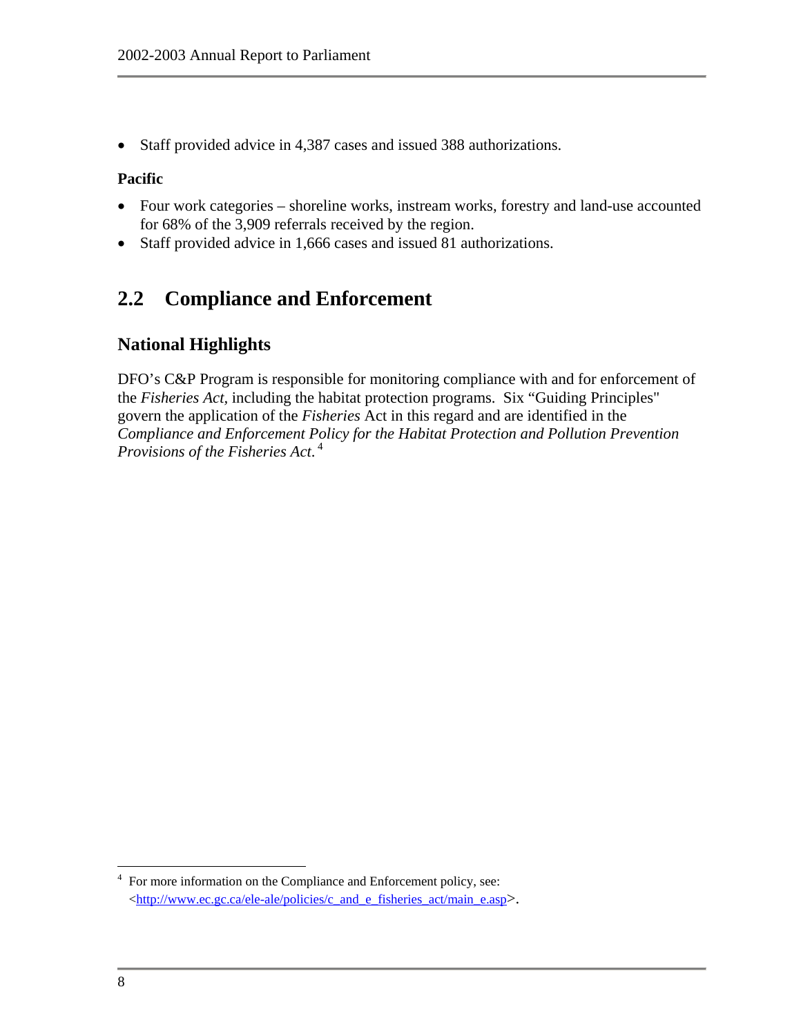- Staff provided advice in 4,387 cases and issued 388 authorizations.

**Pacific**

- Four work categories – shoreline works, instream works, forestry and land-use accounted for 68% of the 3,909 referrals received by the region.
- Staff provided advice in 1,666 cases and issued 81 authorizations.

## 2.2 Compliance and Enforcement

### National Highlights

DFO's C&P Program is responsible for monitoring compliance with and for enforcement of the *Fisheries Act*, including the habitat protection programs. Six "Guiding Principles" govern the application of the *Fisheries* Act in this regard and are identified in the *Compliance and Enforcement Policy for the Habitat Protection and Pollution Prevention Provisions of the Fisheries Act*. [4]

---

[4] For more information on the Compliance and Enforcement policy, see: <http://www.ec.gc.ca/ele-ale/policies/c_and_e_fisheries_act/main_e.asp>.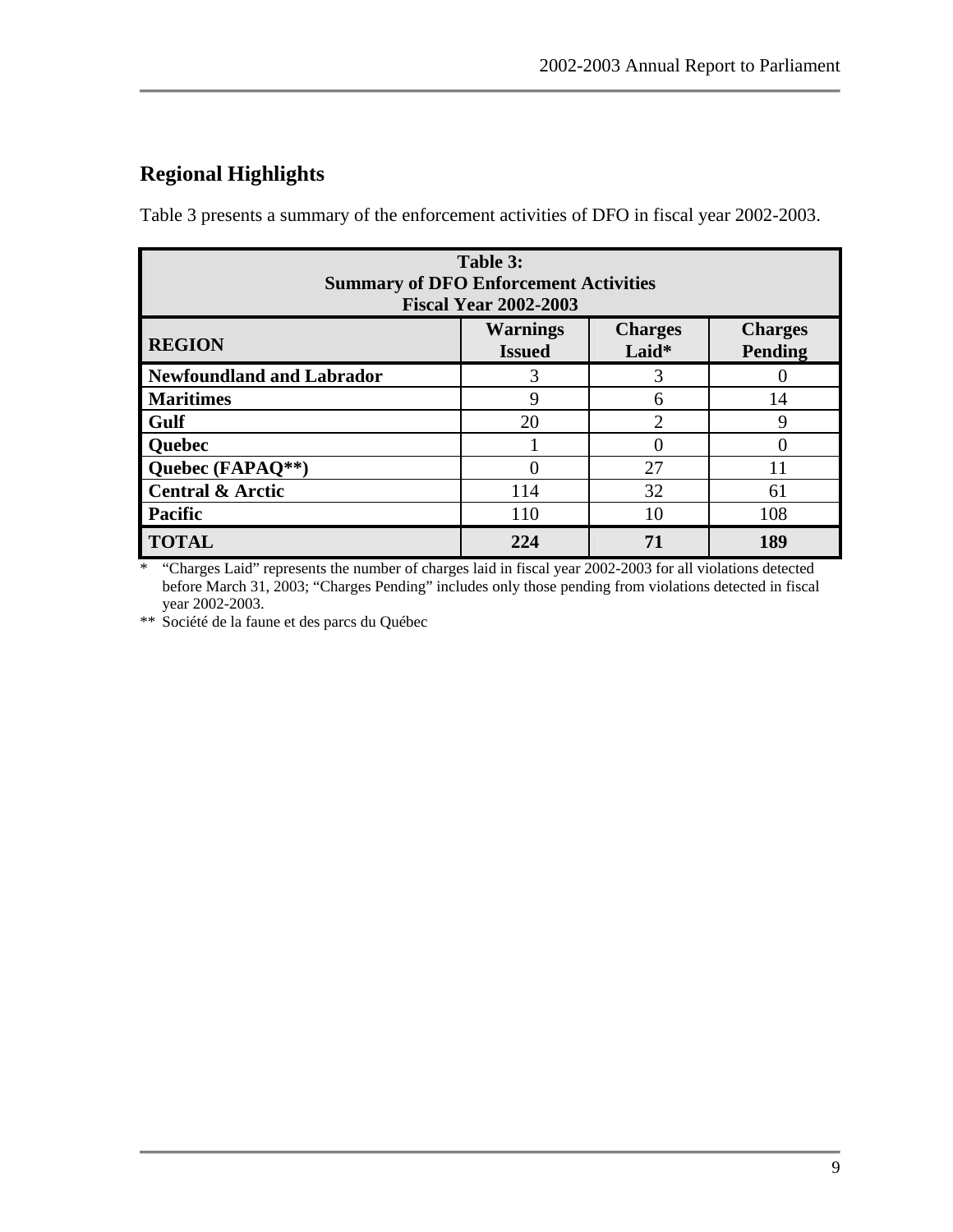## Regional Highlights

Table 3 presents a summary of the enforcement activities of DFO in fiscal year 2002-2003.

**Table 3:**
**Summary of DFO Enforcement Activities**
**Fiscal Year 2002-2003**

| REGION | Warnings Issued | Charges Laid* | Charges Pending |
|---|---|---|---|
| **Newfoundland and Labrador** | 3 | 3 | 0 |
| **Maritimes** | 9 | 6 | 14 |
| **Gulf** | 20 | 2 | 9 |
| **Quebec** | 1 | 0 | 0 |
| **Quebec (FAPAQ**)** | 0 | 27 | 11 |
| **Central & Arctic** | 114 | 32 | 61 |
| **Pacific** | 110 | 10 | 108 |
| **TOTAL** | **224** | **71** | **189** |

\* "Charges Laid" represents the number of charges laid in fiscal year 2002-2003 for all violations detected before March 31, 2003; "Charges Pending" includes only those pending from violations detected in fiscal year 2002-2003.

** Société de la faune et des parcs du Québec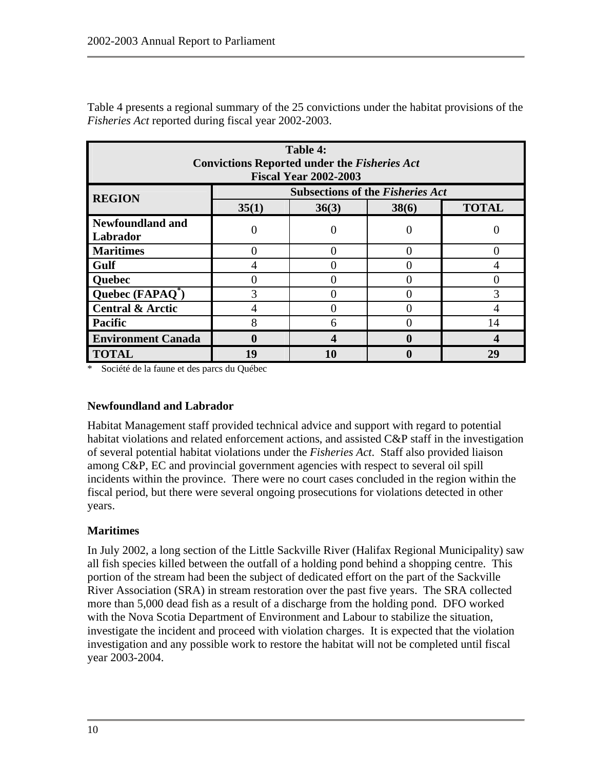Table 4 presents a regional summary of the 25 convictions under the habitat provisions of the *Fisheries Act* reported during fiscal year 2002-2003.

| **Table 4: Convictions Reported under the *Fisheries Act* Fiscal Year 2002-2003** | | | | |
|---|---|---|---|---|
| **REGION** | **Subsections of the *Fisheries Act*** | | | |
| | **35(1)** | **36(3)** | **38(6)** | **TOTAL** |
| **Newfoundland and Labrador** | 0 | 0 | 0 | 0 |
| **Maritimes** | 0 | 0 | 0 | 0 |
| **Gulf** | 4 | 0 | 0 | 4 |
| **Quebec** | 0 | 0 | 0 | 0 |
| **Quebec (FAPAQ*)** | 3 | 0 | 0 | 3 |
| **Central & Arctic** | 4 | 0 | 0 | 4 |
| **Pacific** | 8 | 6 | 0 | 14 |
| **Environment Canada** | **0** | **4** | **0** | **4** |
| **TOTAL** | **19** | **10** | **0** | **29** |

\* Société de la faune et des parcs du Québec

### Newfoundland and Labrador

Habitat Management staff provided technical advice and support with regard to potential habitat violations and related enforcement actions, and assisted C&P staff in the investigation of several potential habitat violations under the *Fisheries Act*. Staff also provided liaison among C&P, EC and provincial government agencies with respect to several oil spill incidents within the province. There were no court cases concluded in the region within the fiscal period, but there were several ongoing prosecutions for violations detected in other years.

### Maritimes

In July 2002, a long section of the Little Sackville River (Halifax Regional Municipality) saw all fish species killed between the outfall of a holding pond behind a shopping centre. This portion of the stream had been the subject of dedicated effort on the part of the Sackville River Association (SRA) in stream restoration over the past five years. The SRA collected more than 5,000 dead fish as a result of a discharge from the holding pond. DFO worked with the Nova Scotia Department of Environment and Labour to stabilize the situation, investigate the incident and proceed with violation charges. It is expected that the violation investigation and any possible work to restore the habitat will not be completed until fiscal year 2003-2004.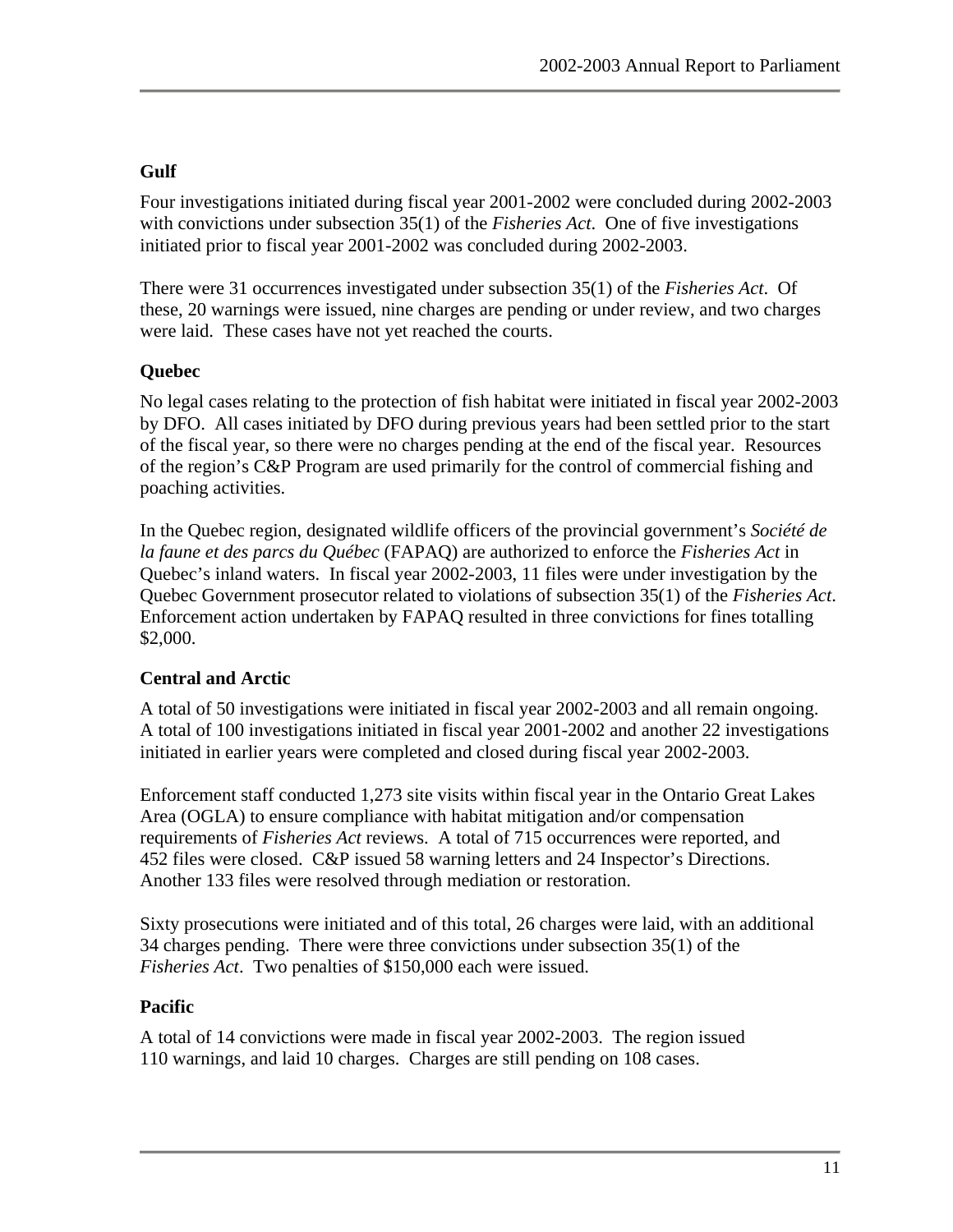### Gulf

Four investigations initiated during fiscal year 2001-2002 were concluded during 2002-2003 with convictions under subsection 35(1) of the *Fisheries Act*. One of five investigations initiated prior to fiscal year 2001-2002 was concluded during 2002-2003.

There were 31 occurrences investigated under subsection 35(1) of the *Fisheries Act*. Of these, 20 warnings were issued, nine charges are pending or under review, and two charges were laid. These cases have not yet reached the courts.

### Quebec

No legal cases relating to the protection of fish habitat were initiated in fiscal year 2002-2003 by DFO. All cases initiated by DFO during previous years had been settled prior to the start of the fiscal year, so there were no charges pending at the end of the fiscal year. Resources of the region's C&P Program are used primarily for the control of commercial fishing and poaching activities.

In the Quebec region, designated wildlife officers of the provincial government's *Société de la faune et des parcs du Québec* (FAPAQ) are authorized to enforce the *Fisheries Act* in Quebec's inland waters. In fiscal year 2002-2003, 11 files were under investigation by the Quebec Government prosecutor related to violations of subsection 35(1) of the *Fisheries Act*. Enforcement action undertaken by FAPAQ resulted in three convictions for fines totalling $2,000.

### Central and Arctic

A total of 50 investigations were initiated in fiscal year 2002-2003 and all remain ongoing. A total of 100 investigations initiated in fiscal year 2001-2002 and another 22 investigations initiated in earlier years were completed and closed during fiscal year 2002-2003.

Enforcement staff conducted 1,273 site visits within fiscal year in the Ontario Great Lakes Area (OGLA) to ensure compliance with habitat mitigation and/or compensation requirements of *Fisheries Act* reviews. A total of 715 occurrences were reported, and 452 files were closed. C&P issued 58 warning letters and 24 Inspector's Directions. Another 133 files were resolved through mediation or restoration.

Sixty prosecutions were initiated and of this total, 26 charges were laid, with an additional 34 charges pending. There were three convictions under subsection 35(1) of the *Fisheries Act*. Two penalties of $150,000 each were issued.

### Pacific

A total of 14 convictions were made in fiscal year 2002-2003. The region issued 110 warnings, and laid 10 charges. Charges are still pending on 108 cases.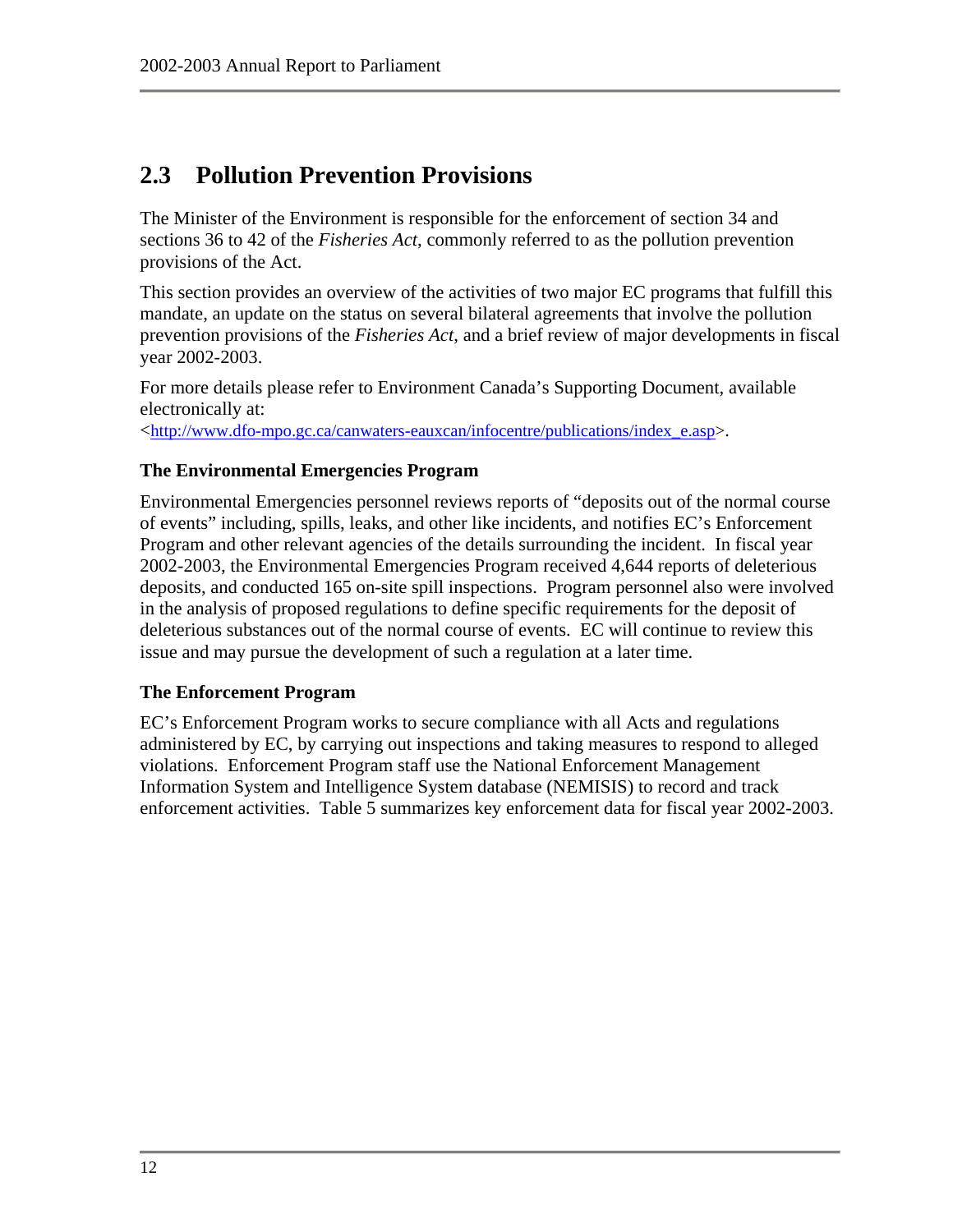## 2.3 Pollution Prevention Provisions

The Minister of the Environment is responsible for the enforcement of section 34 and sections 36 to 42 of the *Fisheries Act*, commonly referred to as the pollution prevention provisions of the Act.

This section provides an overview of the activities of two major EC programs that fulfill this mandate, an update on the status on several bilateral agreements that involve the pollution prevention provisions of the *Fisheries Act*, and a brief review of major developments in fiscal year 2002-2003.

For more details please refer to Environment Canada's Supporting Document, available electronically at:
<http://www.dfo-mpo.gc.ca/canwaters-eauxcan/infocentre/publications/index_e.asp>.

### The Environmental Emergencies Program

Environmental Emergencies personnel reviews reports of "deposits out of the normal course of events" including, spills, leaks, and other like incidents, and notifies EC's Enforcement Program and other relevant agencies of the details surrounding the incident. In fiscal year 2002-2003, the Environmental Emergencies Program received 4,644 reports of deleterious deposits, and conducted 165 on-site spill inspections. Program personnel also were involved in the analysis of proposed regulations to define specific requirements for the deposit of deleterious substances out of the normal course of events. EC will continue to review this issue and may pursue the development of such a regulation at a later time.

### The Enforcement Program

EC's Enforcement Program works to secure compliance with all Acts and regulations administered by EC, by carrying out inspections and taking measures to respond to alleged violations. Enforcement Program staff use the National Enforcement Management Information System and Intelligence System database (NEMISIS) to record and track enforcement activities. Table 5 summarizes key enforcement data for fiscal year 2002-2003.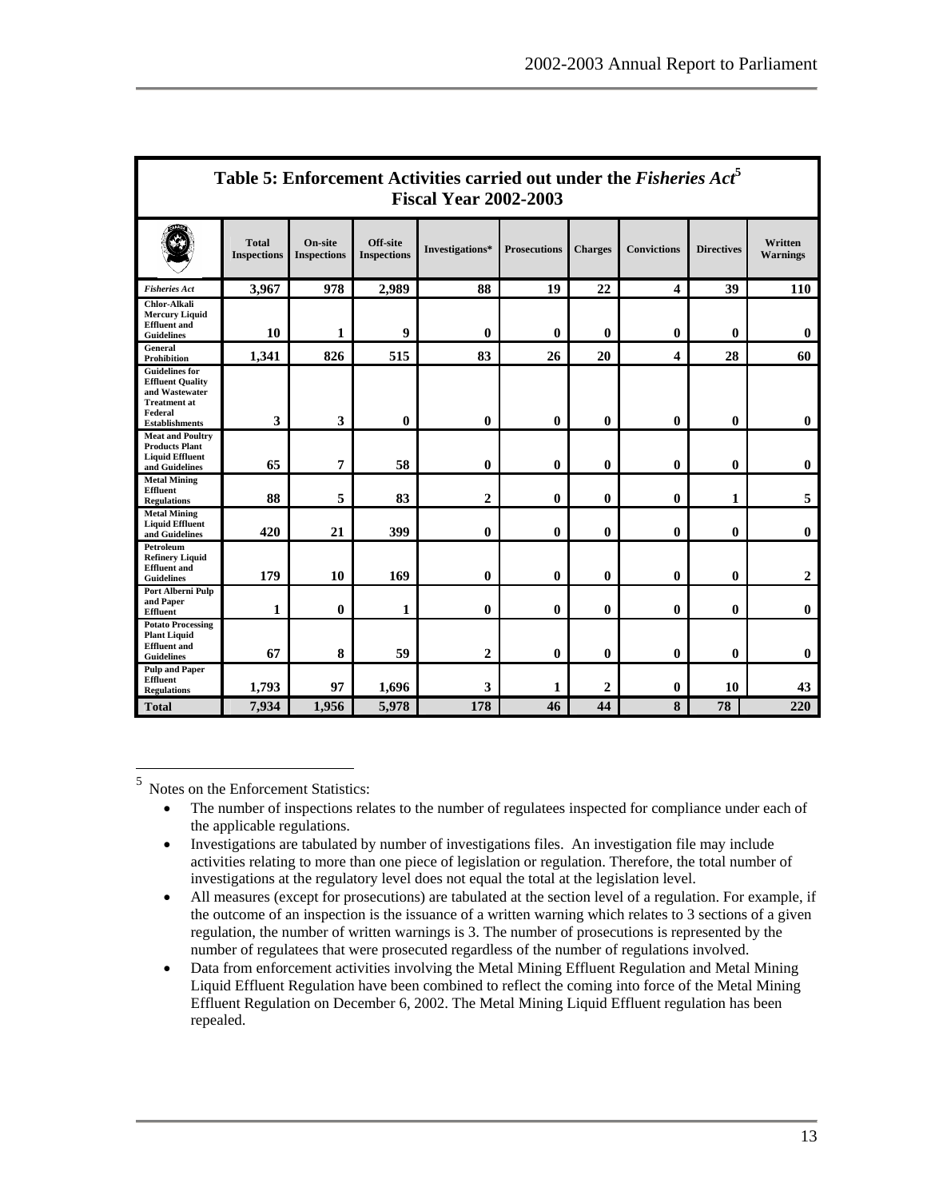## Table 5: Enforcement Activities carried out under the *Fisheries Act*[5] Fiscal Year 2002-2003

| | Total Inspections | On-site Inspections | Off-site Inspections | Investigations* | Prosecutions | Charges | Convictions | Directives | Written Warnings |
|---|---|---|---|---|---|---|---|---|---|
| *Fisheries Act* | 3,967 | 978 | 2,989 | 88 | 19 | 22 | 4 | 39 | 110 |
| Chlor-Alkali Mercury Liquid Effluent and Guidelines | 10 | 1 | 9 | 0 | 0 | 0 | 0 | 0 | 0 |
| General Prohibition | 1,341 | 826 | 515 | 83 | 26 | 20 | 4 | 28 | 60 |
| Guidelines for Effluent Quality and Wastewater Treatment at Federal Establishments | 3 | 3 | 0 | 0 | 0 | 0 | 0 | 0 | 0 |
| Meat and Poultry Products Plant Liquid Effluent and Guidelines | 65 | 7 | 58 | 0 | 0 | 0 | 0 | 0 | 0 |
| Metal Mining Effluent Regulations | 88 | 5 | 83 | 2 | 0 | 0 | 0 | 1 | 5 |
| Metal Mining Liquid Effluent and Guidelines | 420 | 21 | 399 | 0 | 0 | 0 | 0 | 0 | 0 |
| Petroleum Refinery Liquid Effluent and Guidelines | 179 | 10 | 169 | 0 | 0 | 0 | 0 | 0 | 2 |
| Port Alberni Pulp and Paper Effluent | 1 | 0 | 1 | 0 | 0 | 0 | 0 | 0 | 0 |
| Potato Processing Plant Liquid Effluent and Guidelines | 67 | 8 | 59 | 2 | 0 | 0 | 0 | 0 | 0 |
| Pulp and Paper Effluent Regulations | 1,793 | 97 | 1,696 | 3 | 1 | 2 | 0 | 10 | 43 |
| **Total** | **7,934** | **1,956** | **5,978** | **178** | **46** | **44** | **8** | **78** | **220** |

[5] Notes on the Enforcement Statistics:

- The number of inspections relates to the number of regulatees inspected for compliance under each of the applicable regulations.
- Investigations are tabulated by number of investigations files. An investigation file may include activities relating to more than one piece of legislation or regulation. Therefore, the total number of investigations at the regulatory level does not equal the total at the legislation level.
- All measures (except for prosecutions) are tabulated at the section level of a regulation. For example, if the outcome of an inspection is the issuance of a written warning which relates to 3 sections of a given regulation, the number of written warnings is 3. The number of prosecutions is represented by the number of regulatees that were prosecuted regardless of the number of regulations involved.
- Data from enforcement activities involving the Metal Mining Effluent Regulation and Metal Mining Liquid Effluent Regulation have been combined to reflect the coming into force of the Metal Mining Effluent Regulation on December 6, 2002. The Metal Mining Liquid Effluent regulation has been repealed.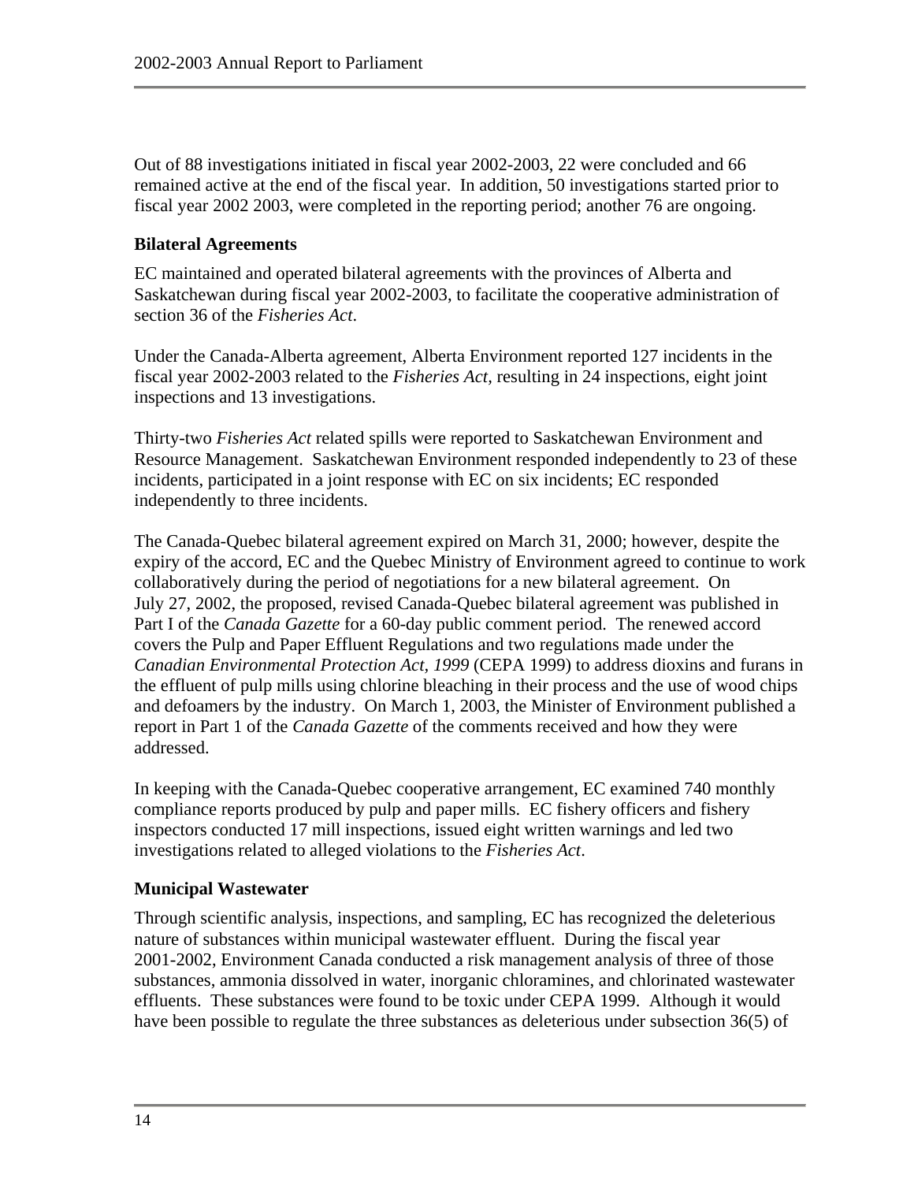Out of 88 investigations initiated in fiscal year 2002-2003, 22 were concluded and 66 remained active at the end of the fiscal year. In addition, 50 investigations started prior to fiscal year 2002 2003, were completed in the reporting period; another 76 are ongoing.

### Bilateral Agreements

EC maintained and operated bilateral agreements with the provinces of Alberta and Saskatchewan during fiscal year 2002-2003, to facilitate the cooperative administration of section 36 of the *Fisheries Act*.

Under the Canada-Alberta agreement, Alberta Environment reported 127 incidents in the fiscal year 2002-2003 related to the *Fisheries Act*, resulting in 24 inspections, eight joint inspections and 13 investigations.

Thirty-two *Fisheries Act* related spills were reported to Saskatchewan Environment and Resource Management. Saskatchewan Environment responded independently to 23 of these incidents, participated in a joint response with EC on six incidents; EC responded independently to three incidents.

The Canada-Quebec bilateral agreement expired on March 31, 2000; however, despite the expiry of the accord, EC and the Quebec Ministry of Environment agreed to continue to work collaboratively during the period of negotiations for a new bilateral agreement. On July 27, 2002, the proposed, revised Canada-Quebec bilateral agreement was published in Part I of the *Canada Gazette* for a 60-day public comment period. The renewed accord covers the Pulp and Paper Effluent Regulations and two regulations made under the *Canadian Environmental Protection Act, 1999* (CEPA 1999) to address dioxins and furans in the effluent of pulp mills using chlorine bleaching in their process and the use of wood chips and defoamers by the industry. On March 1, 2003, the Minister of Environment published a report in Part 1 of the *Canada Gazette* of the comments received and how they were addressed.

In keeping with the Canada-Quebec cooperative arrangement, EC examined 740 monthly compliance reports produced by pulp and paper mills. EC fishery officers and fishery inspectors conducted 17 mill inspections, issued eight written warnings and led two investigations related to alleged violations to the *Fisheries Act*.

### Municipal Wastewater

Through scientific analysis, inspections, and sampling, EC has recognized the deleterious nature of substances within municipal wastewater effluent. During the fiscal year 2001-2002, Environment Canada conducted a risk management analysis of three of those substances, ammonia dissolved in water, inorganic chloramines, and chlorinated wastewater effluents. These substances were found to be toxic under CEPA 1999. Although it would have been possible to regulate the three substances as deleterious under subsection 36(5) of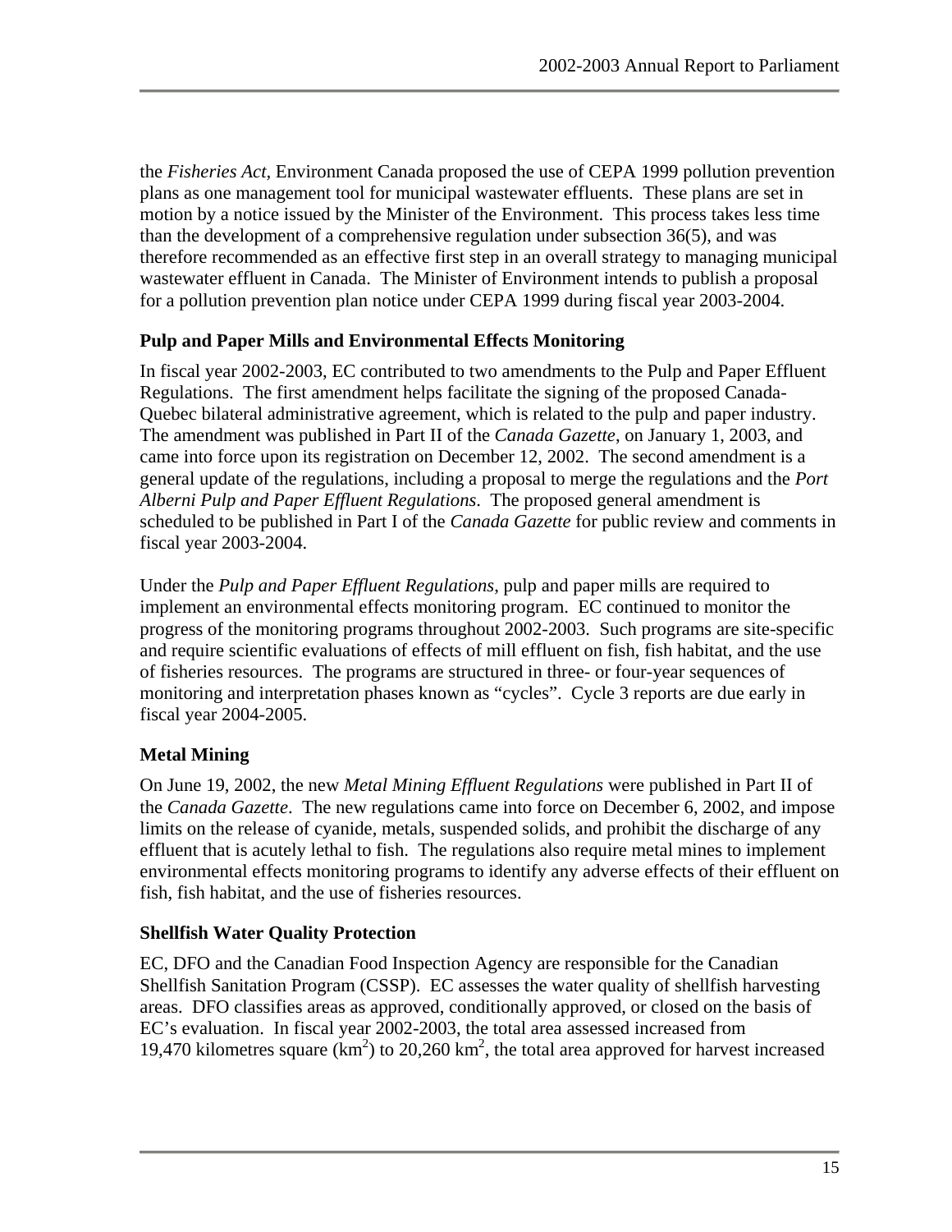the *Fisheries Act*, Environment Canada proposed the use of CEPA 1999 pollution prevention plans as one management tool for municipal wastewater effluents. These plans are set in motion by a notice issued by the Minister of the Environment. This process takes less time than the development of a comprehensive regulation under subsection 36(5), and was therefore recommended as an effective first step in an overall strategy to managing municipal wastewater effluent in Canada. The Minister of Environment intends to publish a proposal for a pollution prevention plan notice under CEPA 1999 during fiscal year 2003-2004.

### Pulp and Paper Mills and Environmental Effects Monitoring

In fiscal year 2002-2003, EC contributed to two amendments to the Pulp and Paper Effluent Regulations. The first amendment helps facilitate the signing of the proposed Canada-Quebec bilateral administrative agreement, which is related to the pulp and paper industry. The amendment was published in Part II of the *Canada Gazette*, on January 1, 2003, and came into force upon its registration on December 12, 2002. The second amendment is a general update of the regulations, including a proposal to merge the regulations and the *Port Alberni Pulp and Paper Effluent Regulations*. The proposed general amendment is scheduled to be published in Part I of the *Canada Gazette* for public review and comments in fiscal year 2003-2004.

Under the *Pulp and Paper Effluent Regulations*, pulp and paper mills are required to implement an environmental effects monitoring program. EC continued to monitor the progress of the monitoring programs throughout 2002-2003. Such programs are site-specific and require scientific evaluations of effects of mill effluent on fish, fish habitat, and the use of fisheries resources. The programs are structured in three- or four-year sequences of monitoring and interpretation phases known as "cycles". Cycle 3 reports are due early in fiscal year 2004-2005.

### Metal Mining

On June 19, 2002, the new *Metal Mining Effluent Regulations* were published in Part II of the *Canada Gazette*. The new regulations came into force on December 6, 2002, and impose limits on the release of cyanide, metals, suspended solids, and prohibit the discharge of any effluent that is acutely lethal to fish. The regulations also require metal mines to implement environmental effects monitoring programs to identify any adverse effects of their effluent on fish, fish habitat, and the use of fisheries resources.

### Shellfish Water Quality Protection

EC, DFO and the Canadian Food Inspection Agency are responsible for the Canadian Shellfish Sanitation Program (CSSP). EC assesses the water quality of shellfish harvesting areas. DFO classifies areas as approved, conditionally approved, or closed on the basis of EC's evaluation. In fiscal year 2002-2003, the total area assessed increased from 19,470 kilometres square ($km^2$) to 20,260 $km^2$, the total area approved for harvest increased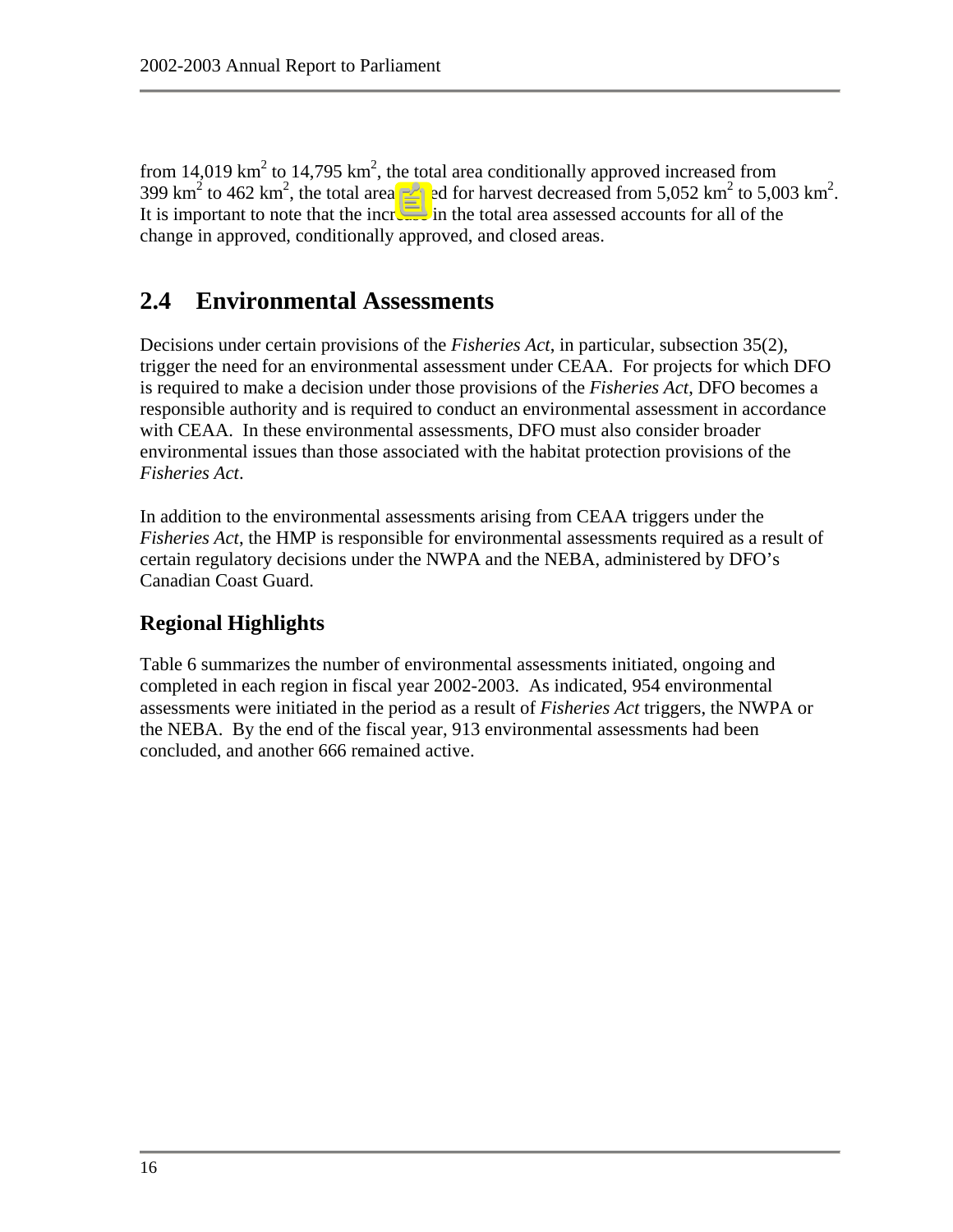from 14,019 $km^2$ to 14,795 $km^2$, the total area conditionally approved increased from 399 $km^2$ to 462 $km^2$, the total area closed for harvest decreased from 5,052 $km^2$ to 5,003 $km^2$. It is important to note that the increase in the total area assessed accounts for all of the change in approved, conditionally approved, and closed areas.

## 2.4 Environmental Assessments

Decisions under certain provisions of the *Fisheries Act*, in particular, subsection 35(2), trigger the need for an environmental assessment under CEAA. For projects for which DFO is required to make a decision under those provisions of the *Fisheries Act*, DFO becomes a responsible authority and is required to conduct an environmental assessment in accordance with CEAA. In these environmental assessments, DFO must also consider broader environmental issues than those associated with the habitat protection provisions of the *Fisheries Act*.

In addition to the environmental assessments arising from CEAA triggers under the *Fisheries Act*, the HMP is responsible for environmental assessments required as a result of certain regulatory decisions under the NWPA and the NEBA, administered by DFO's Canadian Coast Guard.

### Regional Highlights

Table 6 summarizes the number of environmental assessments initiated, ongoing and completed in each region in fiscal year 2002-2003. As indicated, 954 environmental assessments were initiated in the period as a result of *Fisheries Act* triggers, the NWPA or the NEBA. By the end of the fiscal year, 913 environmental assessments had been concluded, and another 666 remained active.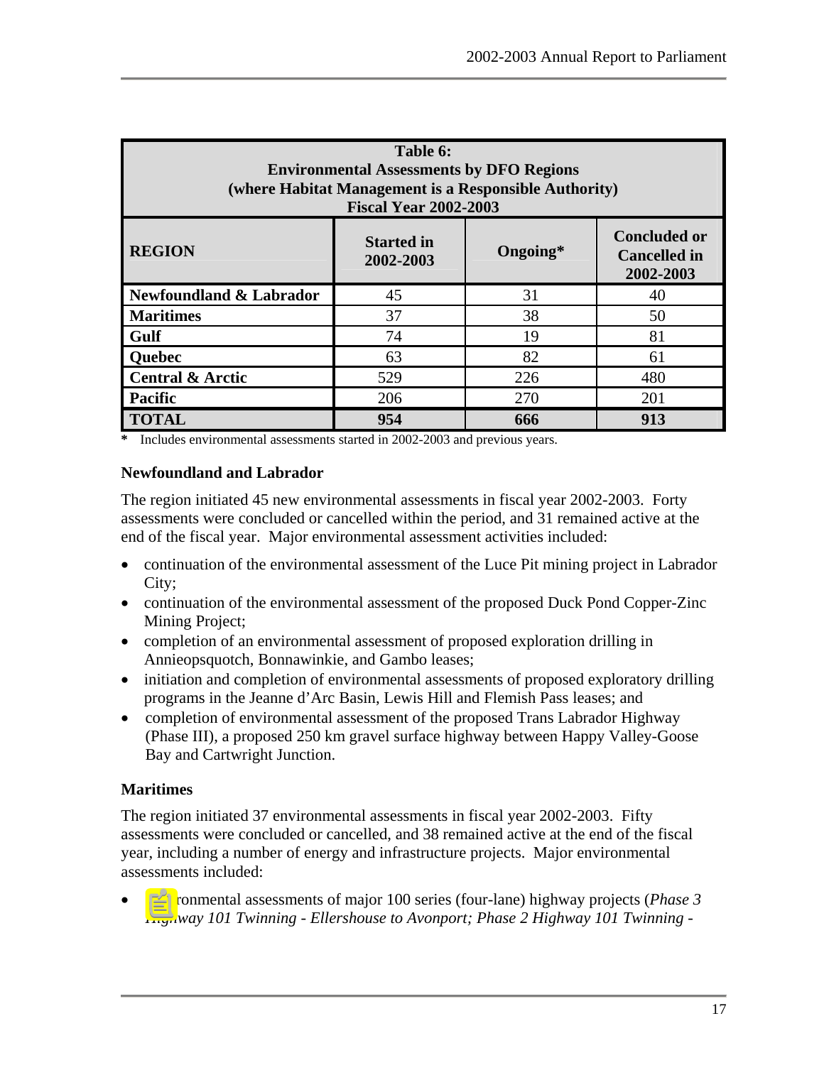| **Table 6: Environmental Assessments by DFO Regions (where Habitat Management is a Responsible Authority) Fiscal Year 2002-2003** | | | |
|---|---|---|---|
| **REGION** | **Started in 2002-2003** | **Ongoing*** | **Concluded or Cancelled in 2002-2003** |
| **Newfoundland & Labrador** | 45 | 31 | 40 |
| **Maritimes** | 37 | 38 | 50 |
| **Gulf** | 74 | 19 | 81 |
| **Quebec** | 63 | 82 | 61 |
| **Central & Arctic** | 529 | 226 | 480 |
| **Pacific** | 206 | 270 | 201 |
| **TOTAL** | **954** | **666** | **913** |

**\*** Includes environmental assessments started in 2002-2003 and previous years.

### Newfoundland and Labrador

The region initiated 45 new environmental assessments in fiscal year 2002-2003. Forty assessments were concluded or cancelled within the period, and 31 remained active at the end of the fiscal year. Major environmental assessment activities included:

- continuation of the environmental assessment of the Luce Pit mining project in Labrador City;
- continuation of the environmental assessment of the proposed Duck Pond Copper-Zinc Mining Project;
- completion of an environmental assessment of proposed exploration drilling in Annieopsquotch, Bonnawinkie, and Gambo leases;
- initiation and completion of environmental assessments of proposed exploratory drilling programs in the Jeanne d'Arc Basin, Lewis Hill and Flemish Pass leases; and
- completion of environmental assessment of the proposed Trans Labrador Highway (Phase III), a proposed 250 km gravel surface highway between Happy Valley-Goose Bay and Cartwright Junction.

### Maritimes

The region initiated 37 environmental assessments in fiscal year 2002-2003. Fifty assessments were concluded or cancelled, and 38 remained active at the end of the fiscal year, including a number of energy and infrastructure projects. Major environmental assessments included:

- environmental assessments of major 100 series (four-lane) highway projects (*Phase 3 Highway 101 Twinning - Ellershouse to Avonport; Phase 2 Highway 101 Twinning -*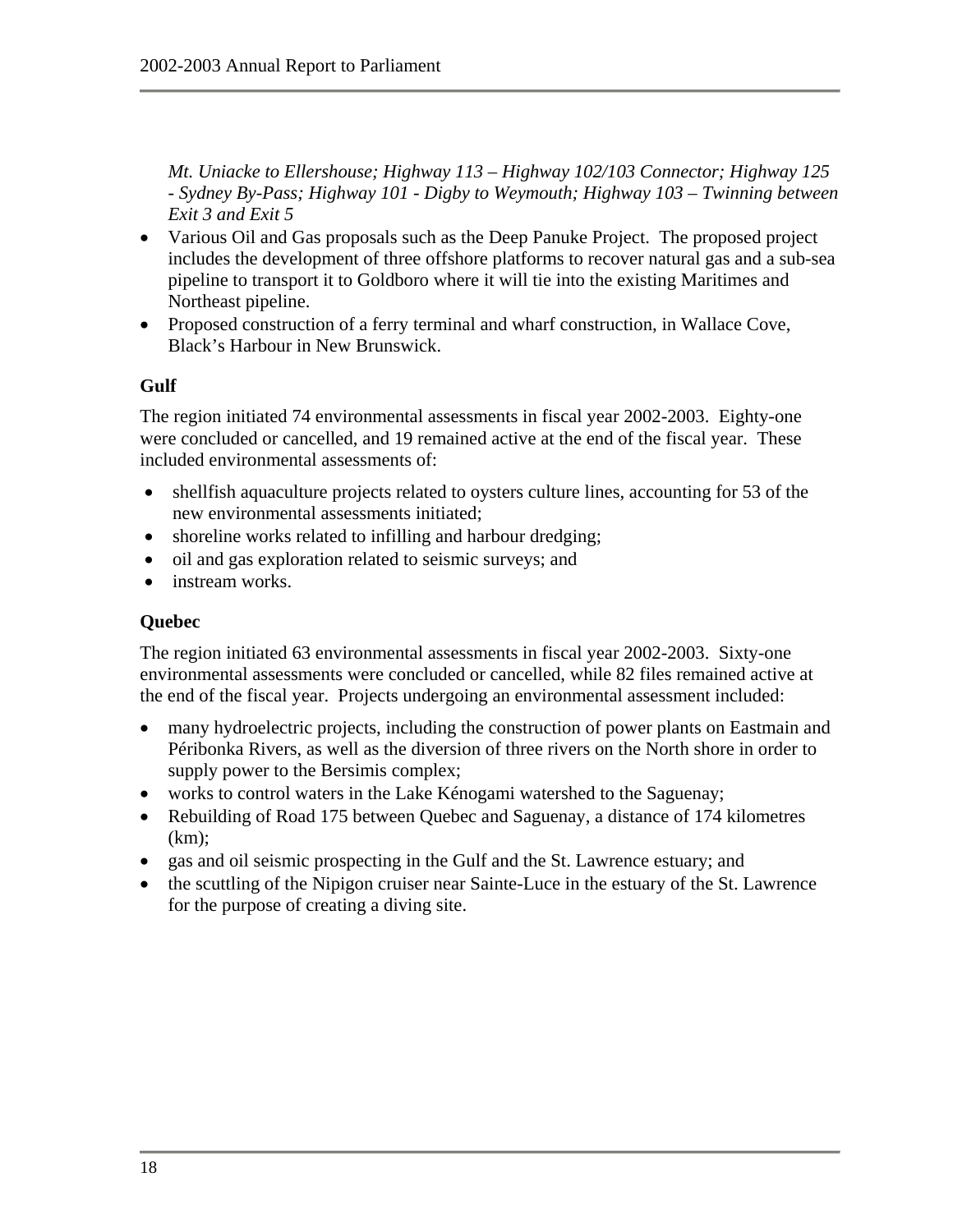*Mt. Uniacke to Ellershouse; Highway 113 – Highway 102/103 Connector; Highway 125 - Sydney By-Pass; Highway 101 - Digby to Weymouth; Highway 103 – Twinning between Exit 3 and Exit 5*

- Various Oil and Gas proposals such as the Deep Panuke Project. The proposed project includes the development of three offshore platforms to recover natural gas and a sub-sea pipeline to transport it to Goldboro where it will tie into the existing Maritimes and Northeast pipeline.
- Proposed construction of a ferry terminal and wharf construction, in Wallace Cove, Black's Harbour in New Brunswick.

**Gulf**

The region initiated 74 environmental assessments in fiscal year 2002-2003. Eighty-one were concluded or cancelled, and 19 remained active at the end of the fiscal year. These included environmental assessments of:

- shellfish aquaculture projects related to oysters culture lines, accounting for 53 of the new environmental assessments initiated;
- shoreline works related to infilling and harbour dredging;
- oil and gas exploration related to seismic surveys; and
- instream works.

**Quebec**

The region initiated 63 environmental assessments in fiscal year 2002-2003. Sixty-one environmental assessments were concluded or cancelled, while 82 files remained active at the end of the fiscal year. Projects undergoing an environmental assessment included:

- many hydroelectric projects, including the construction of power plants on Eastmain and Péribonka Rivers, as well as the diversion of three rivers on the North shore in order to supply power to the Bersimis complex;
- works to control waters in the Lake Kénogami watershed to the Saguenay;
- Rebuilding of Road 175 between Quebec and Saguenay, a distance of 174 kilometres (km);
- gas and oil seismic prospecting in the Gulf and the St. Lawrence estuary; and
- the scuttling of the Nipigon cruiser near Sainte-Luce in the estuary of the St. Lawrence for the purpose of creating a diving site.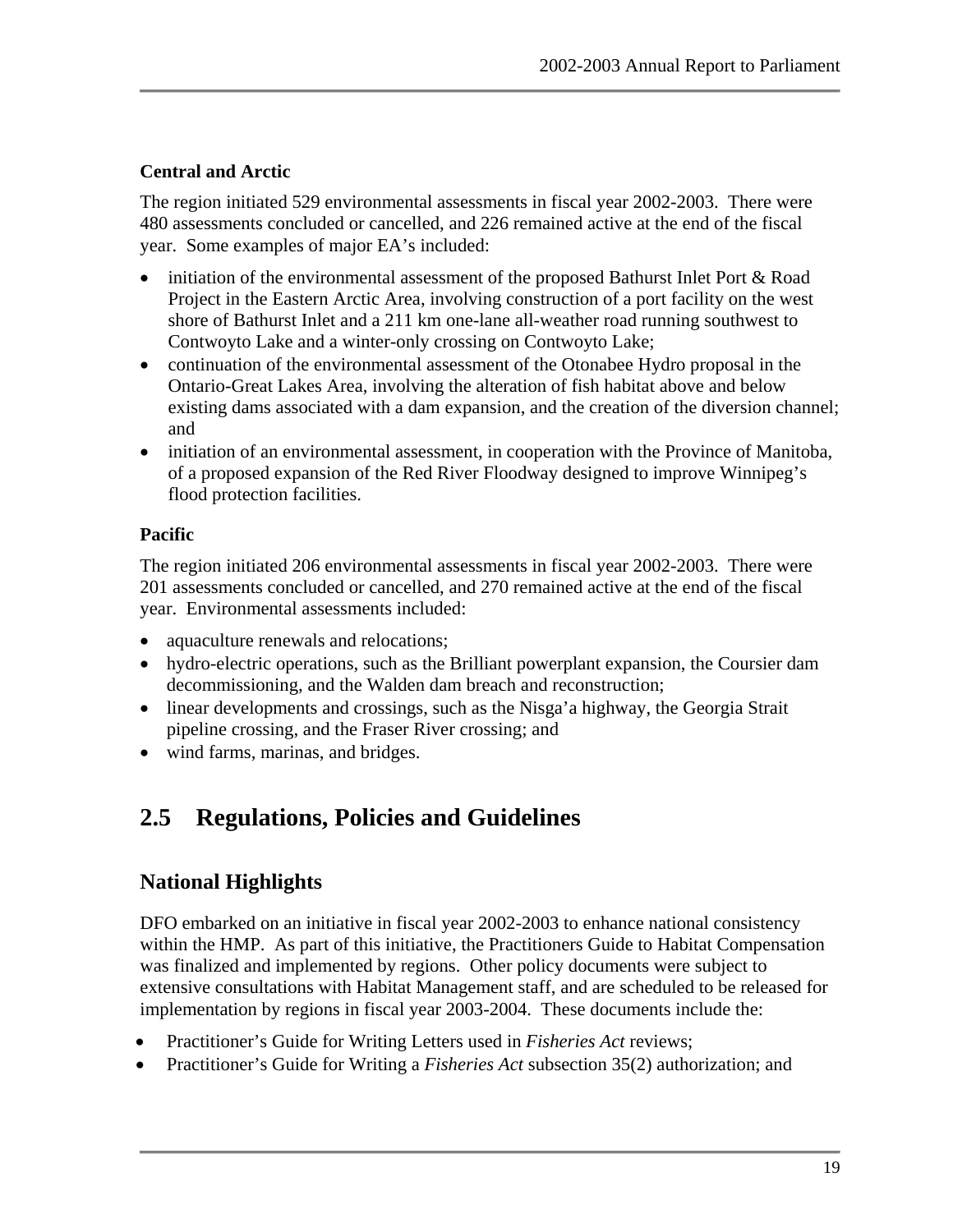**Central and Arctic**

The region initiated 529 environmental assessments in fiscal year 2002-2003. There were 480 assessments concluded or cancelled, and 226 remained active at the end of the fiscal year. Some examples of major EA's included:

- initiation of the environmental assessment of the proposed Bathurst Inlet Port & Road Project in the Eastern Arctic Area, involving construction of a port facility on the west shore of Bathurst Inlet and a 211 km one-lane all-weather road running southwest to Contwoyto Lake and a winter-only crossing on Contwoyto Lake;
- continuation of the environmental assessment of the Otonabee Hydro proposal in the Ontario-Great Lakes Area, involving the alteration of fish habitat above and below existing dams associated with a dam expansion, and the creation of the diversion channel; and
- initiation of an environmental assessment, in cooperation with the Province of Manitoba, of a proposed expansion of the Red River Floodway designed to improve Winnipeg's flood protection facilities.

**Pacific**

The region initiated 206 environmental assessments in fiscal year 2002-2003. There were 201 assessments concluded or cancelled, and 270 remained active at the end of the fiscal year. Environmental assessments included:

- aquaculture renewals and relocations;
- hydro-electric operations, such as the Brilliant powerplant expansion, the Coursier dam decommissioning, and the Walden dam breach and reconstruction;
- linear developments and crossings, such as the Nisga'a highway, the Georgia Strait pipeline crossing, and the Fraser River crossing; and
- wind farms, marinas, and bridges.

## 2.5 Regulations, Policies and Guidelines

### National Highlights

DFO embarked on an initiative in fiscal year 2002-2003 to enhance national consistency within the HMP. As part of this initiative, the Practitioners Guide to Habitat Compensation was finalized and implemented by regions. Other policy documents were subject to extensive consultations with Habitat Management staff, and are scheduled to be released for implementation by regions in fiscal year 2003-2004. These documents include the:

- Practitioner's Guide for Writing Letters used in *Fisheries Act* reviews;
- Practitioner's Guide for Writing a *Fisheries Act* subsection 35(2) authorization; and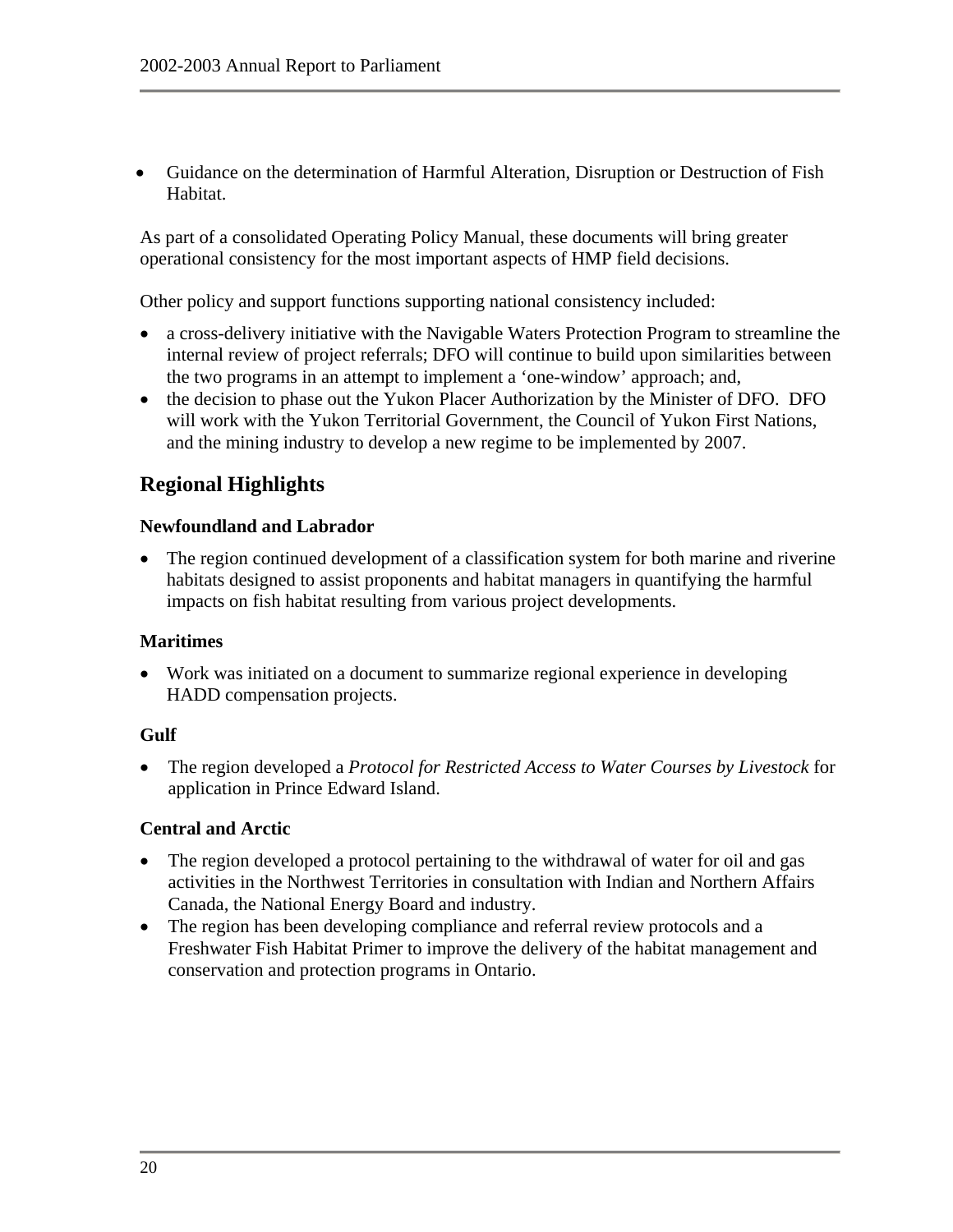- Guidance on the determination of Harmful Alteration, Disruption or Destruction of Fish Habitat.

As part of a consolidated Operating Policy Manual, these documents will bring greater operational consistency for the most important aspects of HMP field decisions.

Other policy and support functions supporting national consistency included:

- a cross-delivery initiative with the Navigable Waters Protection Program to streamline the internal review of project referrals; DFO will continue to build upon similarities between the two programs in an attempt to implement a 'one-window' approach; and,
- the decision to phase out the Yukon Placer Authorization by the Minister of DFO. DFO will work with the Yukon Territorial Government, the Council of Yukon First Nations, and the mining industry to develop a new regime to be implemented by 2007.

## Regional Highlights

### Newfoundland and Labrador

- The region continued development of a classification system for both marine and riverine habitats designed to assist proponents and habitat managers in quantifying the harmful impacts on fish habitat resulting from various project developments.

### Maritimes

- Work was initiated on a document to summarize regional experience in developing HADD compensation projects.

### Gulf

- The region developed a *Protocol for Restricted Access to Water Courses by Livestock* for application in Prince Edward Island.

### Central and Arctic

- The region developed a protocol pertaining to the withdrawal of water for oil and gas activities in the Northwest Territories in consultation with Indian and Northern Affairs Canada, the National Energy Board and industry.
- The region has been developing compliance and referral review protocols and a Freshwater Fish Habitat Primer to improve the delivery of the habitat management and conservation and protection programs in Ontario.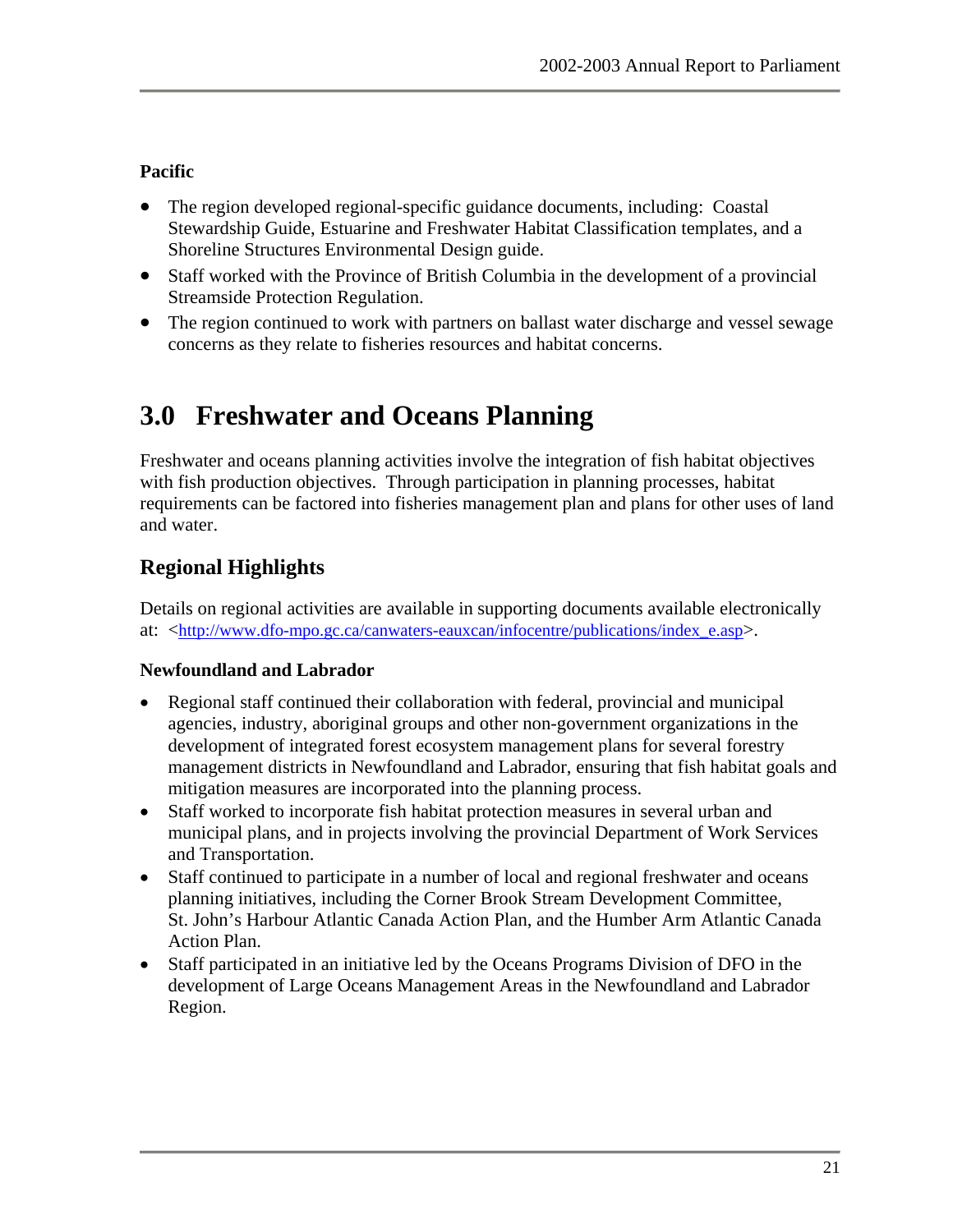**Pacific**

- The region developed regional-specific guidance documents, including: Coastal Stewardship Guide, Estuarine and Freshwater Habitat Classification templates, and a Shoreline Structures Environmental Design guide.
- Staff worked with the Province of British Columbia in the development of a provincial Streamside Protection Regulation.
- The region continued to work with partners on ballast water discharge and vessel sewage concerns as they relate to fisheries resources and habitat concerns.

# 3.0 Freshwater and Oceans Planning

Freshwater and oceans planning activities involve the integration of fish habitat objectives with fish production objectives. Through participation in planning processes, habitat requirements can be factored into fisheries management plan and plans for other uses of land and water.

## Regional Highlights

Details on regional activities are available in supporting documents available electronically at: <http://www.dfo-mpo.gc.ca/canwaters-eauxcan/infocentre/publications/index_e.asp>.

**Newfoundland and Labrador**

- Regional staff continued their collaboration with federal, provincial and municipal agencies, industry, aboriginal groups and other non-government organizations in the development of integrated forest ecosystem management plans for several forestry management districts in Newfoundland and Labrador, ensuring that fish habitat goals and mitigation measures are incorporated into the planning process.
- Staff worked to incorporate fish habitat protection measures in several urban and municipal plans, and in projects involving the provincial Department of Work Services and Transportation.
- Staff continued to participate in a number of local and regional freshwater and oceans planning initiatives, including the Corner Brook Stream Development Committee, St. John's Harbour Atlantic Canada Action Plan, and the Humber Arm Atlantic Canada Action Plan.
- Staff participated in an initiative led by the Oceans Programs Division of DFO in the development of Large Oceans Management Areas in the Newfoundland and Labrador Region.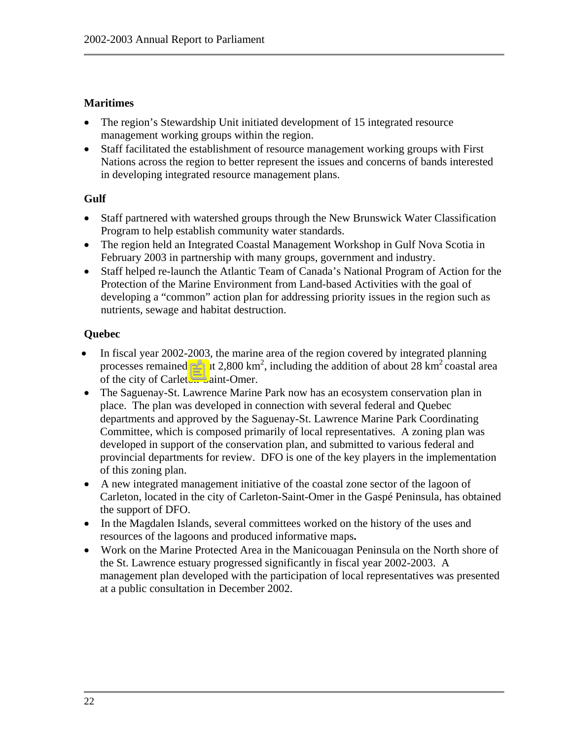## Maritimes

- The region's Stewardship Unit initiated development of 15 integrated resource management working groups within the region.
- Staff facilitated the establishment of resource management working groups with First Nations across the region to better represent the issues and concerns of bands interested in developing integrated resource management plans.

## Gulf

- Staff partnered with watershed groups through the New Brunswick Water Classification Program to help establish community water standards.
- The region held an Integrated Coastal Management Workshop in Gulf Nova Scotia in February 2003 in partnership with many groups, government and industry.
- Staff helped re-launch the Atlantic Team of Canada's National Program of Action for the Protection of the Marine Environment from Land-based Activities with the goal of developing a "common" action plan for addressing priority issues in the region such as nutrients, sewage and habitat destruction.

## Quebec

- In fiscal year 2002-2003, the marine area of the region covered by integrated planning processes remained at about 2,800 km$^2$, including the addition of about 28 km$^2$ coastal area of the city of Carleton-Saint-Omer.
- The Saguenay-St. Lawrence Marine Park now has an ecosystem conservation plan in place. The plan was developed in connection with several federal and Quebec departments and approved by the Saguenay-St. Lawrence Marine Park Coordinating Committee, which is composed primarily of local representatives. A zoning plan was developed in support of the conservation plan, and submitted to various federal and provincial departments for review. DFO is one of the key players in the implementation of this zoning plan.
- A new integrated management initiative of the coastal zone sector of the lagoon of Carleton, located in the city of Carleton-Saint-Omer in the Gaspé Peninsula, has obtained the support of DFO.
- In the Magdalen Islands, several committees worked on the history of the uses and resources of the lagoons and produced informative maps.
- Work on the Marine Protected Area in the Manicouagan Peninsula on the North shore of the St. Lawrence estuary progressed significantly in fiscal year 2002-2003. A management plan developed with the participation of local representatives was presented at a public consultation in December 2002.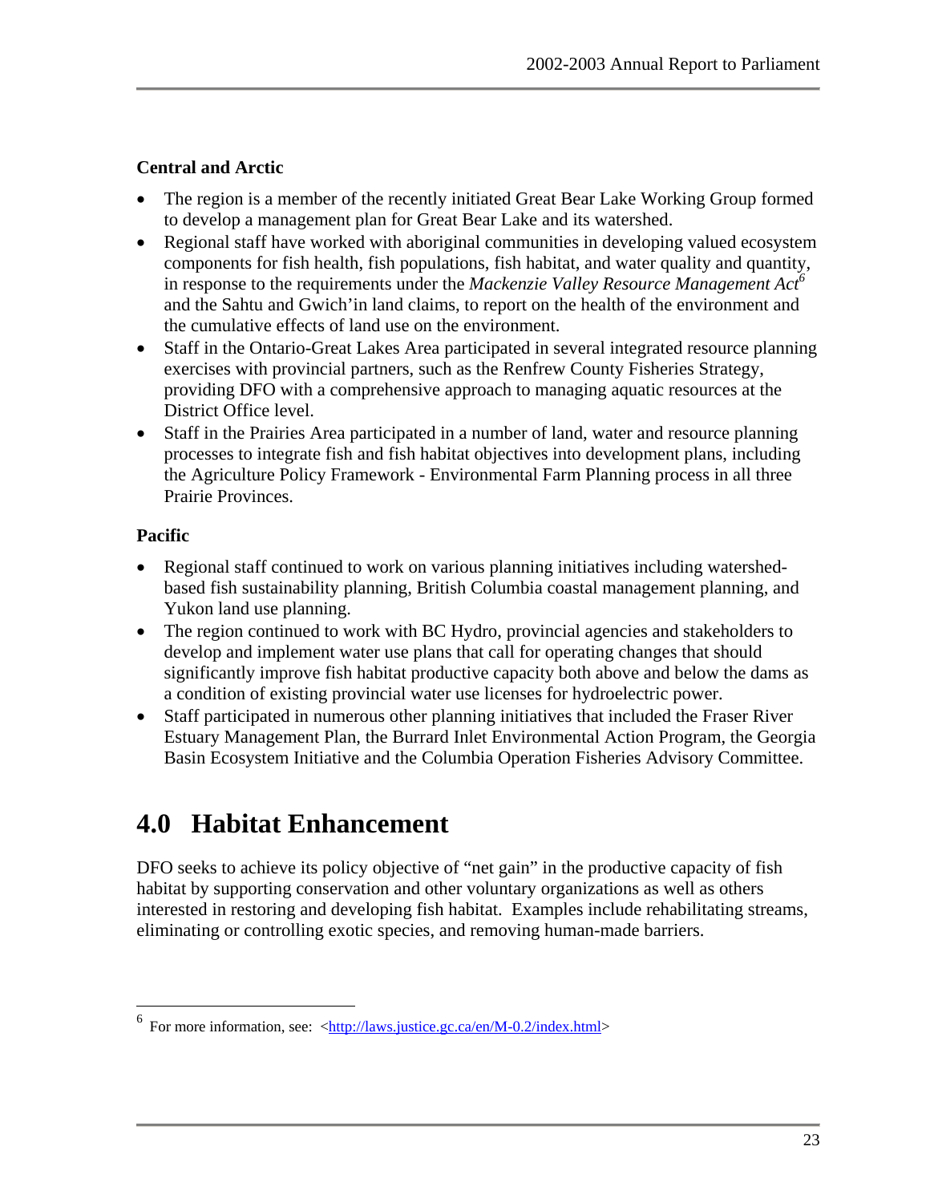### Central and Arctic

- The region is a member of the recently initiated Great Bear Lake Working Group formed to develop a management plan for Great Bear Lake and its watershed.
- Regional staff have worked with aboriginal communities in developing valued ecosystem components for fish health, fish populations, fish habitat, and water quality and quantity, in response to the requirements under the *Mackenzie Valley Resource Management Act*[6] and the Sahtu and Gwich'in land claims, to report on the health of the environment and the cumulative effects of land use on the environment.
- Staff in the Ontario-Great Lakes Area participated in several integrated resource planning exercises with provincial partners, such as the Renfrew County Fisheries Strategy, providing DFO with a comprehensive approach to managing aquatic resources at the District Office level.
- Staff in the Prairies Area participated in a number of land, water and resource planning processes to integrate fish and fish habitat objectives into development plans, including the Agriculture Policy Framework - Environmental Farm Planning process in all three Prairie Provinces.

### Pacific

- Regional staff continued to work on various planning initiatives including watershed-based fish sustainability planning, British Columbia coastal management planning, and Yukon land use planning.
- The region continued to work with BC Hydro, provincial agencies and stakeholders to develop and implement water use plans that call for operating changes that should significantly improve fish habitat productive capacity both above and below the dams as a condition of existing provincial water use licenses for hydroelectric power.
- Staff participated in numerous other planning initiatives that included the Fraser River Estuary Management Plan, the Burrard Inlet Environmental Action Program, the Georgia Basin Ecosystem Initiative and the Columbia Operation Fisheries Advisory Committee.

# 4.0 Habitat Enhancement

DFO seeks to achieve its policy objective of "net gain" in the productive capacity of fish habitat by supporting conservation and other voluntary organizations as well as others interested in restoring and developing fish habitat. Examples include rehabilitating streams, eliminating or controlling exotic species, and removing human-made barriers.

---

[6] For more information, see: <http://laws.justice.gc.ca/en/M-0.2/index.html>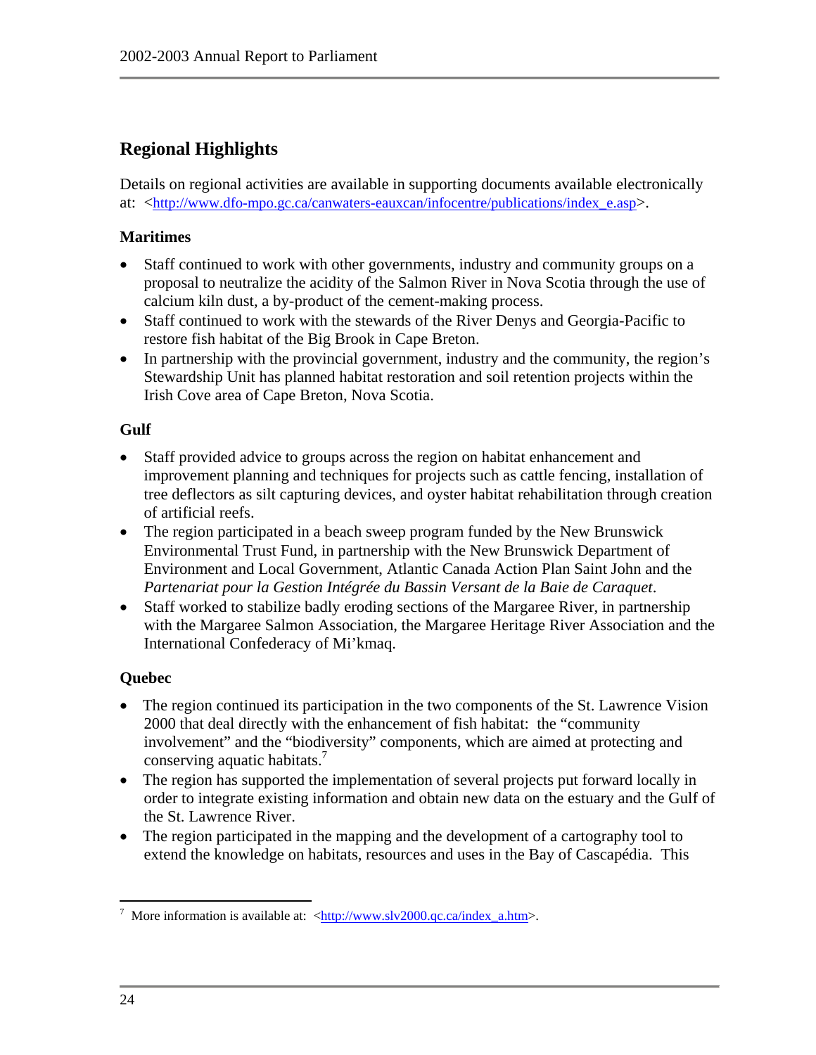## Regional Highlights

Details on regional activities are available in supporting documents available electronically at: <http://www.dfo-mpo.gc.ca/canwaters-eauxcan/infocentre/publications/index_e.asp>.

### Maritimes

- Staff continued to work with other governments, industry and community groups on a proposal to neutralize the acidity of the Salmon River in Nova Scotia through the use of calcium kiln dust, a by-product of the cement-making process.
- Staff continued to work with the stewards of the River Denys and Georgia-Pacific to restore fish habitat of the Big Brook in Cape Breton.
- In partnership with the provincial government, industry and the community, the region's Stewardship Unit has planned habitat restoration and soil retention projects within the Irish Cove area of Cape Breton, Nova Scotia.

### Gulf

- Staff provided advice to groups across the region on habitat enhancement and improvement planning and techniques for projects such as cattle fencing, installation of tree deflectors as silt capturing devices, and oyster habitat rehabilitation through creation of artificial reefs.
- The region participated in a beach sweep program funded by the New Brunswick Environmental Trust Fund, in partnership with the New Brunswick Department of Environment and Local Government, Atlantic Canada Action Plan Saint John and the *Partenariat pour la Gestion Intégrée du Bassin Versant de la Baie de Caraquet*.
- Staff worked to stabilize badly eroding sections of the Margaree River, in partnership with the Margaree Salmon Association, the Margaree Heritage River Association and the International Confederacy of Mi'kmaq.

### Quebec

- The region continued its participation in the two components of the St. Lawrence Vision 2000 that deal directly with the enhancement of fish habitat: the "community involvement" and the "biodiversity" components, which are aimed at protecting and conserving aquatic habitats.[7]
- The region has supported the implementation of several projects put forward locally in order to integrate existing information and obtain new data on the estuary and the Gulf of the St. Lawrence River.
- The region participated in the mapping and the development of a cartography tool to extend the knowledge on habitats, resources and uses in the Bay of Cascapédia. This

[7] More information is available at: <http://www.slv2000.qc.ca/index_a.htm>.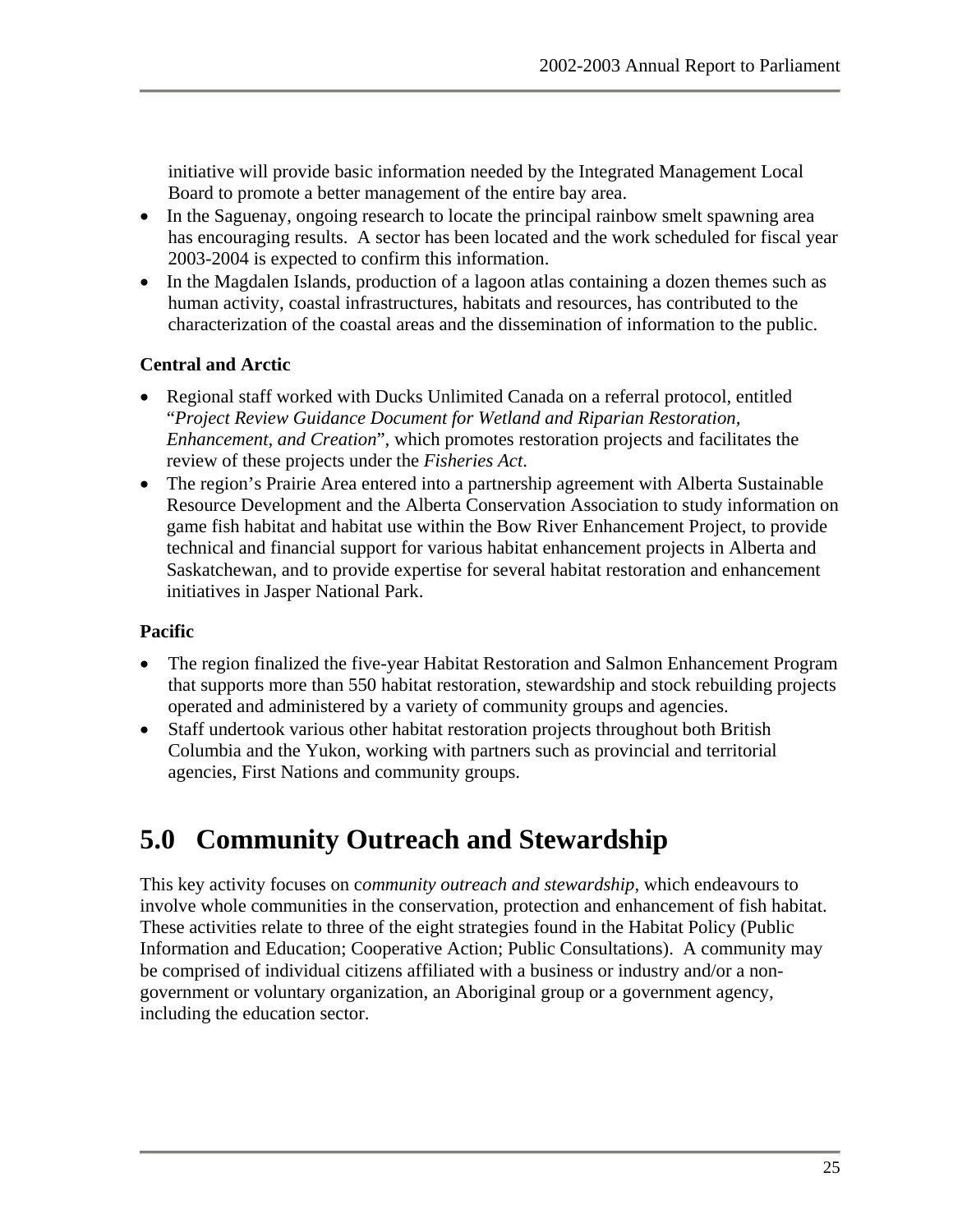initiative will provide basic information needed by the Integrated Management Local Board to promote a better management of the entire bay area.

- In the Saguenay, ongoing research to locate the principal rainbow smelt spawning area has encouraging results. A sector has been located and the work scheduled for fiscal year 2003-2004 is expected to confirm this information.
- In the Magdalen Islands, production of a lagoon atlas containing a dozen themes such as human activity, coastal infrastructures, habitats and resources, has contributed to the characterization of the coastal areas and the dissemination of information to the public.

**Central and Arctic**

- Regional staff worked with Ducks Unlimited Canada on a referral protocol, entitled "*Project Review Guidance Document for Wetland and Riparian Restoration, Enhancement, and Creation*", which promotes restoration projects and facilitates the review of these projects under the *Fisheries Act*.
- The region's Prairie Area entered into a partnership agreement with Alberta Sustainable Resource Development and the Alberta Conservation Association to study information on game fish habitat and habitat use within the Bow River Enhancement Project, to provide technical and financial support for various habitat enhancement projects in Alberta and Saskatchewan, and to provide expertise for several habitat restoration and enhancement initiatives in Jasper National Park.

**Pacific**

- The region finalized the five-year Habitat Restoration and Salmon Enhancement Program that supports more than 550 habitat restoration, stewardship and stock rebuilding projects operated and administered by a variety of community groups and agencies.
- Staff undertook various other habitat restoration projects throughout both British Columbia and the Yukon, working with partners such as provincial and territorial agencies, First Nations and community groups.

# 5.0 Community Outreach and Stewardship

This key activity focuses on c*ommunity outreach and stewardship*, which endeavours to involve whole communities in the conservation, protection and enhancement of fish habitat. These activities relate to three of the eight strategies found in the Habitat Policy (Public Information and Education; Cooperative Action; Public Consultations). A community may be comprised of individual citizens affiliated with a business or industry and/or a non-government or voluntary organization, an Aboriginal group or a government agency, including the education sector.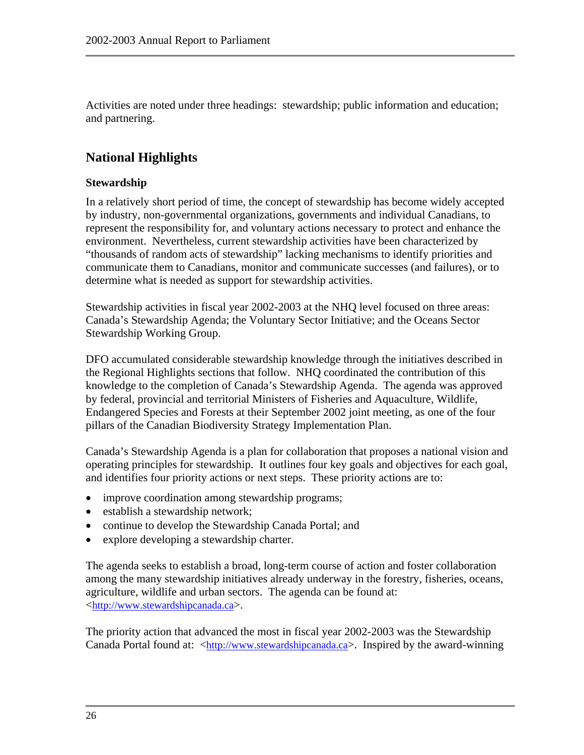Activities are noted under three headings: stewardship; public information and education; and partnering.

## National Highlights

### Stewardship

In a relatively short period of time, the concept of stewardship has become widely accepted by industry, non-governmental organizations, governments and individual Canadians, to represent the responsibility for, and voluntary actions necessary to protect and enhance the environment. Nevertheless, current stewardship activities have been characterized by "thousands of random acts of stewardship" lacking mechanisms to identify priorities and communicate them to Canadians, monitor and communicate successes (and failures), or to determine what is needed as support for stewardship activities.

Stewardship activities in fiscal year 2002-2003 at the NHQ level focused on three areas: Canada's Stewardship Agenda; the Voluntary Sector Initiative; and the Oceans Sector Stewardship Working Group.

DFO accumulated considerable stewardship knowledge through the initiatives described in the Regional Highlights sections that follow. NHQ coordinated the contribution of this knowledge to the completion of Canada's Stewardship Agenda. The agenda was approved by federal, provincial and territorial Ministers of Fisheries and Aquaculture, Wildlife, Endangered Species and Forests at their September 2002 joint meeting, as one of the four pillars of the Canadian Biodiversity Strategy Implementation Plan.

Canada's Stewardship Agenda is a plan for collaboration that proposes a national vision and operating principles for stewardship. It outlines four key goals and objectives for each goal, and identifies four priority actions or next steps. These priority actions are to:

- improve coordination among stewardship programs;
- establish a stewardship network;
- continue to develop the Stewardship Canada Portal; and
- explore developing a stewardship charter.

The agenda seeks to establish a broad, long-term course of action and foster collaboration among the many stewardship initiatives already underway in the forestry, fisheries, oceans, agriculture, wildlife and urban sectors. The agenda can be found at: <http://www.stewardshipcanada.ca>.

The priority action that advanced the most in fiscal year 2002-2003 was the Stewardship Canada Portal found at: <http://www.stewardshipcanada.ca>. Inspired by the award-winning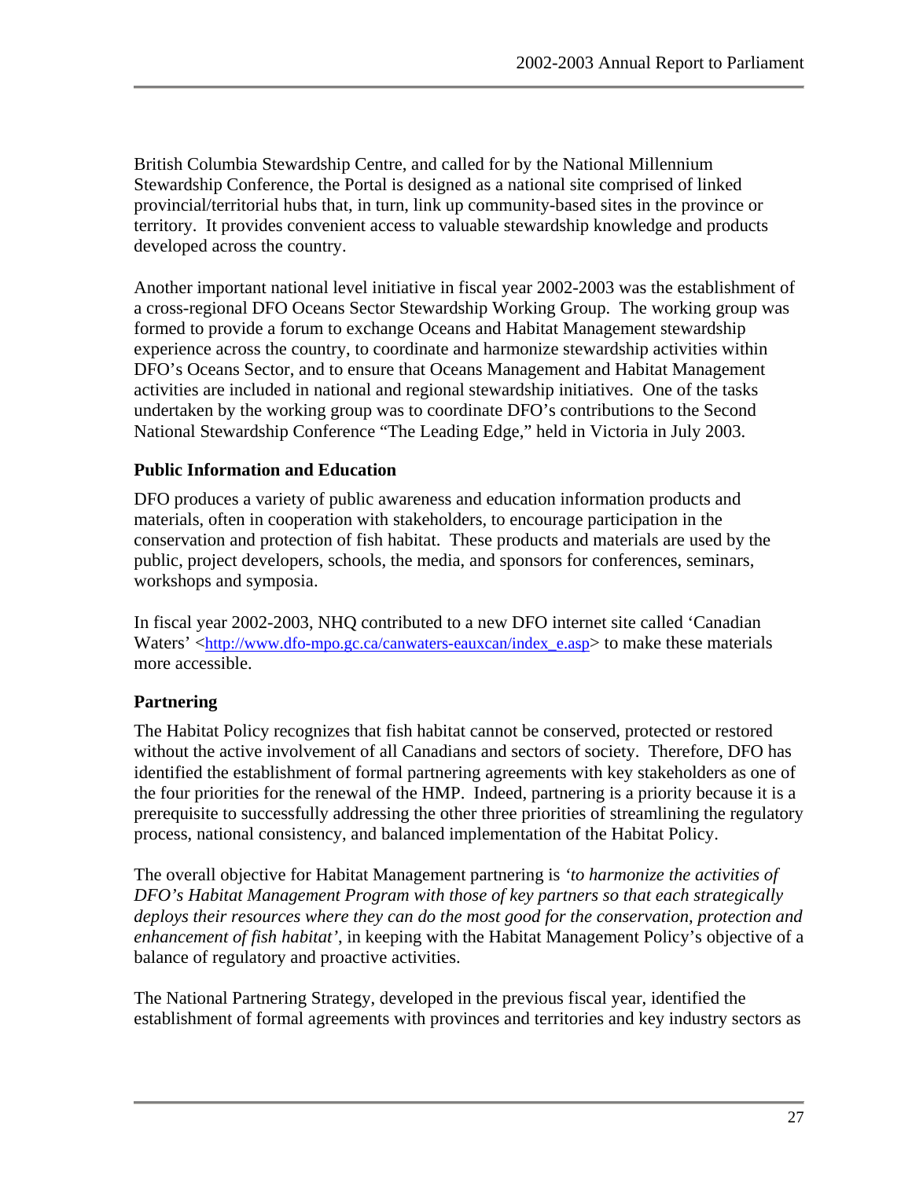British Columbia Stewardship Centre, and called for by the National Millennium Stewardship Conference, the Portal is designed as a national site comprised of linked provincial/territorial hubs that, in turn, link up community-based sites in the province or territory. It provides convenient access to valuable stewardship knowledge and products developed across the country.

Another important national level initiative in fiscal year 2002-2003 was the establishment of a cross-regional DFO Oceans Sector Stewardship Working Group. The working group was formed to provide a forum to exchange Oceans and Habitat Management stewardship experience across the country, to coordinate and harmonize stewardship activities within DFO's Oceans Sector, and to ensure that Oceans Management and Habitat Management activities are included in national and regional stewardship initiatives. One of the tasks undertaken by the working group was to coordinate DFO's contributions to the Second National Stewardship Conference "The Leading Edge," held in Victoria in July 2003.

**Public Information and Education**

DFO produces a variety of public awareness and education information products and materials, often in cooperation with stakeholders, to encourage participation in the conservation and protection of fish habitat. These products and materials are used by the public, project developers, schools, the media, and sponsors for conferences, seminars, workshops and symposia.

In fiscal year 2002-2003, NHQ contributed to a new DFO internet site called 'Canadian Waters' <http://www.dfo-mpo.gc.ca/canwaters-eauxcan/index_e.asp> to make these materials more accessible.

**Partnering**

The Habitat Policy recognizes that fish habitat cannot be conserved, protected or restored without the active involvement of all Canadians and sectors of society. Therefore, DFO has identified the establishment of formal partnering agreements with key stakeholders as one of the four priorities for the renewal of the HMP. Indeed, partnering is a priority because it is a prerequisite to successfully addressing the other three priorities of streamlining the regulatory process, national consistency, and balanced implementation of the Habitat Policy.

The overall objective for Habitat Management partnering is *'to harmonize the activities of DFO's Habitat Management Program with those of key partners so that each strategically deploys their resources where they can do the most good for the conservation, protection and enhancement of fish habitat'*, in keeping with the Habitat Management Policy's objective of a balance of regulatory and proactive activities.

The National Partnering Strategy, developed in the previous fiscal year, identified the establishment of formal agreements with provinces and territories and key industry sectors as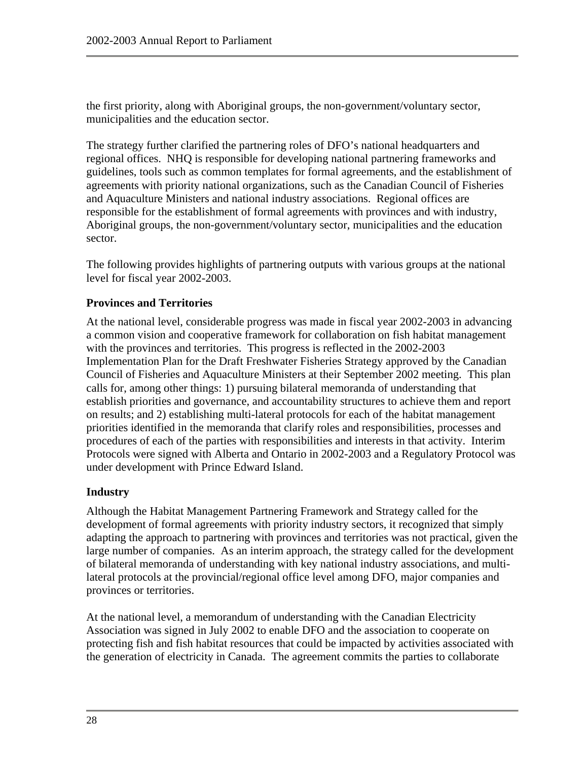the first priority, along with Aboriginal groups, the non-government/voluntary sector, municipalities and the education sector.

The strategy further clarified the partnering roles of DFO's national headquarters and regional offices. NHQ is responsible for developing national partnering frameworks and guidelines, tools such as common templates for formal agreements, and the establishment of agreements with priority national organizations, such as the Canadian Council of Fisheries and Aquaculture Ministers and national industry associations. Regional offices are responsible for the establishment of formal agreements with provinces and with industry, Aboriginal groups, the non-government/voluntary sector, municipalities and the education sector.

The following provides highlights of partnering outputs with various groups at the national level for fiscal year 2002-2003.

### Provinces and Territories

At the national level, considerable progress was made in fiscal year 2002-2003 in advancing a common vision and cooperative framework for collaboration on fish habitat management with the provinces and territories. This progress is reflected in the 2002-2003 Implementation Plan for the Draft Freshwater Fisheries Strategy approved by the Canadian Council of Fisheries and Aquaculture Ministers at their September 2002 meeting. This plan calls for, among other things: 1) pursuing bilateral memoranda of understanding that establish priorities and governance, and accountability structures to achieve them and report on results; and 2) establishing multi-lateral protocols for each of the habitat management priorities identified in the memoranda that clarify roles and responsibilities, processes and procedures of each of the parties with responsibilities and interests in that activity. Interim Protocols were signed with Alberta and Ontario in 2002-2003 and a Regulatory Protocol was under development with Prince Edward Island.

### Industry

Although the Habitat Management Partnering Framework and Strategy called for the development of formal agreements with priority industry sectors, it recognized that simply adapting the approach to partnering with provinces and territories was not practical, given the large number of companies. As an interim approach, the strategy called for the development of bilateral memoranda of understanding with key national industry associations, and multi-lateral protocols at the provincial/regional office level among DFO, major companies and provinces or territories.

At the national level, a memorandum of understanding with the Canadian Electricity Association was signed in July 2002 to enable DFO and the association to cooperate on protecting fish and fish habitat resources that could be impacted by activities associated with the generation of electricity in Canada. The agreement commits the parties to collaborate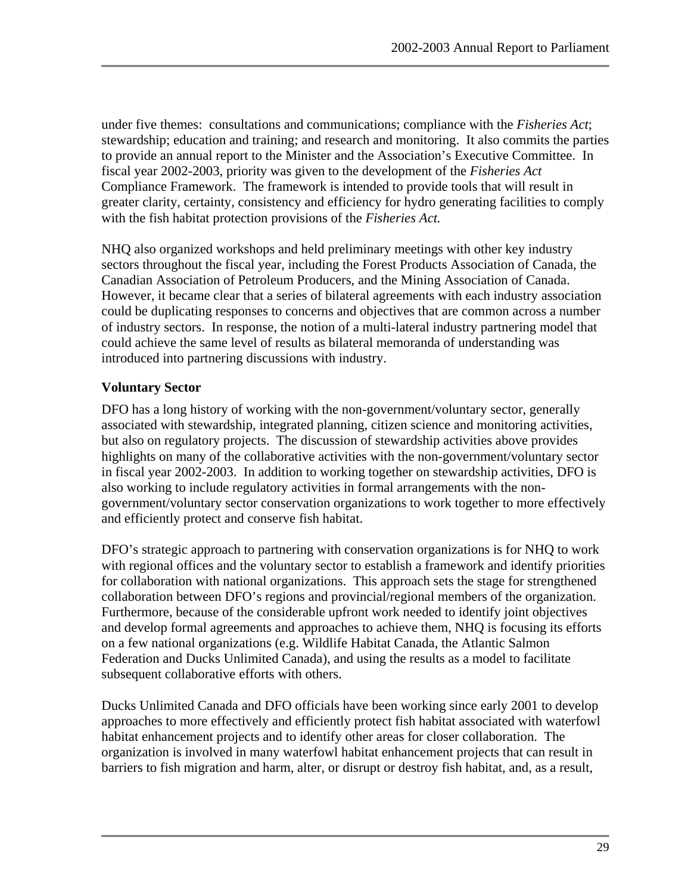under five themes: consultations and communications; compliance with the *Fisheries Act*; stewardship; education and training; and research and monitoring. It also commits the parties to provide an annual report to the Minister and the Association's Executive Committee. In fiscal year 2002-2003, priority was given to the development of the *Fisheries Act* Compliance Framework. The framework is intended to provide tools that will result in greater clarity, certainty, consistency and efficiency for hydro generating facilities to comply with the fish habitat protection provisions of the *Fisheries Act.*

NHQ also organized workshops and held preliminary meetings with other key industry sectors throughout the fiscal year, including the Forest Products Association of Canada, the Canadian Association of Petroleum Producers, and the Mining Association of Canada. However, it became clear that a series of bilateral agreements with each industry association could be duplicating responses to concerns and objectives that are common across a number of industry sectors. In response, the notion of a multi-lateral industry partnering model that could achieve the same level of results as bilateral memoranda of understanding was introduced into partnering discussions with industry.

**Voluntary Sector**

DFO has a long history of working with the non-government/voluntary sector, generally associated with stewardship, integrated planning, citizen science and monitoring activities, but also on regulatory projects. The discussion of stewardship activities above provides highlights on many of the collaborative activities with the non-government/voluntary sector in fiscal year 2002-2003. In addition to working together on stewardship activities, DFO is also working to include regulatory activities in formal arrangements with the non-government/voluntary sector conservation organizations to work together to more effectively and efficiently protect and conserve fish habitat.

DFO's strategic approach to partnering with conservation organizations is for NHQ to work with regional offices and the voluntary sector to establish a framework and identify priorities for collaboration with national organizations. This approach sets the stage for strengthened collaboration between DFO's regions and provincial/regional members of the organization. Furthermore, because of the considerable upfront work needed to identify joint objectives and develop formal agreements and approaches to achieve them, NHQ is focusing its efforts on a few national organizations (e.g. Wildlife Habitat Canada, the Atlantic Salmon Federation and Ducks Unlimited Canada), and using the results as a model to facilitate subsequent collaborative efforts with others.

Ducks Unlimited Canada and DFO officials have been working since early 2001 to develop approaches to more effectively and efficiently protect fish habitat associated with waterfowl habitat enhancement projects and to identify other areas for closer collaboration. The organization is involved in many waterfowl habitat enhancement projects that can result in barriers to fish migration and harm, alter, or disrupt or destroy fish habitat, and, as a result,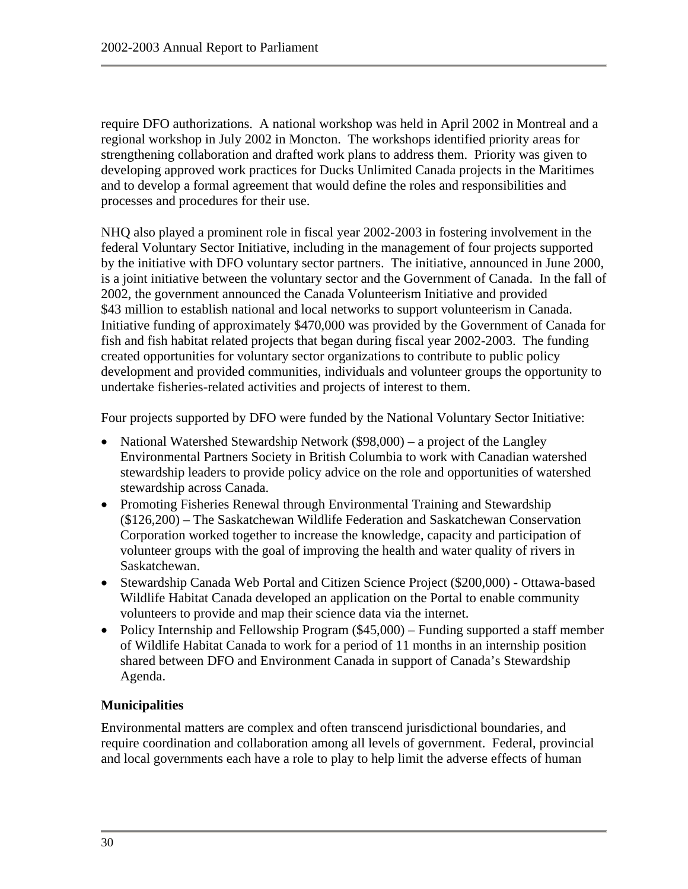require DFO authorizations. A national workshop was held in April 2002 in Montreal and a regional workshop in July 2002 in Moncton. The workshops identified priority areas for strengthening collaboration and drafted work plans to address them. Priority was given to developing approved work practices for Ducks Unlimited Canada projects in the Maritimes and to develop a formal agreement that would define the roles and responsibilities and processes and procedures for their use.

NHQ also played a prominent role in fiscal year 2002-2003 in fostering involvement in the federal Voluntary Sector Initiative, including in the management of four projects supported by the initiative with DFO voluntary sector partners. The initiative, announced in June 2000, is a joint initiative between the voluntary sector and the Government of Canada. In the fall of 2002, the government announced the Canada Volunteerism Initiative and provided $43 million to establish national and local networks to support volunteerism in Canada. Initiative funding of approximately $470,000 was provided by the Government of Canada for fish and fish habitat related projects that began during fiscal year 2002-2003. The funding created opportunities for voluntary sector organizations to contribute to public policy development and provided communities, individuals and volunteer groups the opportunity to undertake fisheries-related activities and projects of interest to them.

Four projects supported by DFO were funded by the National Voluntary Sector Initiative:

- National Watershed Stewardship Network ($98,000) – a project of the Langley Environmental Partners Society in British Columbia to work with Canadian watershed stewardship leaders to provide policy advice on the role and opportunities of watershed stewardship across Canada.
- Promoting Fisheries Renewal through Environmental Training and Stewardship ($126,200) – The Saskatchewan Wildlife Federation and Saskatchewan Conservation Corporation worked together to increase the knowledge, capacity and participation of volunteer groups with the goal of improving the health and water quality of rivers in Saskatchewan.
- Stewardship Canada Web Portal and Citizen Science Project ($200,000) - Ottawa-based Wildlife Habitat Canada developed an application on the Portal to enable community volunteers to provide and map their science data via the internet.
- Policy Internship and Fellowship Program ($45,000) – Funding supported a staff member of Wildlife Habitat Canada to work for a period of 11 months in an internship position shared between DFO and Environment Canada in support of Canada's Stewardship Agenda.

### Municipalities

Environmental matters are complex and often transcend jurisdictional boundaries, and require coordination and collaboration among all levels of government. Federal, provincial and local governments each have a role to play to help limit the adverse effects of human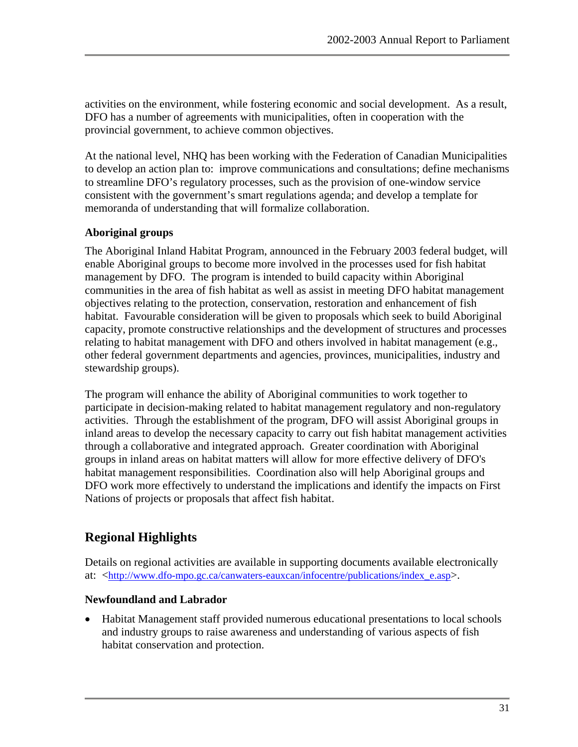activities on the environment, while fostering economic and social development. As a result, DFO has a number of agreements with municipalities, often in cooperation with the provincial government, to achieve common objectives.

At the national level, NHQ has been working with the Federation of Canadian Municipalities to develop an action plan to: improve communications and consultations; define mechanisms to streamline DFO's regulatory processes, such as the provision of one-window service consistent with the government's smart regulations agenda; and develop a template for memoranda of understanding that will formalize collaboration.

**Aboriginal groups**

The Aboriginal Inland Habitat Program, announced in the February 2003 federal budget, will enable Aboriginal groups to become more involved in the processes used for fish habitat management by DFO. The program is intended to build capacity within Aboriginal communities in the area of fish habitat as well as assist in meeting DFO habitat management objectives relating to the protection, conservation, restoration and enhancement of fish habitat. Favourable consideration will be given to proposals which seek to build Aboriginal capacity, promote constructive relationships and the development of structures and processes relating to habitat management with DFO and others involved in habitat management (e.g., other federal government departments and agencies, provinces, municipalities, industry and stewardship groups).

The program will enhance the ability of Aboriginal communities to work together to participate in decision-making related to habitat management regulatory and non-regulatory activities. Through the establishment of the program, DFO will assist Aboriginal groups in inland areas to develop the necessary capacity to carry out fish habitat management activities through a collaborative and integrated approach. Greater coordination with Aboriginal groups in inland areas on habitat matters will allow for more effective delivery of DFO's habitat management responsibilities. Coordination also will help Aboriginal groups and DFO work more effectively to understand the implications and identify the impacts on First Nations of projects or proposals that affect fish habitat.

## Regional Highlights

Details on regional activities are available in supporting documents available electronically at: <http://www.dfo-mpo.gc.ca/canwaters-eauxcan/infocentre/publications/index_e.asp>.

**Newfoundland and Labrador**

- Habitat Management staff provided numerous educational presentations to local schools and industry groups to raise awareness and understanding of various aspects of fish habitat conservation and protection.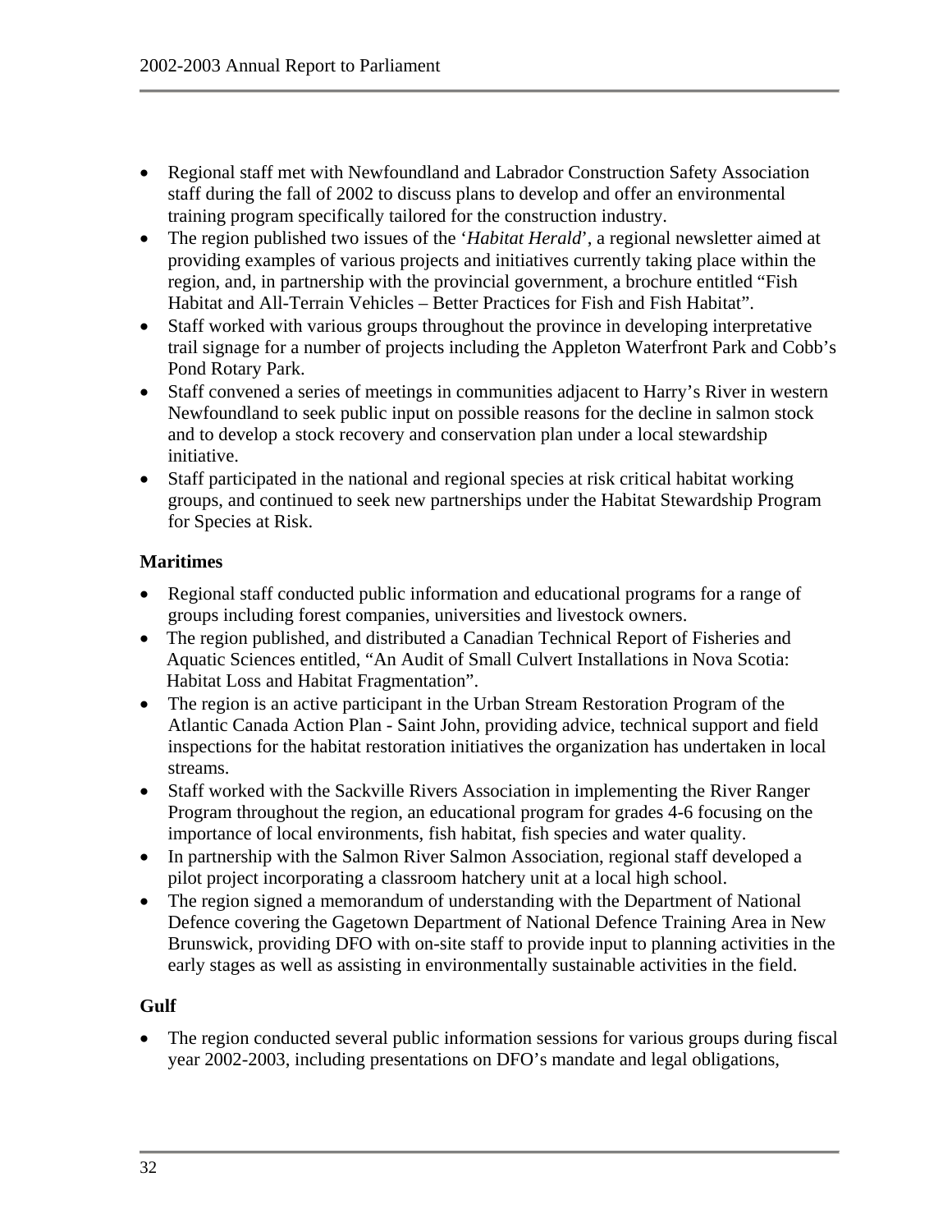- Regional staff met with Newfoundland and Labrador Construction Safety Association staff during the fall of 2002 to discuss plans to develop and offer an environmental training program specifically tailored for the construction industry.
- The region published two issues of the '*Habitat Herald*', a regional newsletter aimed at providing examples of various projects and initiatives currently taking place within the region, and, in partnership with the provincial government, a brochure entitled "Fish Habitat and All-Terrain Vehicles – Better Practices for Fish and Fish Habitat".
- Staff worked with various groups throughout the province in developing interpretative trail signage for a number of projects including the Appleton Waterfront Park and Cobb's Pond Rotary Park.
- Staff convened a series of meetings in communities adjacent to Harry's River in western Newfoundland to seek public input on possible reasons for the decline in salmon stock and to develop a stock recovery and conservation plan under a local stewardship initiative.
- Staff participated in the national and regional species at risk critical habitat working groups, and continued to seek new partnerships under the Habitat Stewardship Program for Species at Risk.

**Maritimes**

- Regional staff conducted public information and educational programs for a range of groups including forest companies, universities and livestock owners.
- The region published, and distributed a Canadian Technical Report of Fisheries and Aquatic Sciences entitled, "An Audit of Small Culvert Installations in Nova Scotia: Habitat Loss and Habitat Fragmentation".
- The region is an active participant in the Urban Stream Restoration Program of the Atlantic Canada Action Plan - Saint John, providing advice, technical support and field inspections for the habitat restoration initiatives the organization has undertaken in local streams.
- Staff worked with the Sackville Rivers Association in implementing the River Ranger Program throughout the region, an educational program for grades 4-6 focusing on the importance of local environments, fish habitat, fish species and water quality.
- In partnership with the Salmon River Salmon Association, regional staff developed a pilot project incorporating a classroom hatchery unit at a local high school.
- The region signed a memorandum of understanding with the Department of National Defence covering the Gagetown Department of National Defence Training Area in New Brunswick, providing DFO with on-site staff to provide input to planning activities in the early stages as well as assisting in environmentally sustainable activities in the field.

**Gulf**

- The region conducted several public information sessions for various groups during fiscal year 2002-2003, including presentations on DFO's mandate and legal obligations,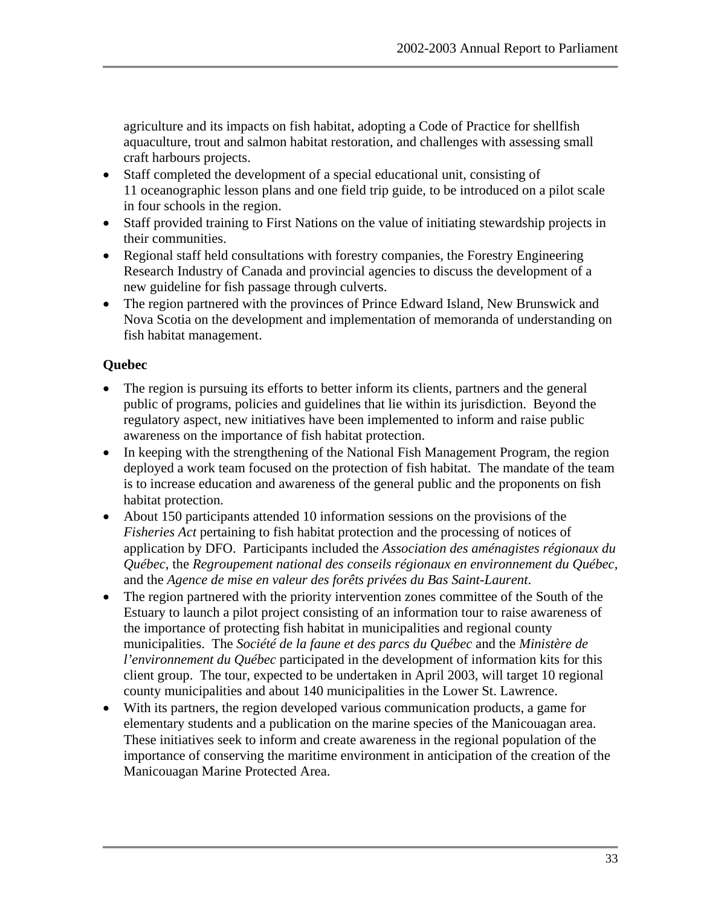agriculture and its impacts on fish habitat, adopting a Code of Practice for shellfish aquaculture, trout and salmon habitat restoration, and challenges with assessing small craft harbours projects.

- Staff completed the development of a special educational unit, consisting of 11 oceanographic lesson plans and one field trip guide, to be introduced on a pilot scale in four schools in the region.
- Staff provided training to First Nations on the value of initiating stewardship projects in their communities.
- Regional staff held consultations with forestry companies, the Forestry Engineering Research Industry of Canada and provincial agencies to discuss the development of a new guideline for fish passage through culverts.
- The region partnered with the provinces of Prince Edward Island, New Brunswick and Nova Scotia on the development and implementation of memoranda of understanding on fish habitat management.

**Quebec**

- The region is pursuing its efforts to better inform its clients, partners and the general public of programs, policies and guidelines that lie within its jurisdiction. Beyond the regulatory aspect, new initiatives have been implemented to inform and raise public awareness on the importance of fish habitat protection.
- In keeping with the strengthening of the National Fish Management Program, the region deployed a work team focused on the protection of fish habitat. The mandate of the team is to increase education and awareness of the general public and the proponents on fish habitat protection.
- About 150 participants attended 10 information sessions on the provisions of the *Fisheries Act* pertaining to fish habitat protection and the processing of notices of application by DFO. Participants included the *Association des aménagistes régionaux du Québec*, the *Regroupement national des conseils régionaux en environnement du Québec*, and the *Agence de mise en valeur des forêts privées du Bas Saint-Laurent*.
- The region partnered with the priority intervention zones committee of the South of the Estuary to launch a pilot project consisting of an information tour to raise awareness of the importance of protecting fish habitat in municipalities and regional county municipalities. The *Société de la faune et des parcs du Québec* and the *Ministère de l'environnement du Québec* participated in the development of information kits for this client group. The tour, expected to be undertaken in April 2003, will target 10 regional county municipalities and about 140 municipalities in the Lower St. Lawrence.
- With its partners, the region developed various communication products, a game for elementary students and a publication on the marine species of the Manicouagan area. These initiatives seek to inform and create awareness in the regional population of the importance of conserving the maritime environment in anticipation of the creation of the Manicouagan Marine Protected Area.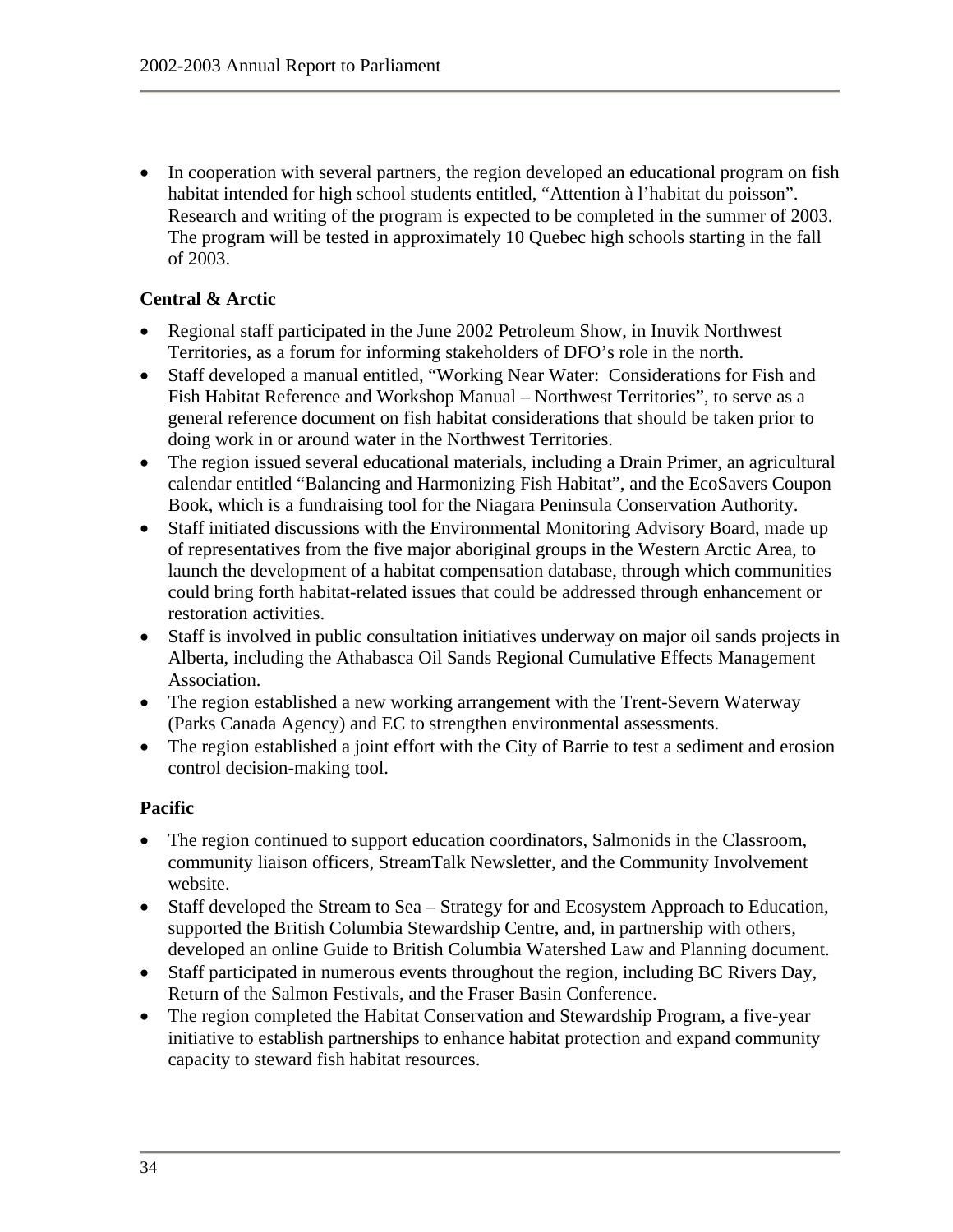- In cooperation with several partners, the region developed an educational program on fish habitat intended for high school students entitled, "Attention à l'habitat du poisson". Research and writing of the program is expected to be completed in the summer of 2003. The program will be tested in approximately 10 Quebec high schools starting in the fall of 2003.

**Central & Arctic**

- Regional staff participated in the June 2002 Petroleum Show, in Inuvik Northwest Territories, as a forum for informing stakeholders of DFO's role in the north.
- Staff developed a manual entitled, "Working Near Water: Considerations for Fish and Fish Habitat Reference and Workshop Manual – Northwest Territories", to serve as a general reference document on fish habitat considerations that should be taken prior to doing work in or around water in the Northwest Territories.
- The region issued several educational materials, including a Drain Primer, an agricultural calendar entitled "Balancing and Harmonizing Fish Habitat", and the EcoSavers Coupon Book, which is a fundraising tool for the Niagara Peninsula Conservation Authority.
- Staff initiated discussions with the Environmental Monitoring Advisory Board, made up of representatives from the five major aboriginal groups in the Western Arctic Area, to launch the development of a habitat compensation database, through which communities could bring forth habitat-related issues that could be addressed through enhancement or restoration activities.
- Staff is involved in public consultation initiatives underway on major oil sands projects in Alberta, including the Athabasca Oil Sands Regional Cumulative Effects Management Association.
- The region established a new working arrangement with the Trent-Severn Waterway (Parks Canada Agency) and EC to strengthen environmental assessments.
- The region established a joint effort with the City of Barrie to test a sediment and erosion control decision-making tool.

**Pacific**

- The region continued to support education coordinators, Salmonids in the Classroom, community liaison officers, StreamTalk Newsletter, and the Community Involvement website.
- Staff developed the Stream to Sea – Strategy for and Ecosystem Approach to Education, supported the British Columbia Stewardship Centre, and, in partnership with others, developed an online Guide to British Columbia Watershed Law and Planning document.
- Staff participated in numerous events throughout the region, including BC Rivers Day, Return of the Salmon Festivals, and the Fraser Basin Conference.
- The region completed the Habitat Conservation and Stewardship Program, a five-year initiative to establish partnerships to enhance habitat protection and expand community capacity to steward fish habitat resources.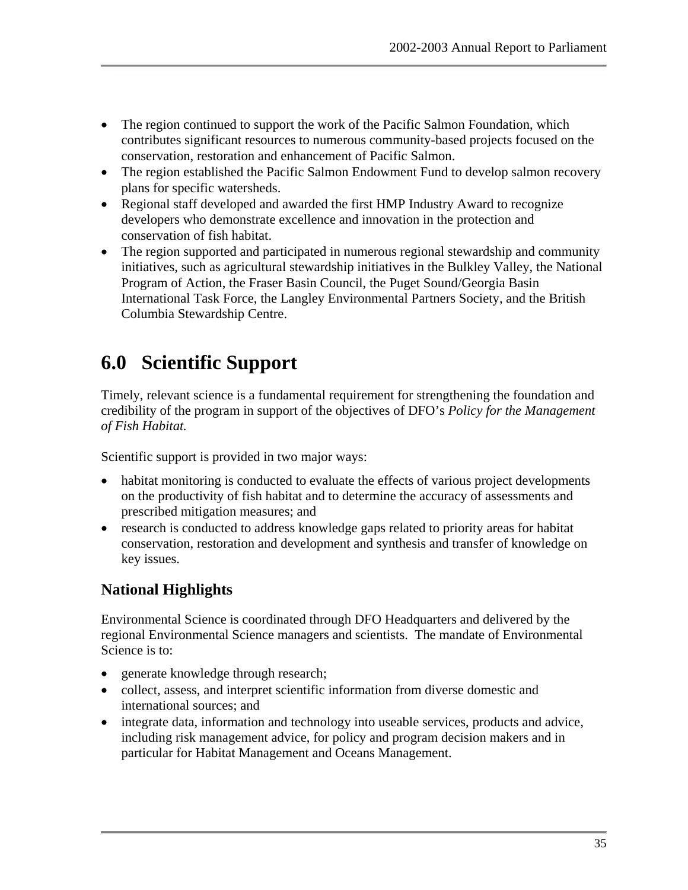- The region continued to support the work of the Pacific Salmon Foundation, which contributes significant resources to numerous community-based projects focused on the conservation, restoration and enhancement of Pacific Salmon.
- The region established the Pacific Salmon Endowment Fund to develop salmon recovery plans for specific watersheds.
- Regional staff developed and awarded the first HMP Industry Award to recognize developers who demonstrate excellence and innovation in the protection and conservation of fish habitat.
- The region supported and participated in numerous regional stewardship and community initiatives, such as agricultural stewardship initiatives in the Bulkley Valley, the National Program of Action, the Fraser Basin Council, the Puget Sound/Georgia Basin International Task Force, the Langley Environmental Partners Society, and the British Columbia Stewardship Centre.

# 6.0 Scientific Support

Timely, relevant science is a fundamental requirement for strengthening the foundation and credibility of the program in support of the objectives of DFO's *Policy for the Management of Fish Habitat.*

Scientific support is provided in two major ways:

- habitat monitoring is conducted to evaluate the effects of various project developments on the productivity of fish habitat and to determine the accuracy of assessments and prescribed mitigation measures; and
- research is conducted to address knowledge gaps related to priority areas for habitat conservation, restoration and development and synthesis and transfer of knowledge on key issues.

## National Highlights

Environmental Science is coordinated through DFO Headquarters and delivered by the regional Environmental Science managers and scientists. The mandate of Environmental Science is to:

- generate knowledge through research;
- collect, assess, and interpret scientific information from diverse domestic and international sources; and
- integrate data, information and technology into useable services, products and advice, including risk management advice, for policy and program decision makers and in particular for Habitat Management and Oceans Management.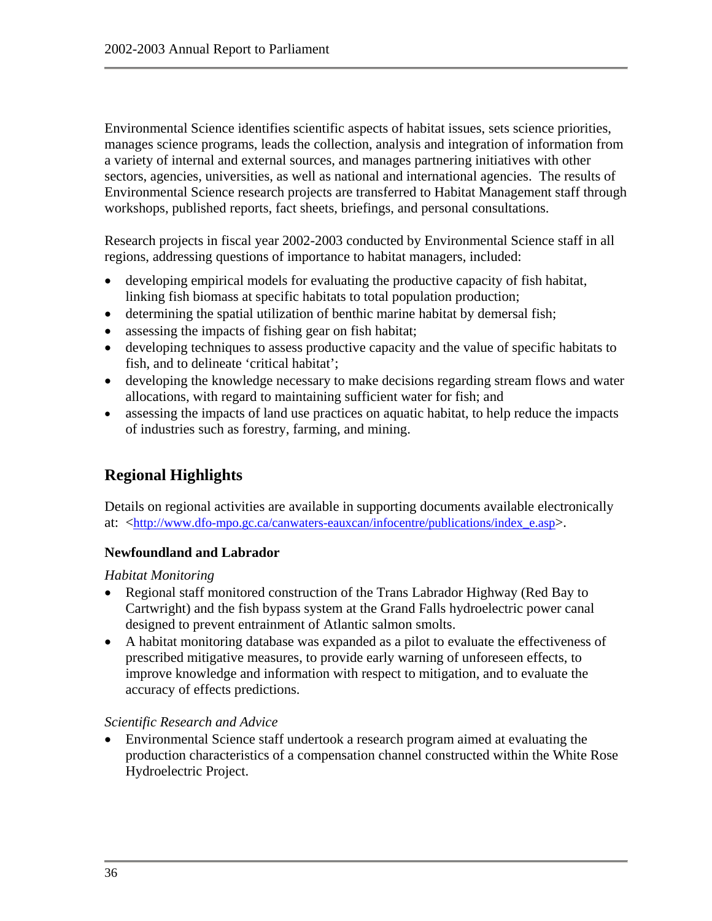Environmental Science identifies scientific aspects of habitat issues, sets science priorities, manages science programs, leads the collection, analysis and integration of information from a variety of internal and external sources, and manages partnering initiatives with other sectors, agencies, universities, as well as national and international agencies. The results of Environmental Science research projects are transferred to Habitat Management staff through workshops, published reports, fact sheets, briefings, and personal consultations.

Research projects in fiscal year 2002-2003 conducted by Environmental Science staff in all regions, addressing questions of importance to habitat managers, included:

- developing empirical models for evaluating the productive capacity of fish habitat, linking fish biomass at specific habitats to total population production;
- determining the spatial utilization of benthic marine habitat by demersal fish;
- assessing the impacts of fishing gear on fish habitat;
- developing techniques to assess productive capacity and the value of specific habitats to fish, and to delineate 'critical habitat';
- developing the knowledge necessary to make decisions regarding stream flows and water allocations, with regard to maintaining sufficient water for fish; and
- assessing the impacts of land use practices on aquatic habitat, to help reduce the impacts of industries such as forestry, farming, and mining.

## Regional Highlights

Details on regional activities are available in supporting documents available electronically at: <http://www.dfo-mpo.gc.ca/canwaters-eauxcan/infocentre/publications/index_e.asp>.

### Newfoundland and Labrador

*Habitat Monitoring*

- Regional staff monitored construction of the Trans Labrador Highway (Red Bay to Cartwright) and the fish bypass system at the Grand Falls hydroelectric power canal designed to prevent entrainment of Atlantic salmon smolts.
- A habitat monitoring database was expanded as a pilot to evaluate the effectiveness of prescribed mitigative measures, to provide early warning of unforeseen effects, to improve knowledge and information with respect to mitigation, and to evaluate the accuracy of effects predictions.

*Scientific Research and Advice*

- Environmental Science staff undertook a research program aimed at evaluating the production characteristics of a compensation channel constructed within the White Rose Hydroelectric Project.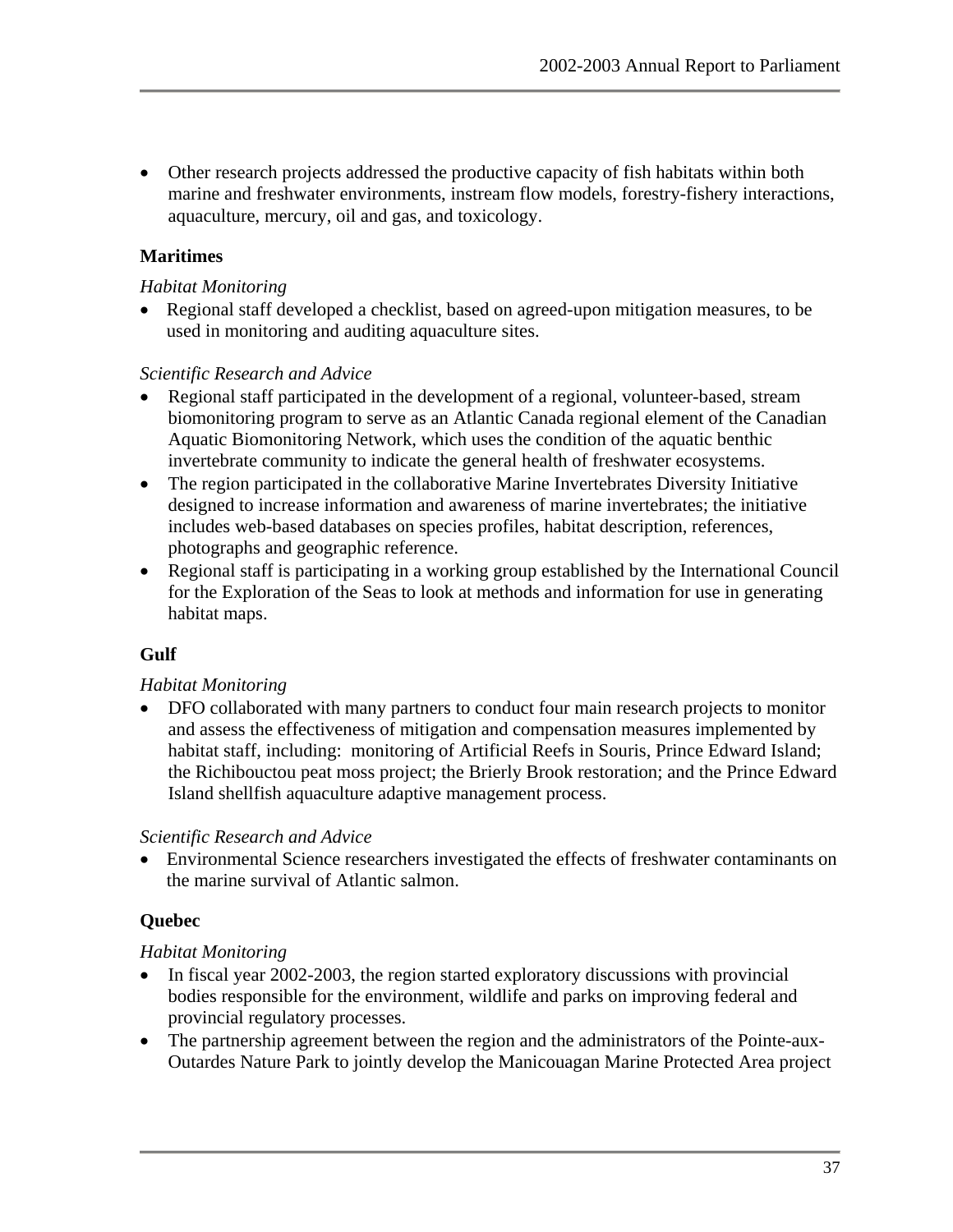- Other research projects addressed the productive capacity of fish habitats within both marine and freshwater environments, instream flow models, forestry-fishery interactions, aquaculture, mercury, oil and gas, and toxicology.

### Maritimes

*Habitat Monitoring*

- Regional staff developed a checklist, based on agreed-upon mitigation measures, to be used in monitoring and auditing aquaculture sites.

*Scientific Research and Advice*

- Regional staff participated in the development of a regional, volunteer-based, stream biomonitoring program to serve as an Atlantic Canada regional element of the Canadian Aquatic Biomonitoring Network, which uses the condition of the aquatic benthic invertebrate community to indicate the general health of freshwater ecosystems.
- The region participated in the collaborative Marine Invertebrates Diversity Initiative designed to increase information and awareness of marine invertebrates; the initiative includes web-based databases on species profiles, habitat description, references, photographs and geographic reference.
- Regional staff is participating in a working group established by the International Council for the Exploration of the Seas to look at methods and information for use in generating habitat maps.

### Gulf

*Habitat Monitoring*

- DFO collaborated with many partners to conduct four main research projects to monitor and assess the effectiveness of mitigation and compensation measures implemented by habitat staff, including: monitoring of Artificial Reefs in Souris, Prince Edward Island; the Richibouctou peat moss project; the Brierly Brook restoration; and the Prince Edward Island shellfish aquaculture adaptive management process.

*Scientific Research and Advice*

- Environmental Science researchers investigated the effects of freshwater contaminants on the marine survival of Atlantic salmon.

### Quebec

*Habitat Monitoring*

- In fiscal year 2002-2003, the region started exploratory discussions with provincial bodies responsible for the environment, wildlife and parks on improving federal and provincial regulatory processes.
- The partnership agreement between the region and the administrators of the Pointe-aux-Outardes Nature Park to jointly develop the Manicouagan Marine Protected Area project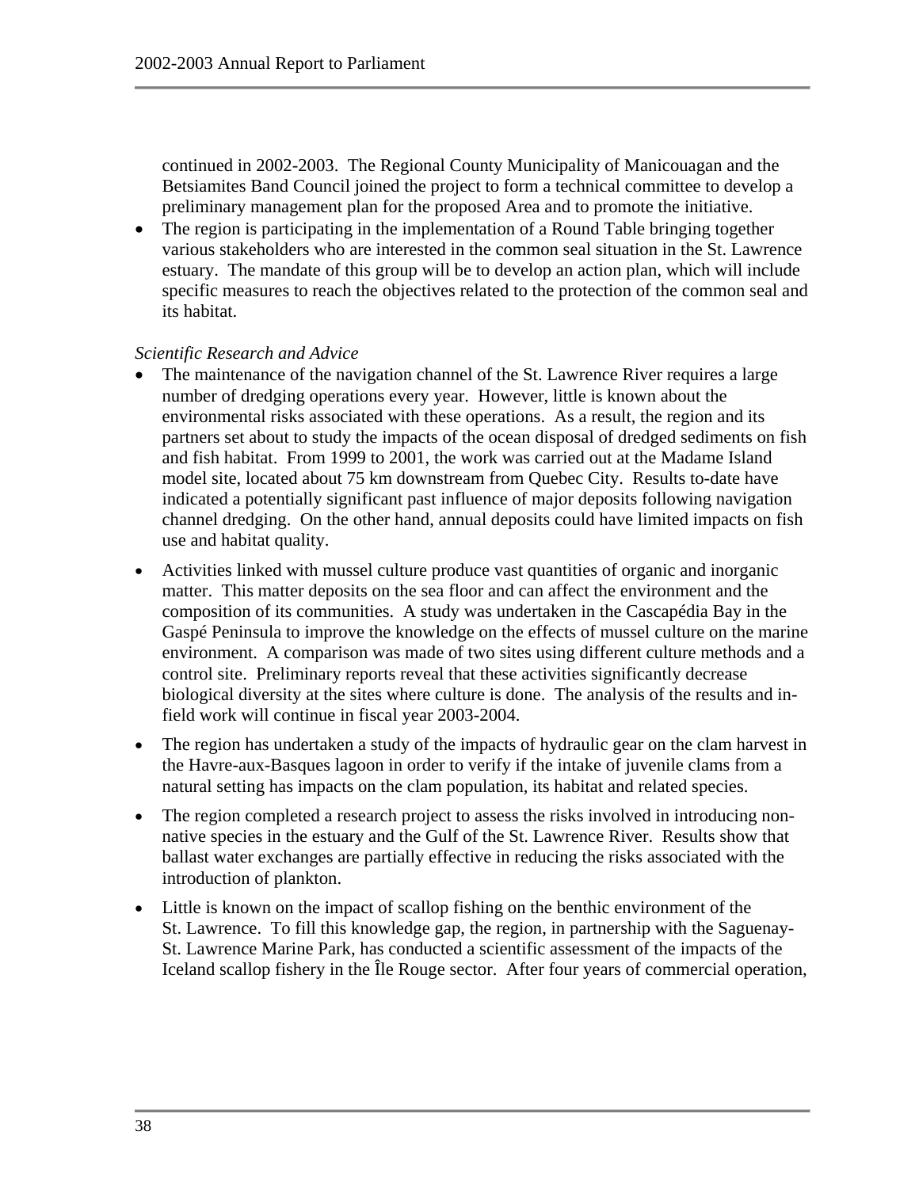continued in 2002-2003. The Regional County Municipality of Manicouagan and the Betsiamites Band Council joined the project to form a technical committee to develop a preliminary management plan for the proposed Area and to promote the initiative.

- The region is participating in the implementation of a Round Table bringing together various stakeholders who are interested in the common seal situation in the St. Lawrence estuary. The mandate of this group will be to develop an action plan, which will include specific measures to reach the objectives related to the protection of the common seal and its habitat.

*Scientific Research and Advice*

- The maintenance of the navigation channel of the St. Lawrence River requires a large number of dredging operations every year. However, little is known about the environmental risks associated with these operations. As a result, the region and its partners set about to study the impacts of the ocean disposal of dredged sediments on fish and fish habitat. From 1999 to 2001, the work was carried out at the Madame Island model site, located about 75 km downstream from Quebec City. Results to-date have indicated a potentially significant past influence of major deposits following navigation channel dredging. On the other hand, annual deposits could have limited impacts on fish use and habitat quality.

- Activities linked with mussel culture produce vast quantities of organic and inorganic matter. This matter deposits on the sea floor and can affect the environment and the composition of its communities. A study was undertaken in the Cascapédia Bay in the Gaspé Peninsula to improve the knowledge on the effects of mussel culture on the marine environment. A comparison was made of two sites using different culture methods and a control site. Preliminary reports reveal that these activities significantly decrease biological diversity at the sites where culture is done. The analysis of the results and in-field work will continue in fiscal year 2003-2004.

- The region has undertaken a study of the impacts of hydraulic gear on the clam harvest in the Havre-aux-Basques lagoon in order to verify if the intake of juvenile clams from a natural setting has impacts on the clam population, its habitat and related species.

- The region completed a research project to assess the risks involved in introducing non-native species in the estuary and the Gulf of the St. Lawrence River. Results show that ballast water exchanges are partially effective in reducing the risks associated with the introduction of plankton.

- Little is known on the impact of scallop fishing on the benthic environment of the St. Lawrence. To fill this knowledge gap, the region, in partnership with the Saguenay-St. Lawrence Marine Park, has conducted a scientific assessment of the impacts of the Iceland scallop fishery in the Île Rouge sector. After four years of commercial operation,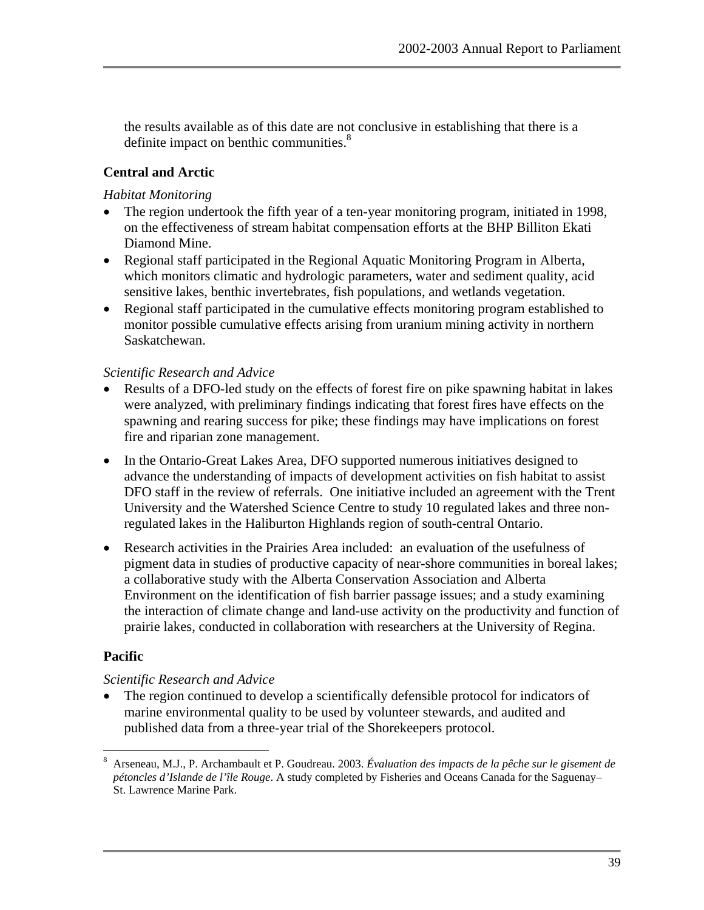the results available as of this date are not conclusive in establishing that there is a definite impact on benthic communities.[8]

### Central and Arctic

*Habitat Monitoring*

- The region undertook the fifth year of a ten-year monitoring program, initiated in 1998, on the effectiveness of stream habitat compensation efforts at the BHP Billiton Ekati Diamond Mine.
- Regional staff participated in the Regional Aquatic Monitoring Program in Alberta, which monitors climatic and hydrologic parameters, water and sediment quality, acid sensitive lakes, benthic invertebrates, fish populations, and wetlands vegetation.
- Regional staff participated in the cumulative effects monitoring program established to monitor possible cumulative effects arising from uranium mining activity in northern Saskatchewan.

*Scientific Research and Advice*

- Results of a DFO-led study on the effects of forest fire on pike spawning habitat in lakes were analyzed, with preliminary findings indicating that forest fires have effects on the spawning and rearing success for pike; these findings may have implications on forest fire and riparian zone management.
- In the Ontario-Great Lakes Area, DFO supported numerous initiatives designed to advance the understanding of impacts of development activities on fish habitat to assist DFO staff in the review of referrals. One initiative included an agreement with the Trent University and the Watershed Science Centre to study 10 regulated lakes and three non-regulated lakes in the Haliburton Highlands region of south-central Ontario.
- Research activities in the Prairies Area included: an evaluation of the usefulness of pigment data in studies of productive capacity of near-shore communities in boreal lakes; a collaborative study with the Alberta Conservation Association and Alberta Environment on the identification of fish barrier passage issues; and a study examining the interaction of climate change and land-use activity on the productivity and function of prairie lakes, conducted in collaboration with researchers at the University of Regina.

### Pacific

*Scientific Research and Advice*

- The region continued to develop a scientifically defensible protocol for indicators of marine environmental quality to be used by volunteer stewards, and audited and published data from a three-year trial of the Shorekeepers protocol.

---

[8] Arseneau, M.J., P. Archambault et P. Goudreau. 2003. *Évaluation des impacts de la pêche sur le gisement de pétoncles d'Islande de l'île Rouge*. A study completed by Fisheries and Oceans Canada for the Saguenay–St. Lawrence Marine Park.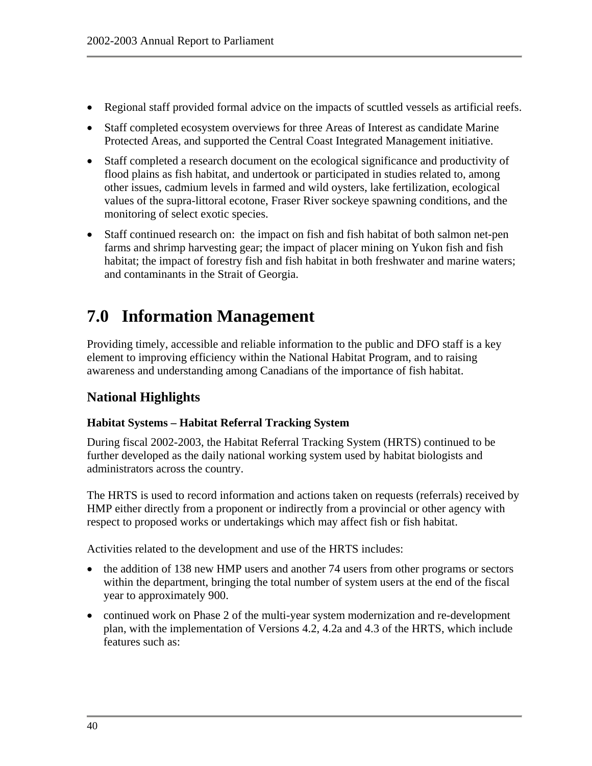- Regional staff provided formal advice on the impacts of scuttled vessels as artificial reefs.
- Staff completed ecosystem overviews for three Areas of Interest as candidate Marine Protected Areas, and supported the Central Coast Integrated Management initiative.
- Staff completed a research document on the ecological significance and productivity of flood plains as fish habitat, and undertook or participated in studies related to, among other issues, cadmium levels in farmed and wild oysters, lake fertilization, ecological values of the supra-littoral ecotone, Fraser River sockeye spawning conditions, and the monitoring of select exotic species.
- Staff continued research on: the impact on fish and fish habitat of both salmon net-pen farms and shrimp harvesting gear; the impact of placer mining on Yukon fish and fish habitat; the impact of forestry fish and fish habitat in both freshwater and marine waters; and contaminants in the Strait of Georgia.

# 7.0 Information Management

Providing timely, accessible and reliable information to the public and DFO staff is a key element to improving efficiency within the National Habitat Program, and to raising awareness and understanding among Canadians of the importance of fish habitat.

## National Highlights

### Habitat Systems – Habitat Referral Tracking System

During fiscal 2002-2003, the Habitat Referral Tracking System (HRTS) continued to be further developed as the daily national working system used by habitat biologists and administrators across the country.

The HRTS is used to record information and actions taken on requests (referrals) received by HMP either directly from a proponent or indirectly from a provincial or other agency with respect to proposed works or undertakings which may affect fish or fish habitat.

Activities related to the development and use of the HRTS includes:

- the addition of 138 new HMP users and another 74 users from other programs or sectors within the department, bringing the total number of system users at the end of the fiscal year to approximately 900.
- continued work on Phase 2 of the multi-year system modernization and re-development plan, with the implementation of Versions 4.2, 4.2a and 4.3 of the HRTS, which include features such as: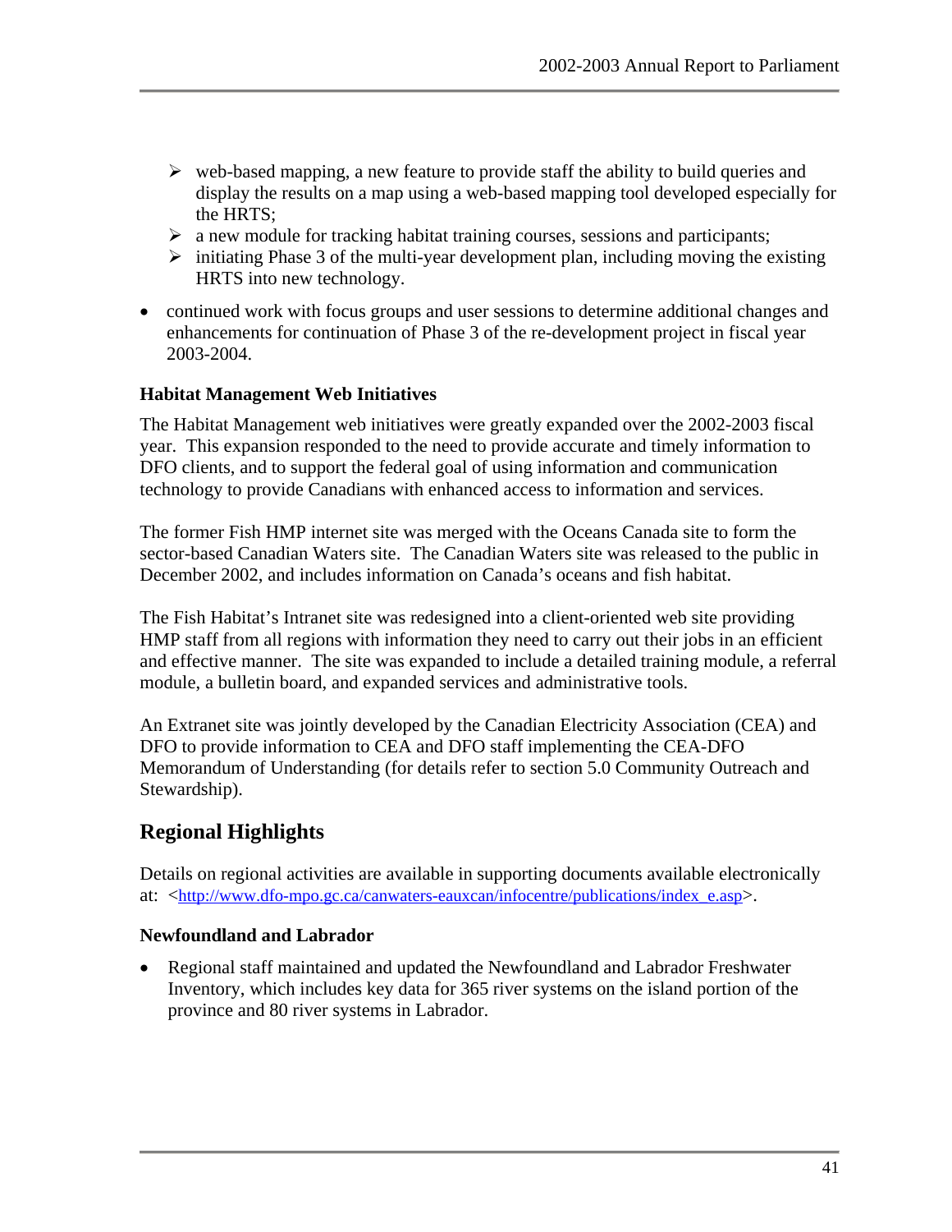- web-based mapping, a new feature to provide staff the ability to build queries and display the results on a map using a web-based mapping tool developed especially for the HRTS;
  - a new module for tracking habitat training courses, sessions and participants;
  - initiating Phase 3 of the multi-year development plan, including moving the existing HRTS into new technology.
- continued work with focus groups and user sessions to determine additional changes and enhancements for continuation of Phase 3 of the re-development project in fiscal year 2003-2004.

**Habitat Management Web Initiatives**

The Habitat Management web initiatives were greatly expanded over the 2002-2003 fiscal year. This expansion responded to the need to provide accurate and timely information to DFO clients, and to support the federal goal of using information and communication technology to provide Canadians with enhanced access to information and services.

The former Fish HMP internet site was merged with the Oceans Canada site to form the sector-based Canadian Waters site. The Canadian Waters site was released to the public in December 2002, and includes information on Canada's oceans and fish habitat.

The Fish Habitat's Intranet site was redesigned into a client-oriented web site providing HMP staff from all regions with information they need to carry out their jobs in an efficient and effective manner. The site was expanded to include a detailed training module, a referral module, a bulletin board, and expanded services and administrative tools.

An Extranet site was jointly developed by the Canadian Electricity Association (CEA) and DFO to provide information to CEA and DFO staff implementing the CEA-DFO Memorandum of Understanding (for details refer to section 5.0 Community Outreach and Stewardship).

## Regional Highlights

Details on regional activities are available in supporting documents available electronically at: <http://www.dfo-mpo.gc.ca/canwaters-eauxcan/infocentre/publications/index_e.asp>.

**Newfoundland and Labrador**

- Regional staff maintained and updated the Newfoundland and Labrador Freshwater Inventory, which includes key data for 365 river systems on the island portion of the province and 80 river systems in Labrador.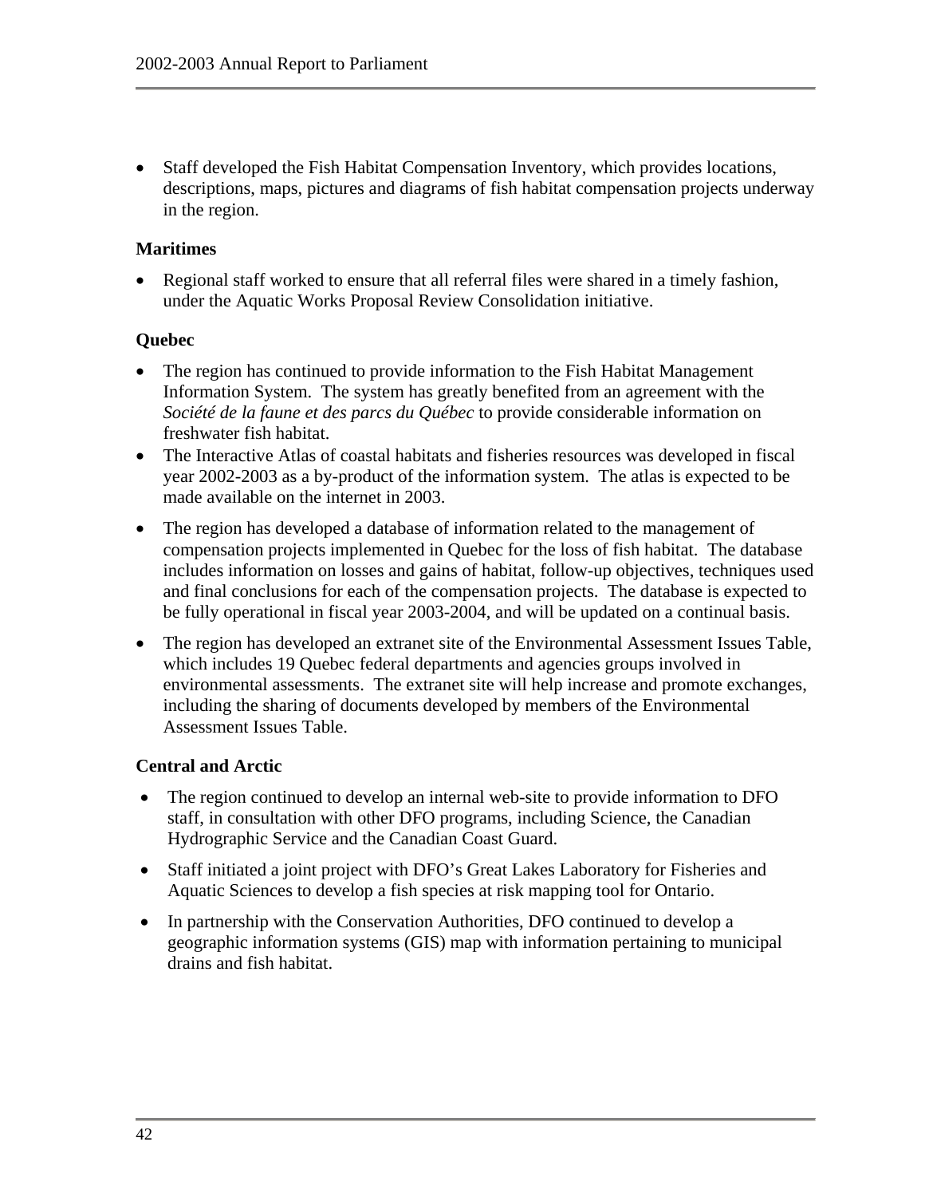- Staff developed the Fish Habitat Compensation Inventory, which provides locations, descriptions, maps, pictures and diagrams of fish habitat compensation projects underway in the region.

**Maritimes**

- Regional staff worked to ensure that all referral files were shared in a timely fashion, under the Aquatic Works Proposal Review Consolidation initiative.

**Quebec**

- The region has continued to provide information to the Fish Habitat Management Information System. The system has greatly benefited from an agreement with the *Société de la faune et des parcs du Québec* to provide considerable information on freshwater fish habitat.
- The Interactive Atlas of coastal habitats and fisheries resources was developed in fiscal year 2002-2003 as a by-product of the information system. The atlas is expected to be made available on the internet in 2003.
- The region has developed a database of information related to the management of compensation projects implemented in Quebec for the loss of fish habitat. The database includes information on losses and gains of habitat, follow-up objectives, techniques used and final conclusions for each of the compensation projects. The database is expected to be fully operational in fiscal year 2003-2004, and will be updated on a continual basis.
- The region has developed an extranet site of the Environmental Assessment Issues Table, which includes 19 Quebec federal departments and agencies groups involved in environmental assessments. The extranet site will help increase and promote exchanges, including the sharing of documents developed by members of the Environmental Assessment Issues Table.

**Central and Arctic**

- The region continued to develop an internal web-site to provide information to DFO staff, in consultation with other DFO programs, including Science, the Canadian Hydrographic Service and the Canadian Coast Guard.
- Staff initiated a joint project with DFO's Great Lakes Laboratory for Fisheries and Aquatic Sciences to develop a fish species at risk mapping tool for Ontario.
- In partnership with the Conservation Authorities, DFO continued to develop a geographic information systems (GIS) map with information pertaining to municipal drains and fish habitat.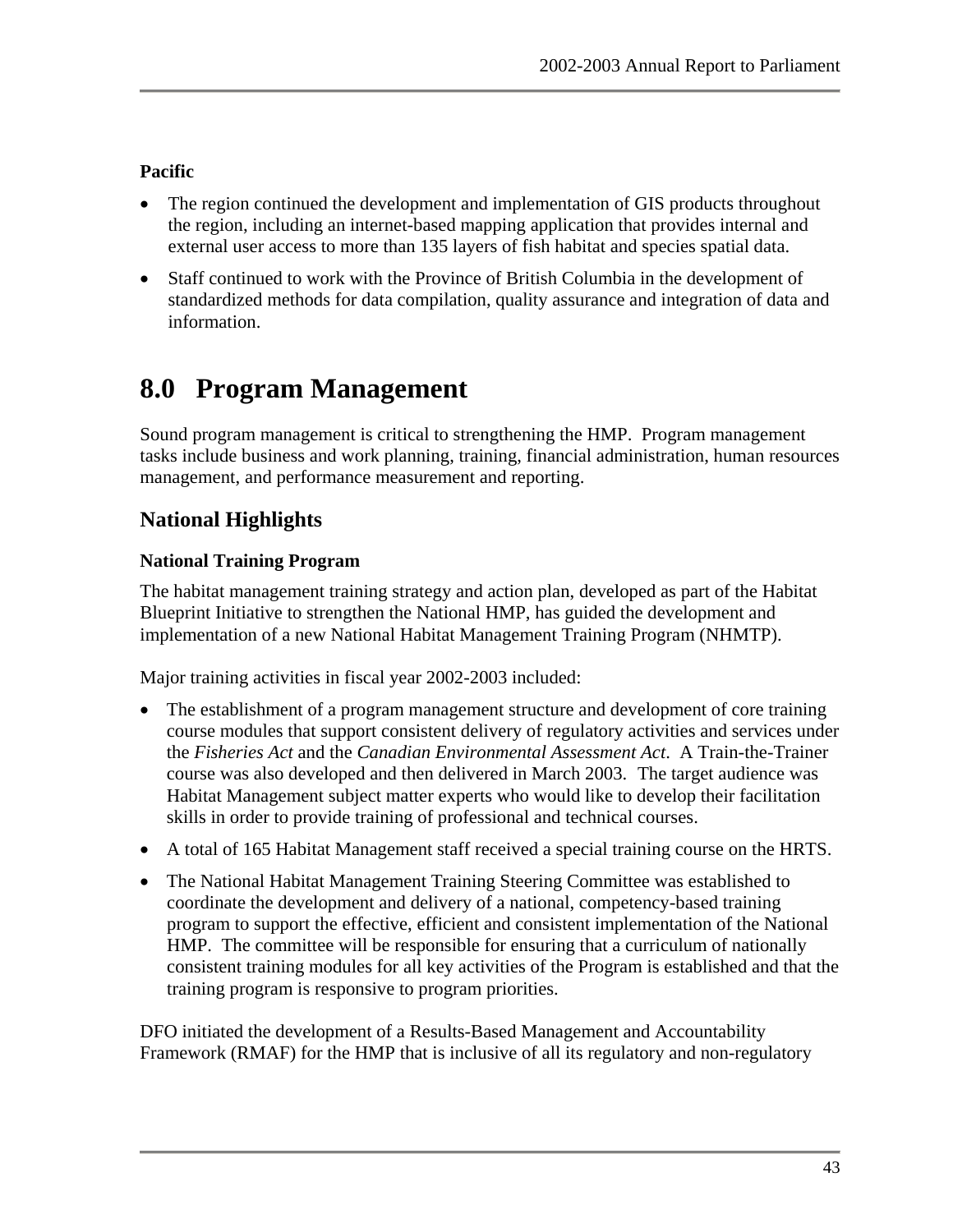**Pacific**

- The region continued the development and implementation of GIS products throughout the region, including an internet-based mapping application that provides internal and external user access to more than 135 layers of fish habitat and species spatial data.
- Staff continued to work with the Province of British Columbia in the development of standardized methods for data compilation, quality assurance and integration of data and information.

# 8.0 Program Management

Sound program management is critical to strengthening the HMP. Program management tasks include business and work planning, training, financial administration, human resources management, and performance measurement and reporting.

## National Highlights

### National Training Program

The habitat management training strategy and action plan, developed as part of the Habitat Blueprint Initiative to strengthen the National HMP, has guided the development and implementation of a new National Habitat Management Training Program (NHMTP).

Major training activities in fiscal year 2002-2003 included:

- The establishment of a program management structure and development of core training course modules that support consistent delivery of regulatory activities and services under the *Fisheries Act* and the *Canadian Environmental Assessment Act*. A Train-the-Trainer course was also developed and then delivered in March 2003. The target audience was Habitat Management subject matter experts who would like to develop their facilitation skills in order to provide training of professional and technical courses.
- A total of 165 Habitat Management staff received a special training course on the HRTS.
- The National Habitat Management Training Steering Committee was established to coordinate the development and delivery of a national, competency-based training program to support the effective, efficient and consistent implementation of the National HMP. The committee will be responsible for ensuring that a curriculum of nationally consistent training modules for all key activities of the Program is established and that the training program is responsive to program priorities.

DFO initiated the development of a Results-Based Management and Accountability Framework (RMAF) for the HMP that is inclusive of all its regulatory and non-regulatory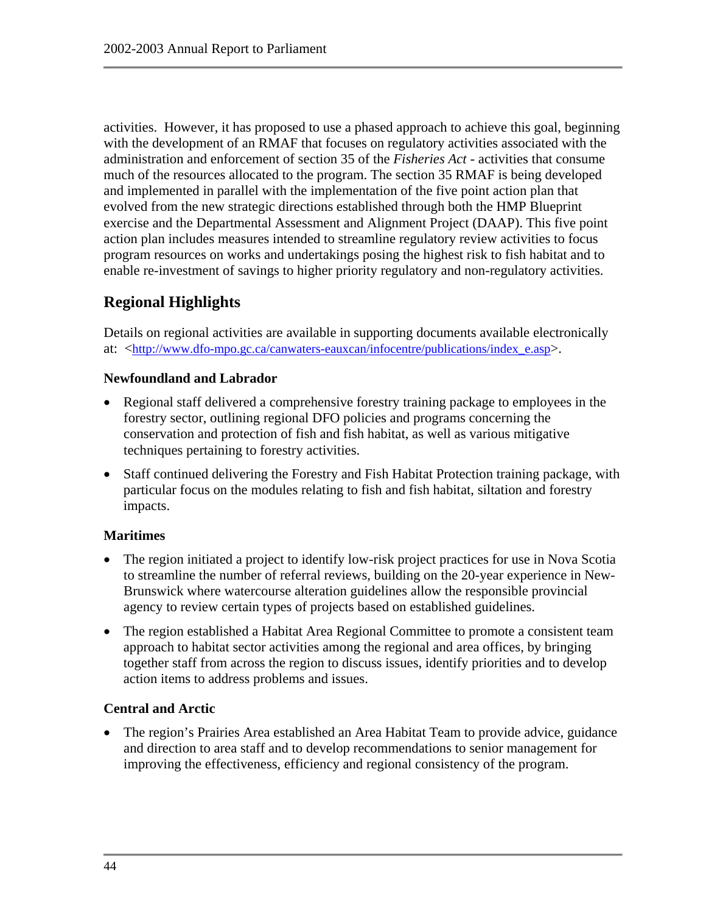activities. However, it has proposed to use a phased approach to achieve this goal, beginning with the development of an RMAF that focuses on regulatory activities associated with the administration and enforcement of section 35 of the *Fisheries Act* - activities that consume much of the resources allocated to the program. The section 35 RMAF is being developed and implemented in parallel with the implementation of the five point action plan that evolved from the new strategic directions established through both the HMP Blueprint exercise and the Departmental Assessment and Alignment Project (DAAP). This five point action plan includes measures intended to streamline regulatory review activities to focus program resources on works and undertakings posing the highest risk to fish habitat and to enable re-investment of savings to higher priority regulatory and non-regulatory activities.

## Regional Highlights

Details on regional activities are available in supporting documents available electronically at: <http://www.dfo-mpo.gc.ca/canwaters-eauxcan/infocentre/publications/index_e.asp>.

**Newfoundland and Labrador**

- Regional staff delivered a comprehensive forestry training package to employees in the forestry sector, outlining regional DFO policies and programs concerning the conservation and protection of fish and fish habitat, as well as various mitigative techniques pertaining to forestry activities.
- Staff continued delivering the Forestry and Fish Habitat Protection training package, with particular focus on the modules relating to fish and fish habitat, siltation and forestry impacts.

**Maritimes**

- The region initiated a project to identify low-risk project practices for use in Nova Scotia to streamline the number of referral reviews, building on the 20-year experience in New-Brunswick where watercourse alteration guidelines allow the responsible provincial agency to review certain types of projects based on established guidelines.
- The region established a Habitat Area Regional Committee to promote a consistent team approach to habitat sector activities among the regional and area offices, by bringing together staff from across the region to discuss issues, identify priorities and to develop action items to address problems and issues.

**Central and Arctic**

- The region's Prairies Area established an Area Habitat Team to provide advice, guidance and direction to area staff and to develop recommendations to senior management for improving the effectiveness, efficiency and regional consistency of the program.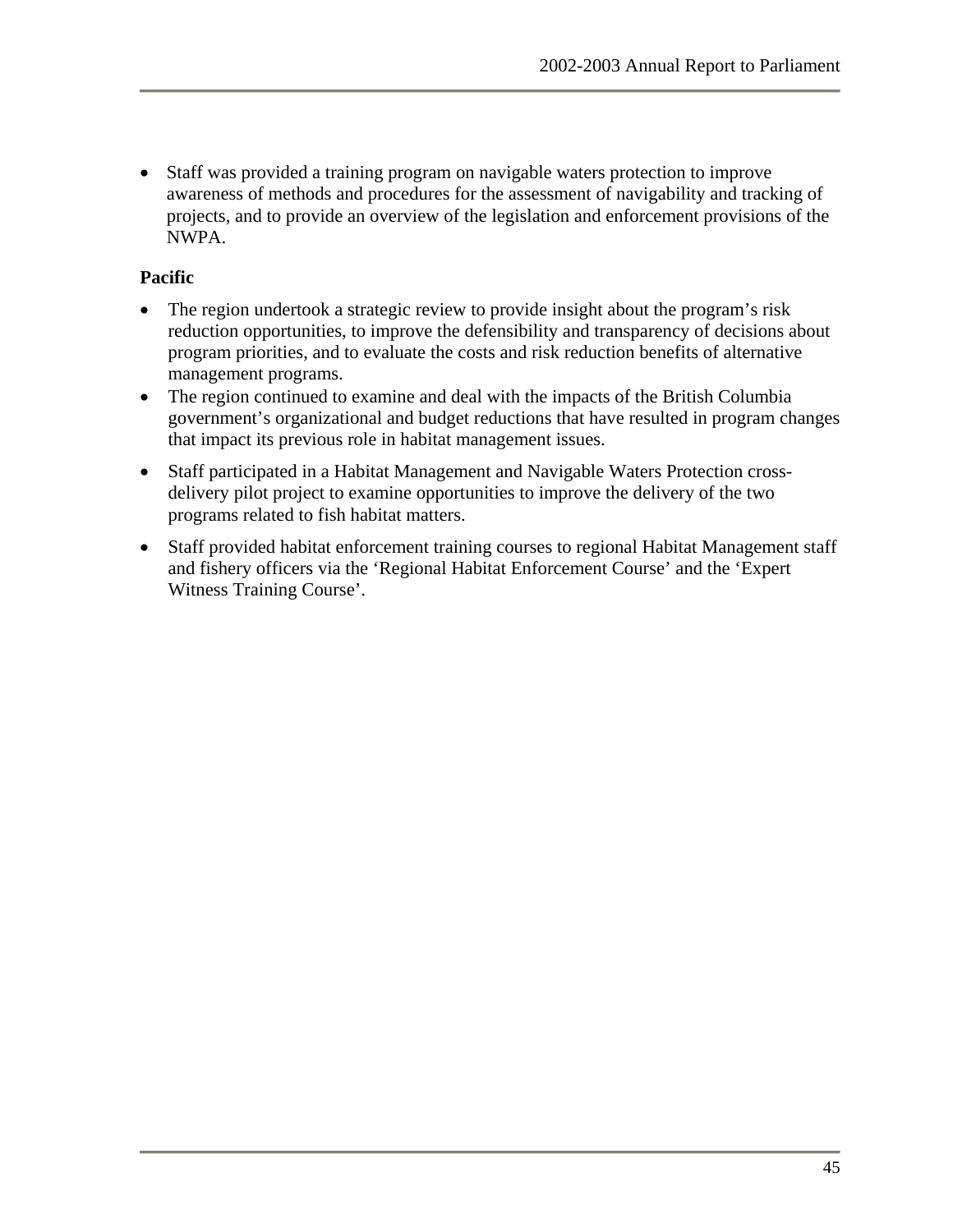- Staff was provided a training program on navigable waters protection to improve awareness of methods and procedures for the assessment of navigability and tracking of projects, and to provide an overview of the legislation and enforcement provisions of the NWPA.

**Pacific**

- The region undertook a strategic review to provide insight about the program's risk reduction opportunities, to improve the defensibility and transparency of decisions about program priorities, and to evaluate the costs and risk reduction benefits of alternative management programs.
- The region continued to examine and deal with the impacts of the British Columbia government's organizational and budget reductions that have resulted in program changes that impact its previous role in habitat management issues.
- Staff participated in a Habitat Management and Navigable Waters Protection cross-delivery pilot project to examine opportunities to improve the delivery of the two programs related to fish habitat matters.
- Staff provided habitat enforcement training courses to regional Habitat Management staff and fishery officers via the 'Regional Habitat Enforcement Course' and the 'Expert Witness Training Course'.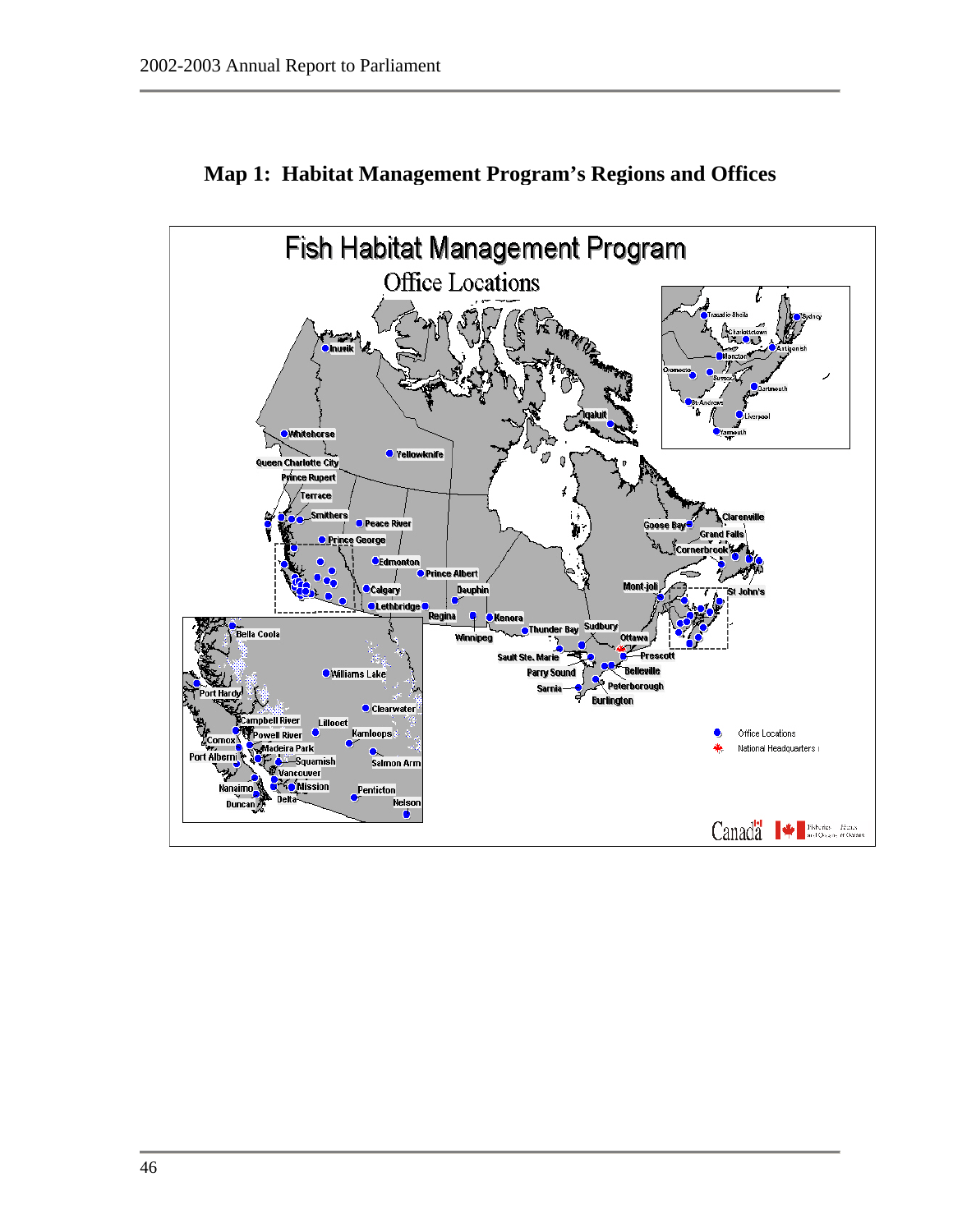## Map 1: Habitat Management Program's Regions and Offices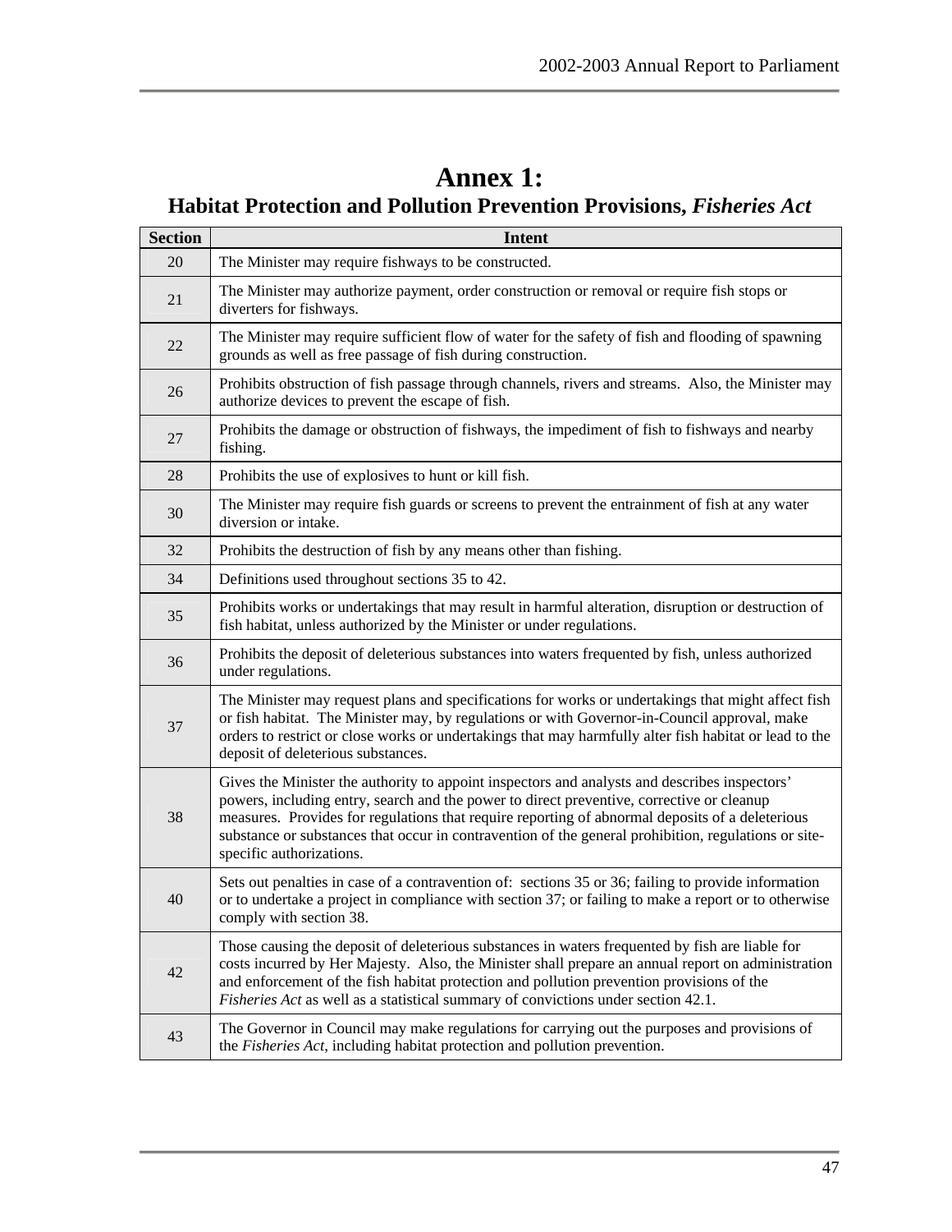# Annex 1:

## Habitat Protection and Pollution Prevention Provisions, *Fisheries Act*

| Section | Intent |
|---|---|
| 20 | The Minister may require fishways to be constructed. |
| 21 | The Minister may authorize payment, order construction or removal or require fish stops or diverters for fishways. |
| 22 | The Minister may require sufficient flow of water for the safety of fish and flooding of spawning grounds as well as free passage of fish during construction. |
| 26 | Prohibits obstruction of fish passage through channels, rivers and streams. Also, the Minister may authorize devices to prevent the escape of fish. |
| 27 | Prohibits the damage or obstruction of fishways, the impediment of fish to fishways and nearby fishing. |
| 28 | Prohibits the use of explosives to hunt or kill fish. |
| 30 | The Minister may require fish guards or screens to prevent the entrainment of fish at any water diversion or intake. |
| 32 | Prohibits the destruction of fish by any means other than fishing. |
| 34 | Definitions used throughout sections 35 to 42. |
| 35 | Prohibits works or undertakings that may result in harmful alteration, disruption or destruction of fish habitat, unless authorized by the Minister or under regulations. |
| 36 | Prohibits the deposit of deleterious substances into waters frequented by fish, unless authorized under regulations. |
| 37 | The Minister may request plans and specifications for works or undertakings that might affect fish or fish habitat. The Minister may, by regulations or with Governor-in-Council approval, make orders to restrict or close works or undertakings that may harmfully alter fish habitat or lead to the deposit of deleterious substances. |
| 38 | Gives the Minister the authority to appoint inspectors and analysts and describes inspectors' powers, including entry, search and the power to direct preventive, corrective or cleanup measures. Provides for regulations that require reporting of abnormal deposits of a deleterious substance or substances that occur in contravention of the general prohibition, regulations or site-specific authorizations. |
| 40 | Sets out penalties in case of a contravention of: sections 35 or 36; failing to provide information or to undertake a project in compliance with section 37; or failing to make a report or to otherwise comply with section 38. |
| 42 | Those causing the deposit of deleterious substances in waters frequented by fish are liable for costs incurred by Her Majesty. Also, the Minister shall prepare an annual report on administration and enforcement of the fish habitat protection and pollution prevention provisions of the *Fisheries Act* as well as a statistical summary of convictions under section 42.1. |
| 43 | The Governor in Council may make regulations for carrying out the purposes and provisions of the *Fisheries Act*, including habitat protection and pollution prevention. |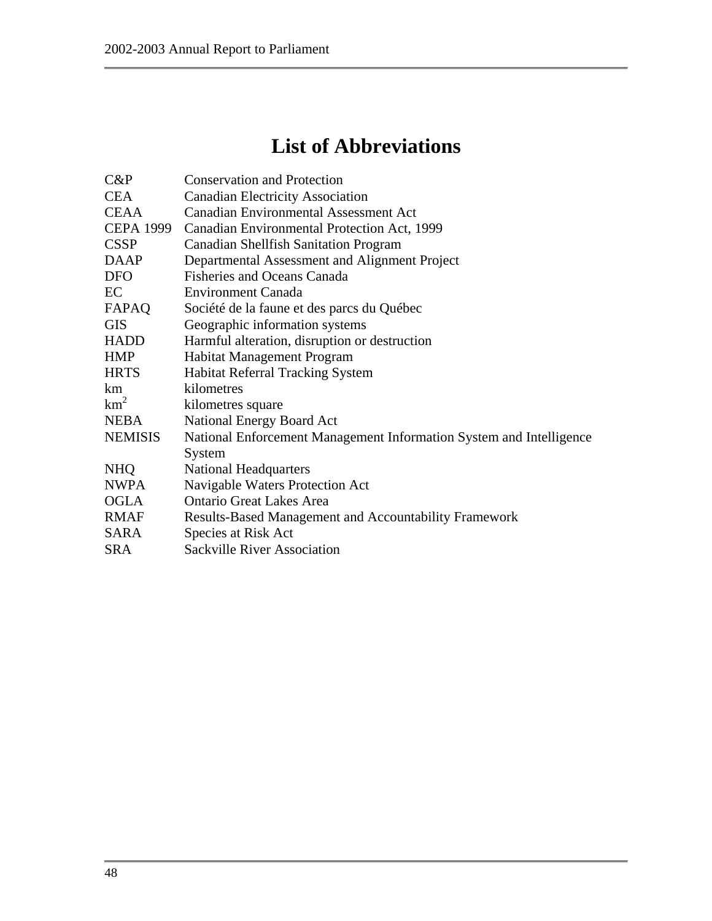# List of Abbreviations

| | |
|---|---|
| C&P | Conservation and Protection |
| CEA | Canadian Electricity Association |
| CEAA | Canadian Environmental Assessment Act |
| CEPA 1999 | Canadian Environmental Protection Act, 1999 |
| CSSP | Canadian Shellfish Sanitation Program |
| DAAP | Departmental Assessment and Alignment Project |
| DFO | Fisheries and Oceans Canada |
| EC | Environment Canada |
| FAPAQ | Société de la faune et des parcs du Québec |
| GIS | Geographic information systems |
| HADD | Harmful alteration, disruption or destruction |
| HMP | Habitat Management Program |
| HRTS | Habitat Referral Tracking System |
| km | kilometres |
| $km^2$ | kilometres square |
| NEBA | National Energy Board Act |
| NEMISIS | National Enforcement Management Information System and Intelligence System |
| NHQ | National Headquarters |
| NWPA | Navigable Waters Protection Act |
| OGLA | Ontario Great Lakes Area |
| RMAF | Results-Based Management and Accountability Framework |
| SARA | Species at Risk Act |
| SRA | Sackville River Association |